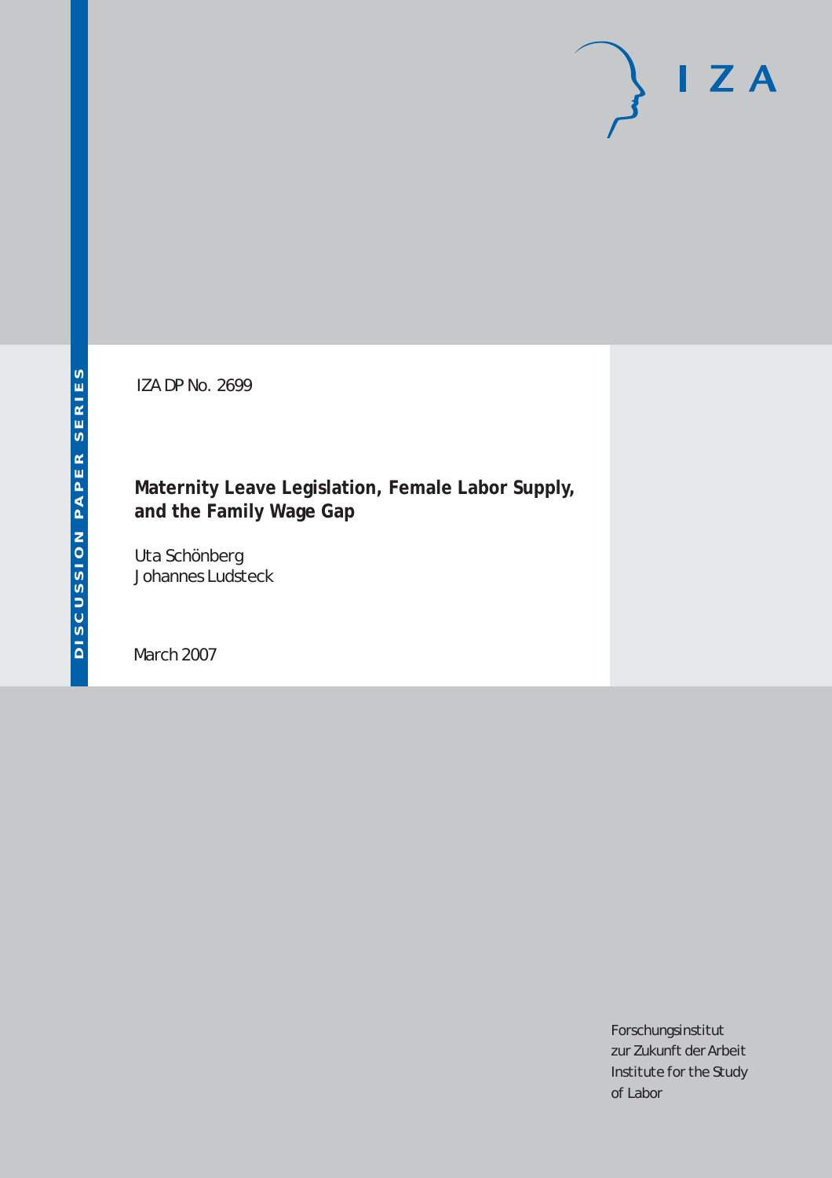DISCUSSION PAPER SERIES

IZA DP No. 2699

# Maternity Leave Legislation, Female Labor Supply, and the Family Wage Gap

Uta Schönberg
Johannes Ludsteck

March 2007

I Z A

Forschungsinstitut
zur Zukunft der Arbeit
Institute for the Study
of Labor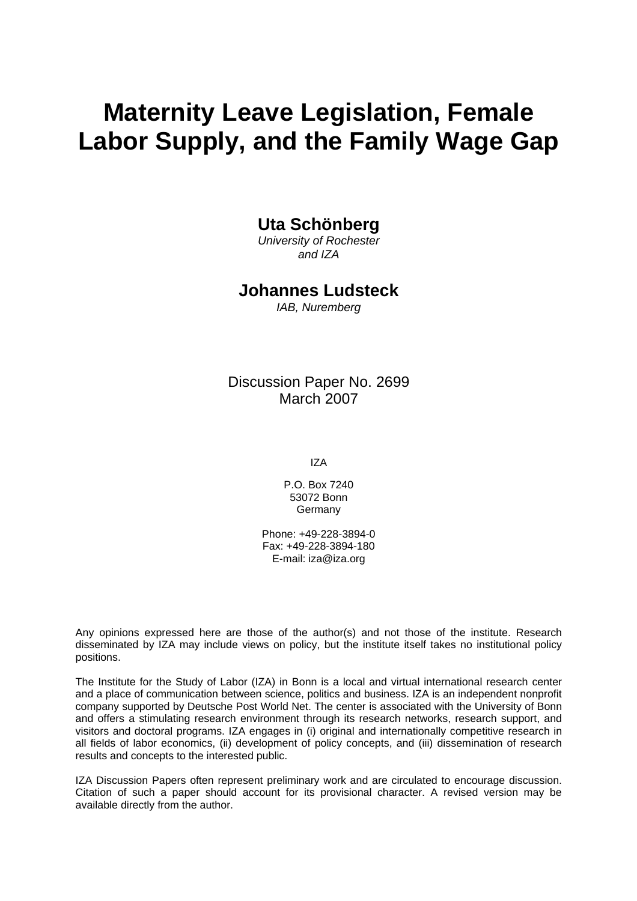# Maternity Leave Legislation, Female Labor Supply, and the Family Wage Gap

**Uta Schönberg**
*University of Rochester and IZA*

**Johannes Ludsteck**
*IAB, Nuremberg*

Discussion Paper No. 2699
March 2007

IZA

P.O. Box 7240
53072 Bonn
Germany

Phone: +49-228-3894-0
Fax: +49-228-3894-180
E-mail: iza@iza.org

Any opinions expressed here are those of the author(s) and not those of the institute. Research disseminated by IZA may include views on policy, but the institute itself takes no institutional policy positions.

The Institute for the Study of Labor (IZA) in Bonn is a local and virtual international research center and a place of communication between science, politics and business. IZA is an independent nonprofit company supported by Deutsche Post World Net. The center is associated with the University of Bonn and offers a stimulating research environment through its research networks, research support, and visitors and doctoral programs. IZA engages in (i) original and internationally competitive research in all fields of labor economics, (ii) development of policy concepts, and (iii) dissemination of research results and concepts to the interested public.

IZA Discussion Papers often represent preliminary work and are circulated to encourage discussion. Citation of such a paper should account for its provisional character. A revised version may be available directly from the author.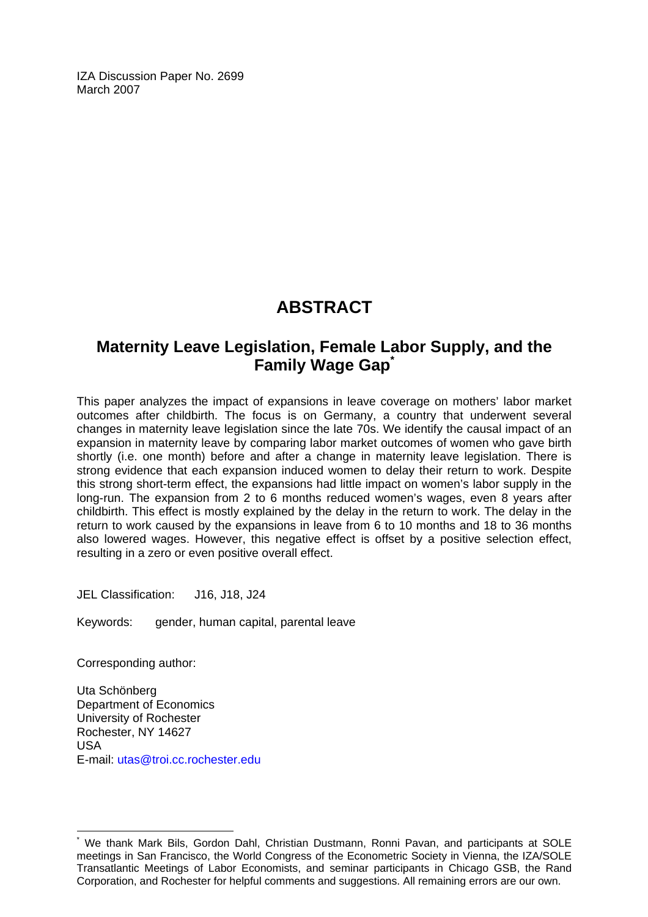IZA Discussion Paper No. 2699
March 2007

# ABSTRACT

## Maintaining Maternity Leave Legislation, Female Labor Supply, and the Family Wage Gap[*]

This paper analyzes the impact of expansions in leave coverage on mothers' labor market outcomes after childbirth. The focus is on Germany, a country that underwent several changes in maternity leave legislation since the late 70s. We identify the causal impact of an expansion in maternity leave by comparing labor market outcomes of women who gave birth shortly (i.e. one month) before and after a change in maternity leave legislation. There is strong evidence that each expansion induced women to delay their return to work. Despite this strong short-term effect, the expansions had little impact on women's labor supply in the long-run. The expansion from 2 to 6 months reduced women's wages, even 8 years after childbirth. This effect is mostly explained by the delay in the return to work. The delay in the return to work caused by the expansions in leave from 6 to 10 months and 18 to 36 months also lowered wages. However, this negative effect is offset by a positive selection effect, resulting in a zero or even positive overall effect.

JEL Classification: J16, J18, J24

Keywords: gender, human capital, parental leave

Corresponding author:

Uta Schönberg
Department of Economics
University of Rochester
Rochester, NY 14627
USA
E-mail: utas@troi.cc.rochester.edu

---

[*] We thank Mark Bils, Gordon Dahl, Christian Dustmann, Ronni Pavan, and participants at SOLE meetings in San Francisco, the World Congress of the Econometric Society in Vienna, the IZA/SOLE Transatlantic Meetings of Labor Economists, and seminar participants in Chicago GSB, the Rand Corporation, and Rochester for helpful comments and suggestions. All remaining errors are our own.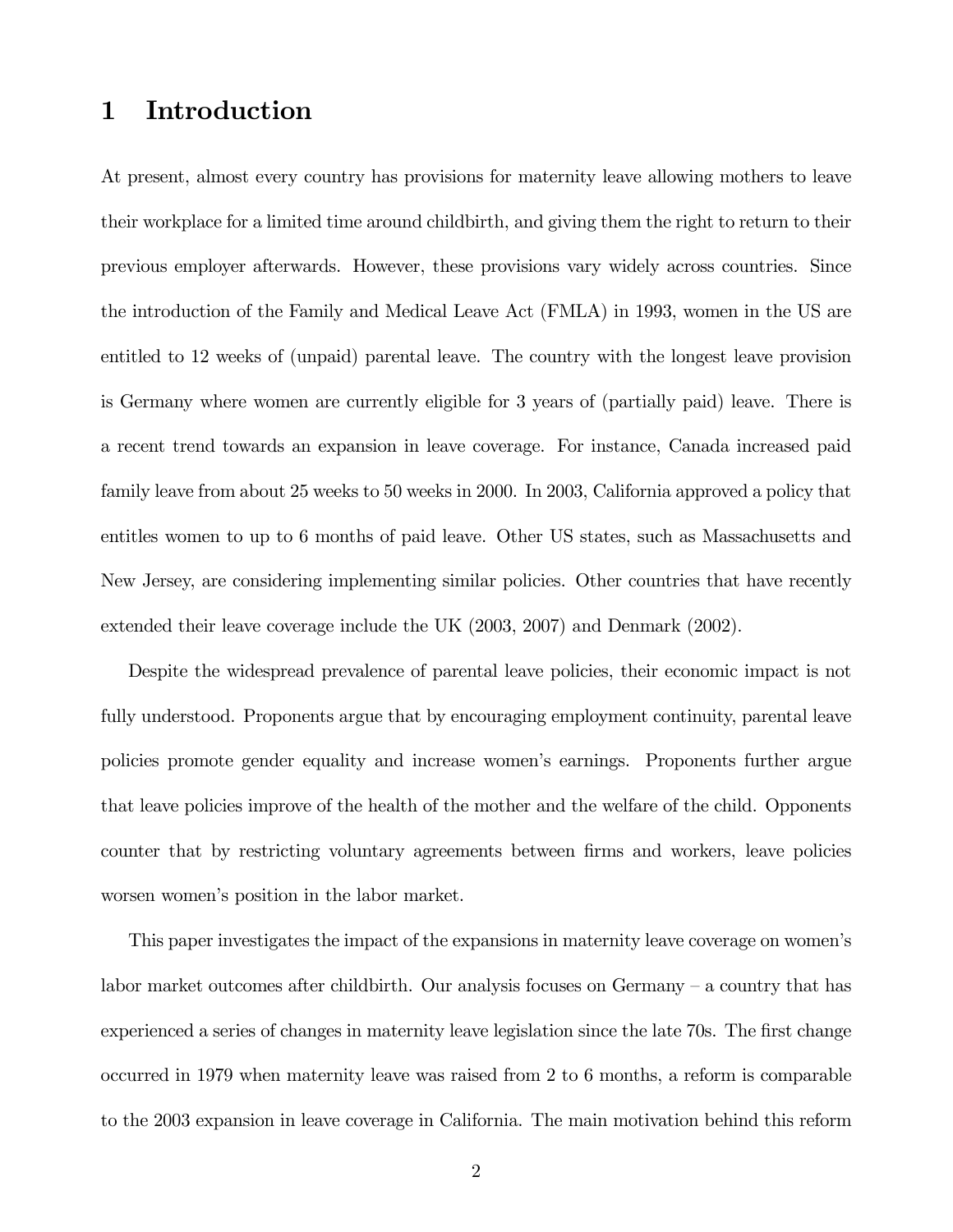# 1 Introduction

At present, almost every country has provisions for maternity leave allowing mothers to leave their workplace for a limited time around childbirth, and giving them the right to return to their previous employer afterwards. However, these provisions vary widely across countries. Since the introduction of the Family and Medical Leave Act (FMLA) in 1993, women in the US are entitled to 12 weeks of (unpaid) parental leave. The country with the longest leave provision is Germany where women are currently eligible for 3 years of (partially paid) leave. There is a recent trend towards an expansion in leave coverage. For instance, Canada increased paid family leave from about 25 weeks to 50 weeks in 2000. In 2003, California approved a policy that entitles women to up to 6 months of paid leave. Other US states, such as Massachusetts and New Jersey, are considering implementing similar policies. Other countries that have recently extended their leave coverage include the UK (2003, 2007) and Denmark (2002).

Despite the widespread prevalence of parental leave policies, their economic impact is not fully understood. Proponents argue that by encouraging employment continuity, parental leave policies promote gender equality and increase women's earnings. Proponents further argue that leave policies improve of the health of the mother and the welfare of the child. Opponents counter that by restricting voluntary agreements between firms and workers, leave policies worsen women's position in the labor market.

This paper investigates the impact of the expansions in maternity leave coverage on women's labor market outcomes after childbirth. Our analysis focuses on Germany – a country that has experienced a series of changes in maternity leave legislation since the late 70s. The first change occurred in 1979 when maternity leave was raised from 2 to 6 months, a reform is comparable to the 2003 expansion in leave coverage in California. The main motivation behind this reform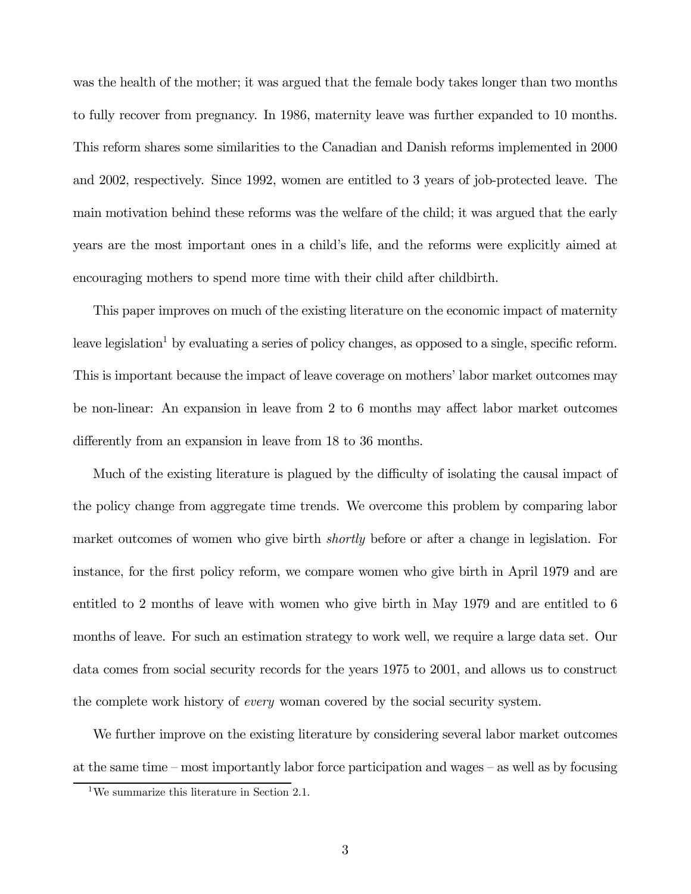was the health of the mother; it was argued that the female body takes longer than two months to fully recover from pregnancy. In 1986, maternity leave was further expanded to 10 months. This reform shares some similarities to the Canadian and Danish reforms implemented in 2000 and 2002, respectively. Since 1992, women are entitled to 3 years of job-protected leave. The main motivation behind these reforms was the welfare of the child; it was argued that the early years are the most important ones in a child's life, and the reforms were explicitly aimed at encouraging mothers to spend more time with their child after childbirth.

This paper improves on much of the existing literature on the economic impact of maternity leave legislation[1] by evaluating a series of policy changes, as opposed to a single, specific reform. This is important because the impact of leave coverage on mothers' labor market outcomes may be non-linear: An expansion in leave from 2 to 6 months may affect labor market outcomes differently from an expansion in leave from 18 to 36 months.

Much of the existing literature is plagued by the difficulty of isolating the causal impact of the policy change from aggregate time trends. We overcome this problem by comparing labor market outcomes of women who give birth *shortly* before or after a change in legislation. For instance, for the first policy reform, we compare women who give birth in April 1979 and are entitled to 2 months of leave with women who give birth in May 1979 and are entitled to 6 months of leave. For such an estimation strategy to work well, we require a large data set. Our data comes from social security records for the years 1975 to 2001, and allows us to construct the complete work history of *every* woman covered by the social security system.

We further improve on the existing literature by considering several labor market outcomes at the same time – most importantly labor force participation and wages – as well as by focusing

[1] We summarize this literature in Section 2.1.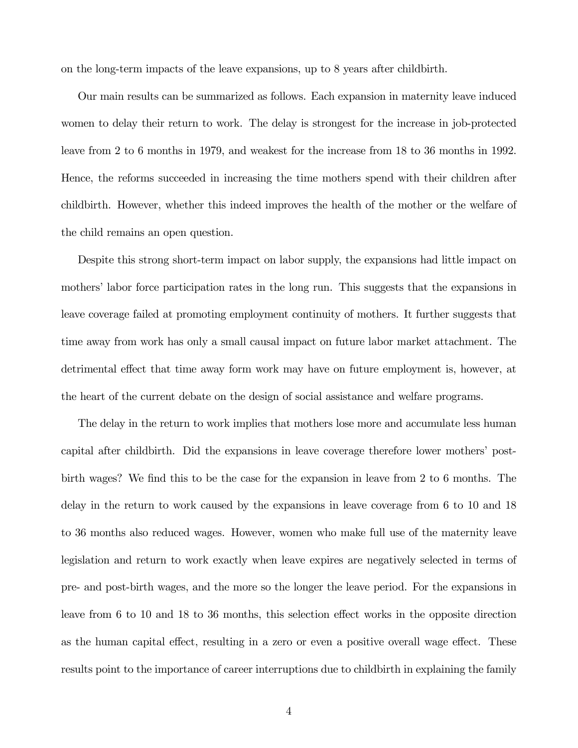on the long-term impacts of the leave expansions, up to 8 years after childbirth.

Our main results can be summarized as follows. Each expansion in maternity leave induced women to delay their return to work. The delay is strongest for the increase in job-protected leave from 2 to 6 months in 1979, and weakest for the increase from 18 to 36 months in 1992. Hence, the reforms succeeded in increasing the time mothers spend with their children after childbirth. However, whether this indeed improves the health of the mother or the welfare of the child remains an open question.

Despite this strong short-term impact on labor supply, the expansions had little impact on mothers' labor force participation rates in the long run. This suggests that the expansions in leave coverage failed at promoting employment continuity of mothers. It further suggests that time away from work has only a small causal impact on future labor market attachment. The detrimental effect that time away form work may have on future employment is, however, at the heart of the current debate on the design of social assistance and welfare programs.

The delay in the return to work implies that mothers lose more and accumulate less human capital after childbirth. Did the expansions in leave coverage therefore lower mothers' post-birth wages? We find this to be the case for the expansion in leave from 2 to 6 months. The delay in the return to work caused by the expansions in leave coverage from 6 to 10 and 18 to 36 months also reduced wages. However, women who make full use of the maternity leave legislation and return to work exactly when leave expires are negatively selected in terms of pre- and post-birth wages, and the more so the longer the leave period. For the expansions in leave from 6 to 10 and 18 to 36 months, this selection effect works in the opposite direction as the human capital effect, resulting in a zero or even a positive overall wage effect. These results point to the importance of career interruptions due to childbirth in explaining the family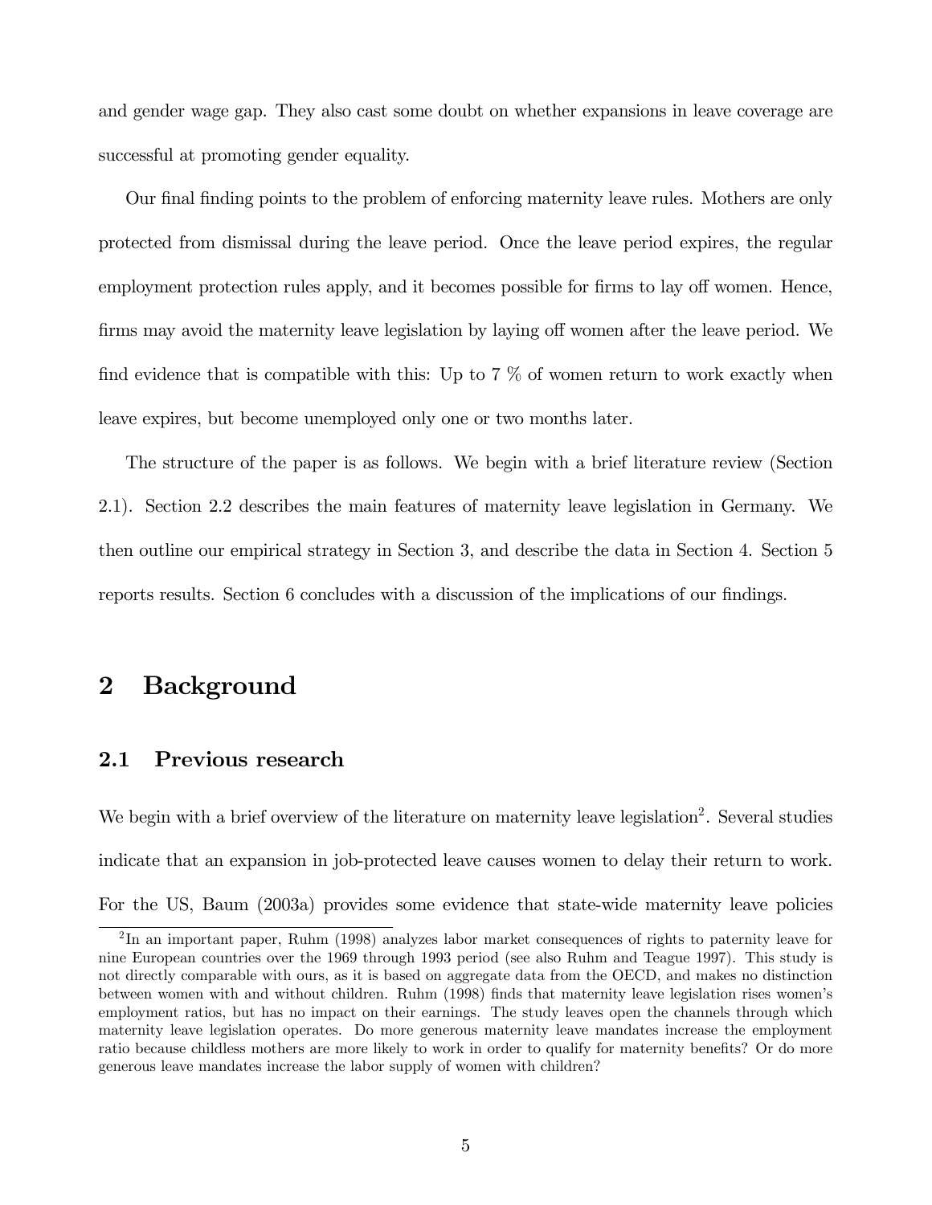and gender wage gap. They also cast some doubt on whether expansions in leave coverage are successful at promoting gender equality.

Our final finding points to the problem of enforcing maternity leave rules. Mothers are only protected from dismissal during the leave period. Once the leave period expires, the regular employment protection rules apply, and it becomes possible for firms to lay off women. Hence, firms may avoid the maternity leave legislation by laying off women after the leave period. We find evidence that is compatible with this: Up to 7 % of women return to work exactly when leave expires, but become unemployed only one or two months later.

The structure of the paper is as follows. We begin with a brief literature review (Section 2.1). Section 2.2 describes the main features of maternity leave legislation in Germany. We then outline our empirical strategy in Section 3, and describe the data in Section 4. Section 5 reports results. Section 6 concludes with a discussion of the implications of our findings.

# 2 Background

## 2.1 Previous research

We begin with a brief overview of the literature on maternity leave legislation[2]. Several studies indicate that an expansion in job-protected leave causes women to delay their return to work. For the US, Baum (2003a) provides some evidence that state-wide maternity leave policies

[2] In an important paper, Ruhm (1998) analyzes labor market consequences of rights to paternity leave for nine European countries over the 1969 through 1993 period (see also Ruhm and Teague 1997). This study is not directly comparable with ours, as it is based on aggregate data from the OECD, and makes no distinction between women with and without children. Ruhm (1998) finds that maternity leave legislation rises women's employment ratios, but has no impact on their earnings. The study leaves open the channels through which maternity leave legislation operates. Do more generous maternity leave mandates increase the employment ratio because childless mothers are more likely to work in order to qualify for maternity benefits? Or do more generous leave mandates increase the labor supply of women with children?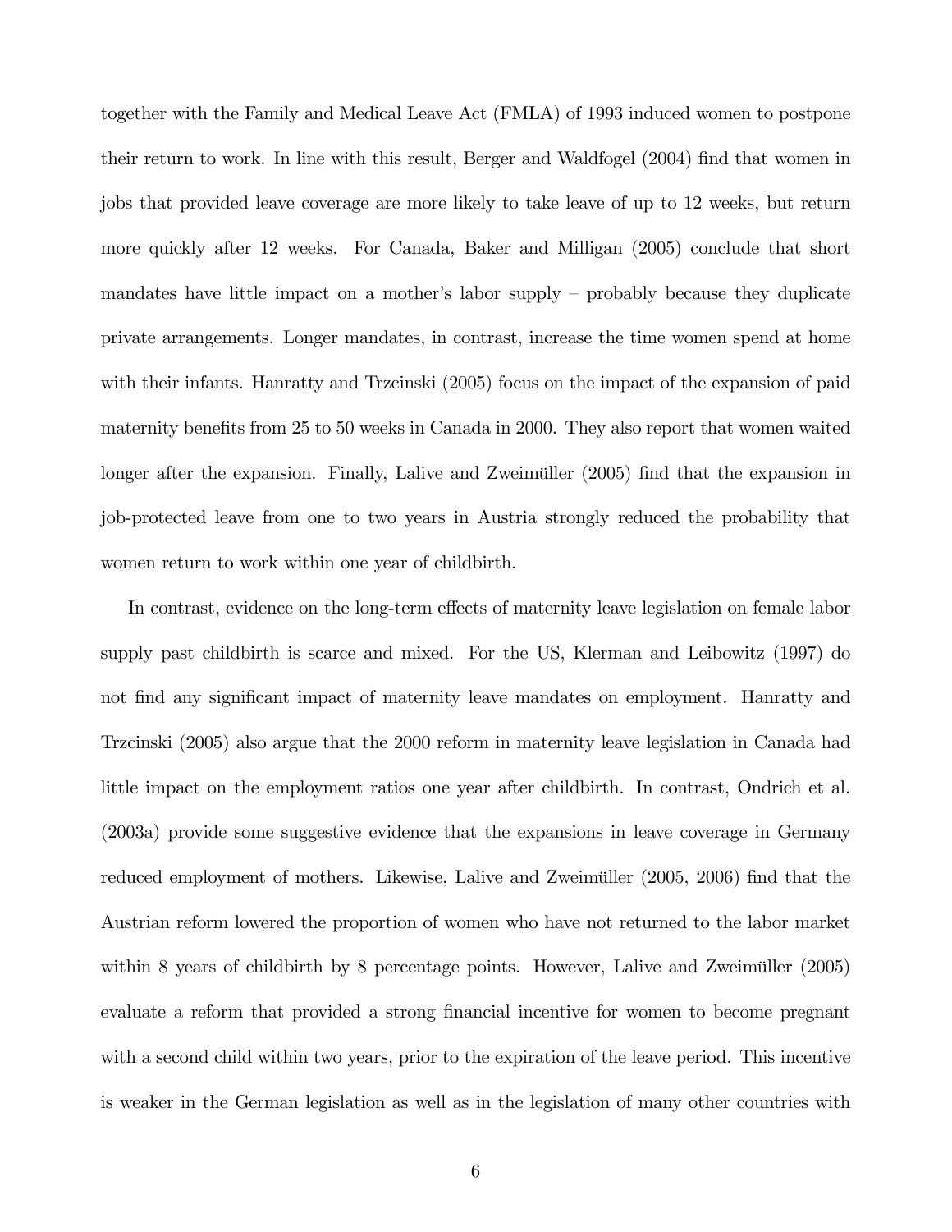together with the Family and Medical Leave Act (FMLA) of 1993 induced women to postpone their return to work. In line with this result, Berger and Waldfogel (2004) find that women in jobs that provided leave coverage are more likely to take leave of up to 12 weeks, but return more quickly after 12 weeks. For Canada, Baker and Milligan (2005) conclude that short mandates have little impact on a mother's labor supply – probably because they duplicate private arrangements. Longer mandates, in contrast, increase the time women spend at home with their infants. Hanratty and Trzcinski (2005) focus on the impact of the expansion of paid maternity benefits from 25 to 50 weeks in Canada in 2000. They also report that women waited longer after the expansion. Finally, Lalive and Zweimüller (2005) find that the expansion in job-protected leave from one to two years in Austria strongly reduced the probability that women return to work within one year of childbirth.

In contrast, evidence on the long-term effects of maternity leave legislation on female labor supply past childbirth is scarce and mixed. For the US, Klerman and Leibowitz (1997) do not find any significant impact of maternity leave mandates on employment. Hanratty and Trzcinski (2005) also argue that the 2000 reform in maternity leave legislation in Canada had little impact on the employment ratios one year after childbirth. In contrast, Ondrich et al. (2003a) provide some suggestive evidence that the expansions in leave coverage in Germany reduced employment of mothers. Likewise, Lalive and Zweimüller (2005, 2006) find that the Austrian reform lowered the proportion of women who have not returned to the labor market within 8 years of childbirth by 8 percentage points. However, Lalive and Zweimüller (2005) evaluate a reform that provided a strong financial incentive for women to become pregnant with a second child within two years, prior to the expiration of the leave period. This incentive is weaker in the German legislation as well as in the legislation of many other countries with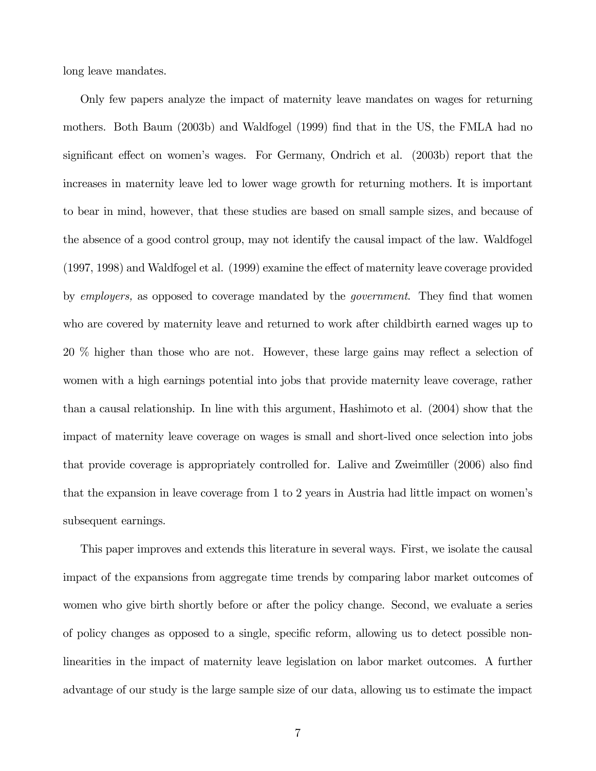long leave mandates.

Only few papers analyze the impact of maternity leave mandates on wages for returning mothers. Both Baum (2003b) and Waldfogel (1999) find that in the US, the FMLA had no significant effect on women's wages. For Germany, Ondrich et al. (2003b) report that the increases in maternity leave led to lower wage growth for returning mothers. It is important to bear in mind, however, that these studies are based on small sample sizes, and because of the absence of a good control group, may not identify the causal impact of the law. Waldfogel (1997, 1998) and Waldfogel et al. (1999) examine the effect of maternity leave coverage provided by *employers,* as opposed to coverage mandated by the *government*. They find that women who are covered by maternity leave and returned to work after childbirth earned wages up to 20 % higher than those who are not. However, these large gains may reflect a selection of women with a high earnings potential into jobs that provide maternity leave coverage, rather than a causal relationship. In line with this argument, Hashimoto et al. (2004) show that the impact of maternity leave coverage on wages is small and short-lived once selection into jobs that provide coverage is appropriately controlled for. Lalive and Zweimüller (2006) also find that the expansion in leave coverage from 1 to 2 years in Austria had little impact on women's subsequent earnings.

This paper improves and extends this literature in several ways. First, we isolate the causal impact of the expansions from aggregate time trends by comparing labor market outcomes of women who give birth shortly before or after the policy change. Second, we evaluate a series of policy changes as opposed to a single, specific reform, allowing us to detect possible non-linearities in the impact of maternity leave legislation on labor market outcomes. A further advantage of our study is the large sample size of our data, allowing us to estimate the impact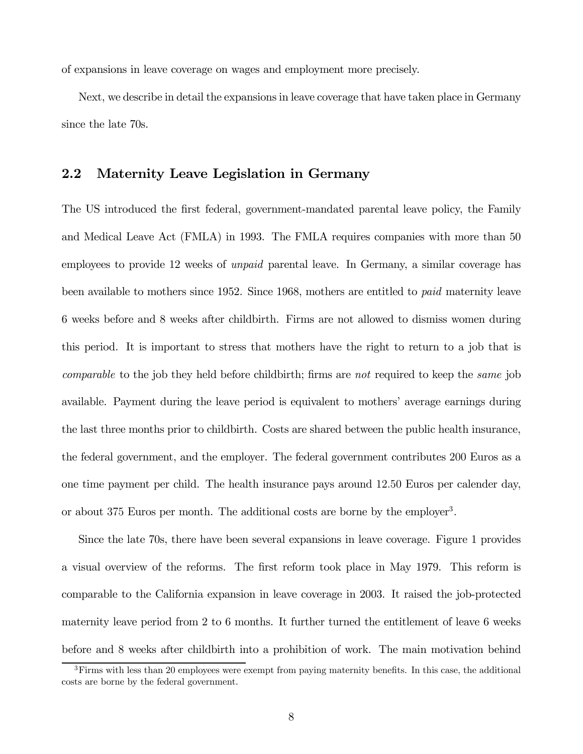of expansions in leave coverage on wages and employment more precisely.

Next, we describe in detail the expansions in leave coverage that have taken place in Germany since the late 70s.

## 2.2 Maternity Leave Legislation in Germany

The US introduced the first federal, government-mandated parental leave policy, the Family and Medical Leave Act (FMLA) in 1993. The FMLA requires companies with more than 50 employees to provide 12 weeks of *unpaid* parental leave. In Germany, a similar coverage has been available to mothers since 1952. Since 1968, mothers are entitled to *paid* maternity leave 6 weeks before and 8 weeks after childbirth. Firms are not allowed to dismiss women during this period. It is important to stress that mothers have the right to return to a job that is *comparable* to the job they held before childbirth; firms are *not* required to keep the *same* job available. Payment during the leave period is equivalent to mothers' average earnings during the last three months prior to childbirth. Costs are shared between the public health insurance, the federal government, and the employer. The federal government contributes 200 Euros as a one time payment per child. The health insurance pays around 12.50 Euros per calender day, or about 375 Euros per month. The additional costs are borne by the employer[3].

Since the late 70s, there have been several expansions in leave coverage. Figure 1 provides a visual overview of the reforms. The first reform took place in May 1979. This reform is comparable to the California expansion in leave coverage in 2003. It raised the job-protected maternity leave period from 2 to 6 months. It further turned the entitlement of leave 6 weeks before and 8 weeks after childbirth into a prohibition of work. The main motivation behind

[3] Firms with less than 20 employees were exempt from paying maternity benefits. In this case, the additional costs are borne by the federal government.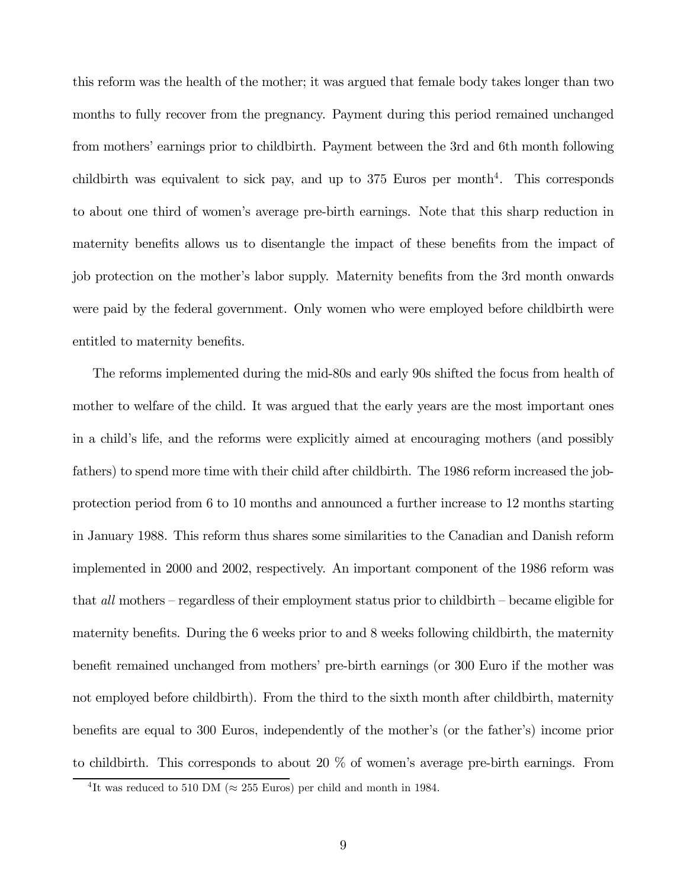this reform was the health of the mother; it was argued that female body takes longer than two months to fully recover from the pregnancy. Payment during this period remained unchanged from mothers' earnings prior to childbirth. Payment between the 3rd and 6th month following childbirth was equivalent to sick pay, and up to 375 Euros per month[4]. This corresponds to about one third of women's average pre-birth earnings. Note that this sharp reduction in maternity benefits allows us to disentangle the impact of these benefits from the impact of job protection on the mother's labor supply. Maternity benefits from the 3rd month onwards were paid by the federal government. Only women who were employed before childbirth were entitled to maternity benefits.

The reforms implemented during the mid-80s and early 90s shifted the focus from health of mother to welfare of the child. It was argued that the early years are the most important ones in a child's life, and the reforms were explicitly aimed at encouraging mothers (and possibly fathers) to spend more time with their child after childbirth. The 1986 reform increased the job-protection period from 6 to 10 months and announced a further increase to 12 months starting in January 1988. This reform thus shares some similarities to the Canadian and Danish reform implemented in 2000 and 2002, respectively. An important component of the 1986 reform was that *all* mothers – regardless of their employment status prior to childbirth – became eligible for maternity benefits. During the 6 weeks prior to and 8 weeks following childbirth, the maternity benefit remained unchanged from mothers' pre-birth earnings (or 300 Euro if the mother was not employed before childbirth). From the third to the sixth month after childbirth, maternity benefits are equal to 300 Euros, independently of the mother's (or the father's) income prior to childbirth. This corresponds to about 20 % of women's average pre-birth earnings. From

[4] It was reduced to 510 DM ($\approx$ 255 Euros) per child and month in 1984.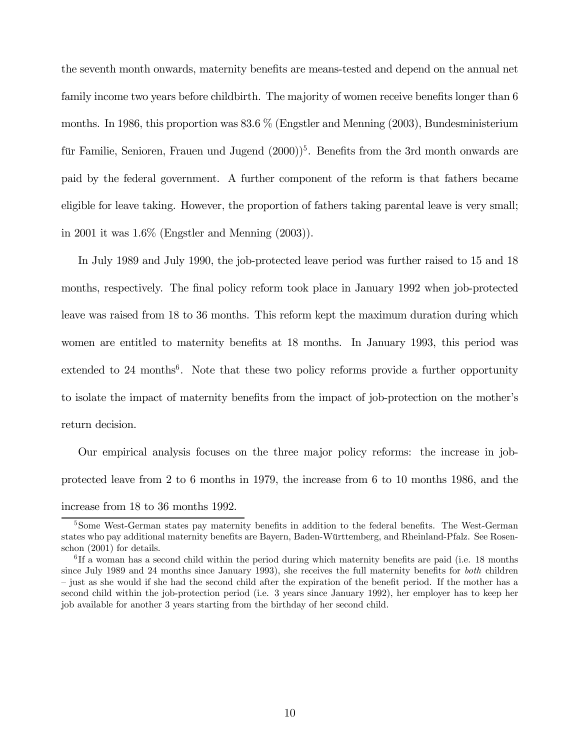the seventh month onwards, maternity benefits are means-tested and depend on the annual net family income two years before childbirth. The majority of women receive benefits longer than 6 months. In 1986, this proportion was 83.6 % (Engstler and Menning (2003), Bundesministerium für Familie, Senioren, Frauen und Jugend (2000))[5]. Benefits from the 3rd month onwards are paid by the federal government. A further component of the reform is that fathers became eligible for leave taking. However, the proportion of fathers taking parental leave is very small; in 2001 it was 1.6% (Engstler and Menning (2003)).

In July 1989 and July 1990, the job-protected leave period was further raised to 15 and 18 months, respectively. The final policy reform took place in January 1992 when job-protected leave was raised from 18 to 36 months. This reform kept the maximum duration during which women are entitled to maternity benefits at 18 months. In January 1993, this period was extended to 24 months[6]. Note that these two policy reforms provide a further opportunity to isolate the impact of maternity benefits from the impact of job-protection on the mother's return decision.

Our empirical analysis focuses on the three major policy reforms: the increase in job-protected leave from 2 to 6 months in 1979, the increase from 6 to 10 months 1986, and the increase from 18 to 36 months 1992.

[5] Some West-German states pay maternity benefits in addition to the federal benefits. The West-German states who pay additional maternity benefits are Bayern, Baden-Württemberg, and Rheinland-Pfalz. See Rosenschon (2001) for details.

[6] If a woman has a second child within the period during which maternity benefits are paid (i.e. 18 months since July 1989 and 24 months since January 1993), she receives the full maternity benefits for *both* children – just as she would if she had the second child after the expiration of the benefit period. If the mother has a second child within the job-protection period (i.e. 3 years since January 1992), her employer has to keep her job available for another 3 years starting from the birthday of her second child.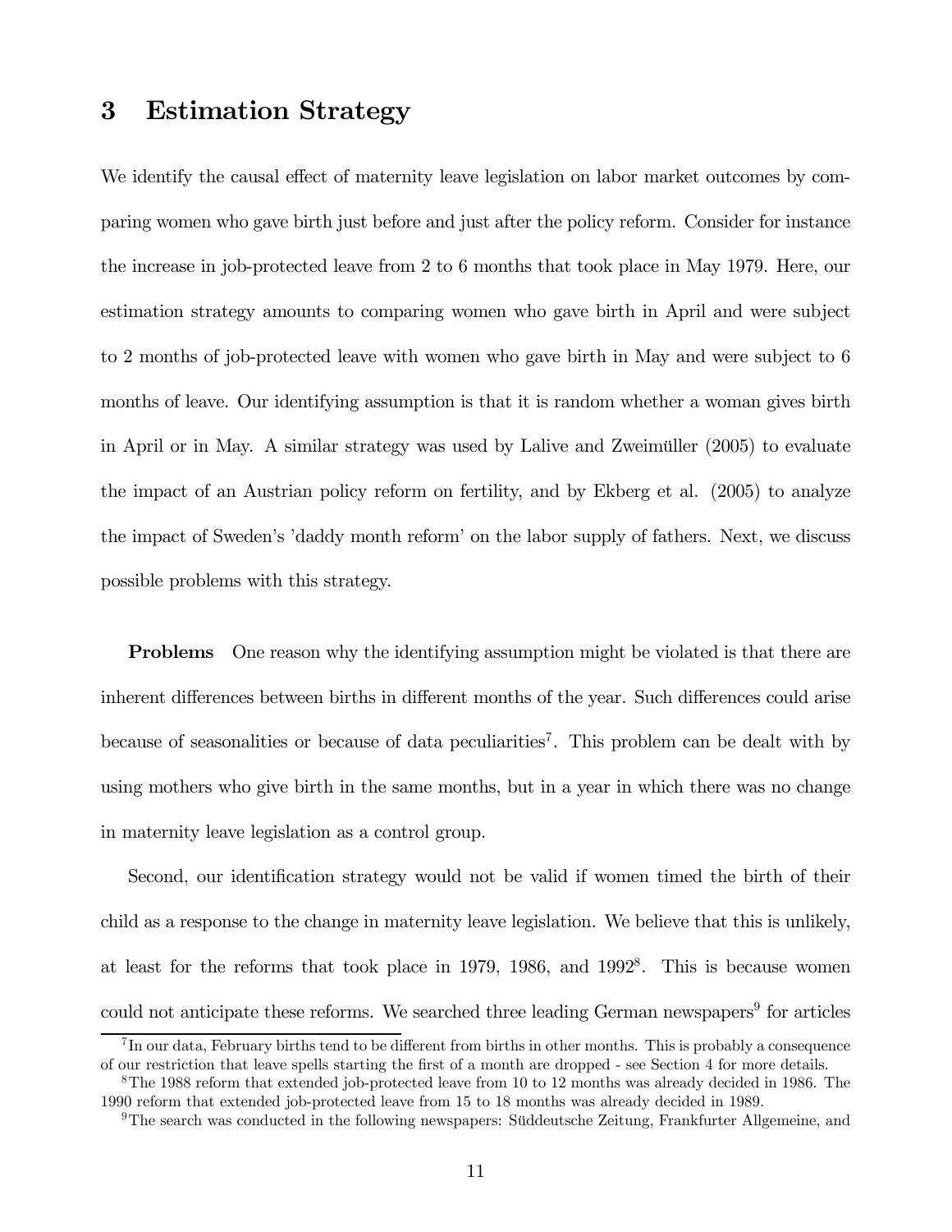# 3 Estimation Strategy

We identify the causal effect of maternity leave legislation on labor market outcomes by comparing women who gave birth just before and just after the policy reform. Consider for instance the increase in job-protected leave from 2 to 6 months that took place in May 1979. Here, our estimation strategy amounts to comparing women who gave birth in April and were subject to 2 months of job-protected leave with women who gave birth in May and were subject to 6 months of leave. Our identifying assumption is that it is random whether a woman gives birth in April or in May. A similar strategy was used by Lalive and Zweimüller (2005) to evaluate the impact of an Austrian policy reform on fertility, and by Ekberg et al. (2005) to analyze the impact of Sweden's 'daddy month reform' on the labor supply of fathers. Next, we discuss possible problems with this strategy.

**Problems** One reason why the identifying assumption might be violated is that there are inherent differences between births in different months of the year. Such differences could arise because of seasonalities or because of data peculiarities[7]. This problem can be dealt with by using mothers who give birth in the same months, but in a year in which there was no change in maternity leave legislation as a control group.

Second, our identification strategy would not be valid if women timed the birth of their child as a response to the change in maternity leave legislation. We believe that this is unlikely, at least for the reforms that took place in 1979, 1986, and 1992[8]. This is because women could not anticipate these reforms. We searched three leading German newspapers[9] for articles

[7] In our data, February births tend to be different from births in other months. This is probably a consequence of our restriction that leave spells starting the first of a month are dropped - see Section 4 for more details.

[8] The 1988 reform that extended job-protected leave from 10 to 12 months was already decided in 1986. The 1990 reform that extended job-protected leave from 15 to 18 months was already decided in 1989.

[9] The search was conducted in the following newspapers: Süddeutsche Zeitung, Frankfurter Allgemeine, and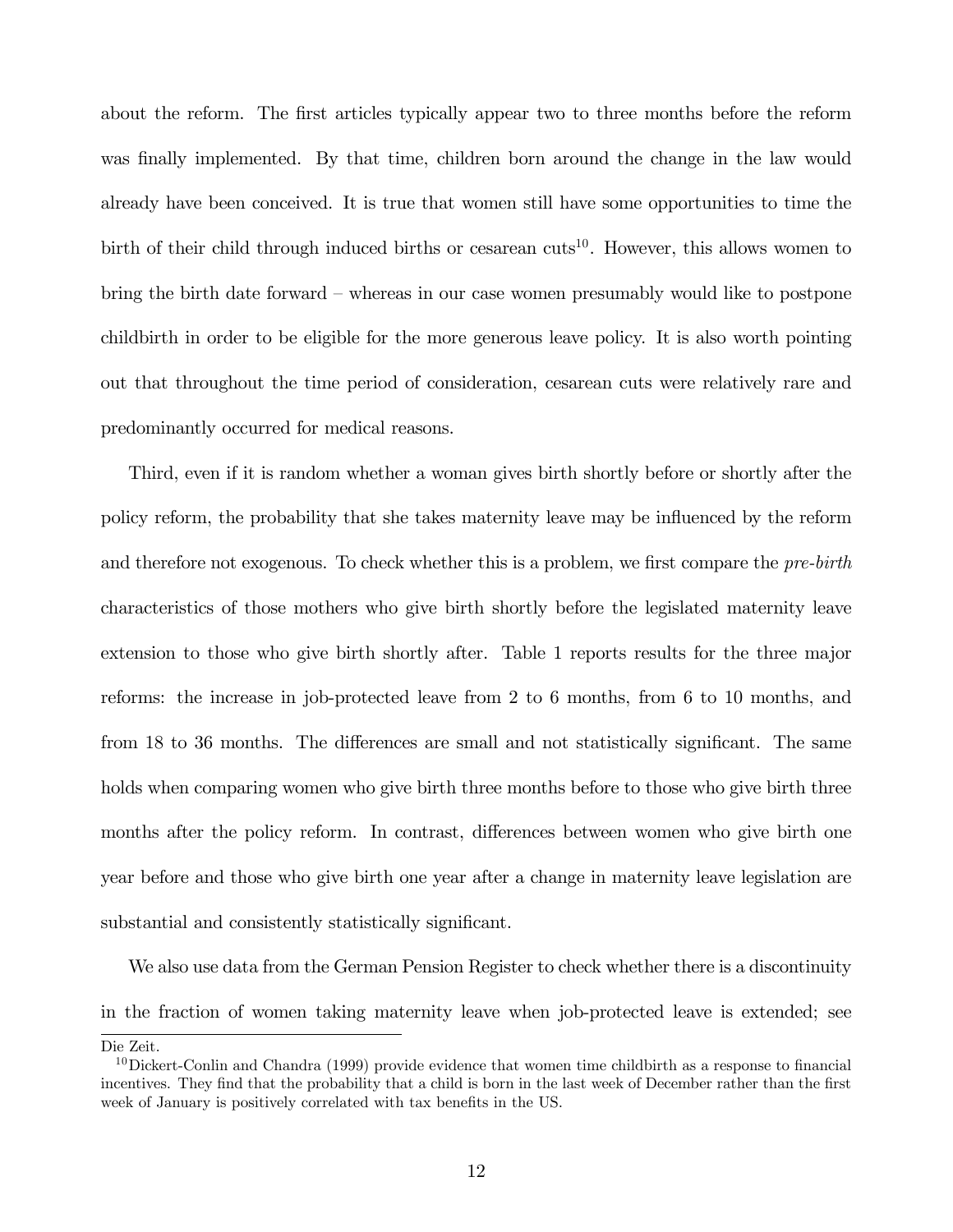about the reform. The first articles typically appear two to three months before the reform was finally implemented. By that time, children born around the change in the law would already have been conceived. It is true that women still have some opportunities to time the birth of their child through induced births or cesarean cuts[10]. However, this allows women to bring the birth date forward – whereas in our case women presumably would like to postpone childbirth in order to be eligible for the more generous leave policy. It is also worth pointing out that throughout the time period of consideration, cesarean cuts were relatively rare and predominantly occurred for medical reasons.

Third, even if it is random whether a woman gives birth shortly before or shortly after the policy reform, the probability that she takes maternity leave may be influenced by the reform and therefore not exogenous. To check whether this is a problem, we first compare the *pre-birth* characteristics of those mothers who give birth shortly before the legislated maternity leave extension to those who give birth shortly after. Table 1 reports results for the three major reforms: the increase in job-protected leave from 2 to 6 months, from 6 to 10 months, and from 18 to 36 months. The differences are small and not statistically significant. The same holds when comparing women who give birth three months before to those who give birth three months after the policy reform. In contrast, differences between women who give birth one year before and those who give birth one year after a change in maternity leave legislation are substantial and consistently statistically significant.

We also use data from the German Pension Register to check whether there is a discontinuity in the fraction of women taking maternity leave when job-protected leave is extended; see

Die Zeit.

[10] Dickert-Conlin and Chandra (1999) provide evidence that women time childbirth as a response to financial incentives. They find that the probability that a child is born in the last week of December rather than the first week of January is positively correlated with tax benefits in the US.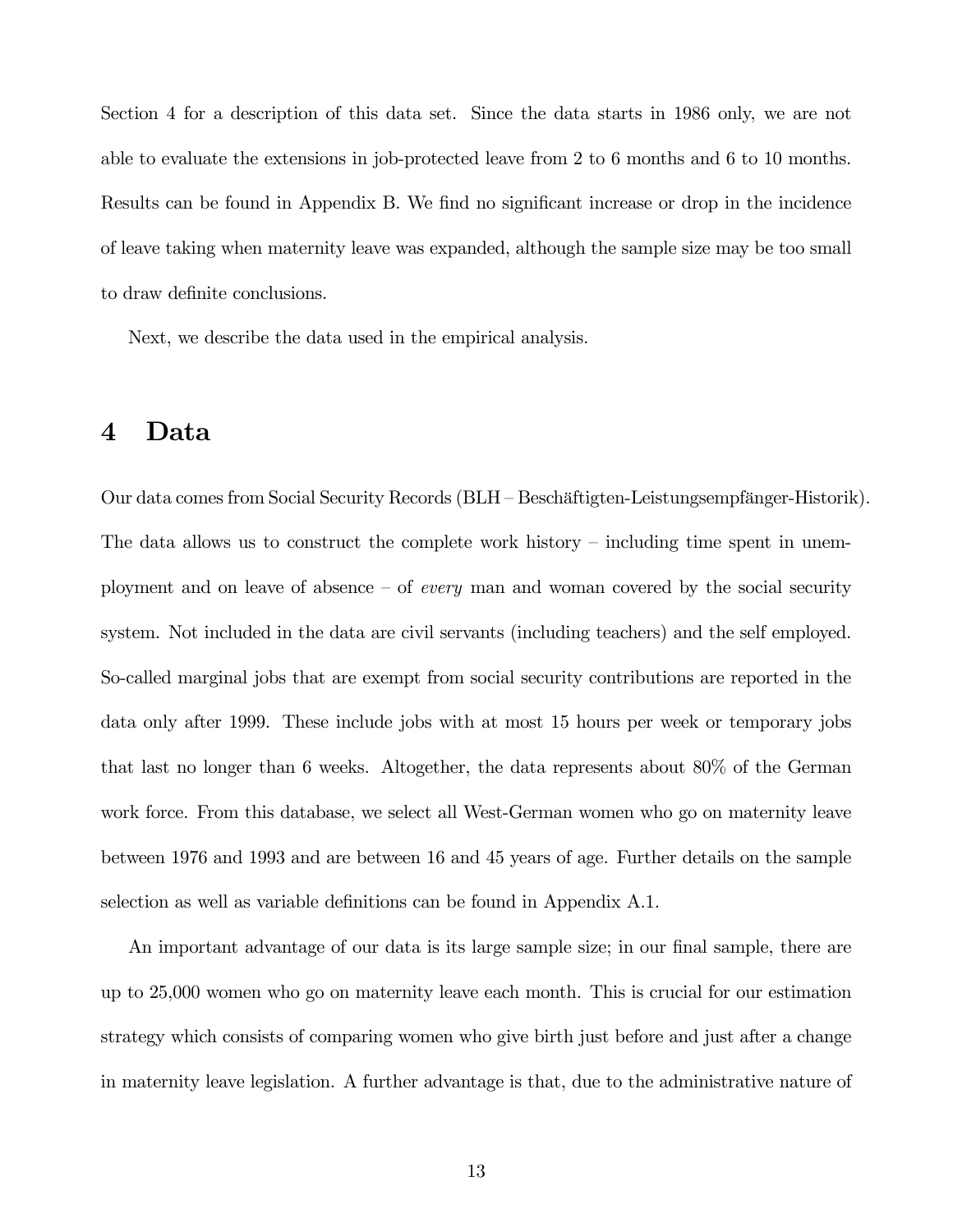Section 4 for a description of this data set. Since the data starts in 1986 only, we are not able to evaluate the extensions in job-protected leave from 2 to 6 months and 6 to 10 months. Results can be found in Appendix B. We find no significant increase or drop in the incidence of leave taking when maternity leave was expanded, although the sample size may be too small to draw definite conclusions.

Next, we describe the data used in the empirical analysis.

# 4 Data

Our data comes from Social Security Records (BLH – Beschäftigten-Leistungsempfänger-Historik). The data allows us to construct the complete work history – including time spent in unemployment and on leave of absence – of *every* man and woman covered by the social security system. Not included in the data are civil servants (including teachers) and the self employed. So-called marginal jobs that are exempt from social security contributions are reported in the data only after 1999. These include jobs with at most 15 hours per week or temporary jobs that last no longer than 6 weeks. Altogether, the data represents about 80% of the German work force. From this database, we select all West-German women who go on maternity leave between 1976 and 1993 and are between 16 and 45 years of age. Further details on the sample selection as well as variable definitions can be found in Appendix A.1.

An important advantage of our data is its large sample size; in our final sample, there are up to 25,000 women who go on maternity leave each month. This is crucial for our estimation strategy which consists of comparing women who give birth just before and just after a change in maternity leave legislation. A further advantage is that, due to the administrative nature of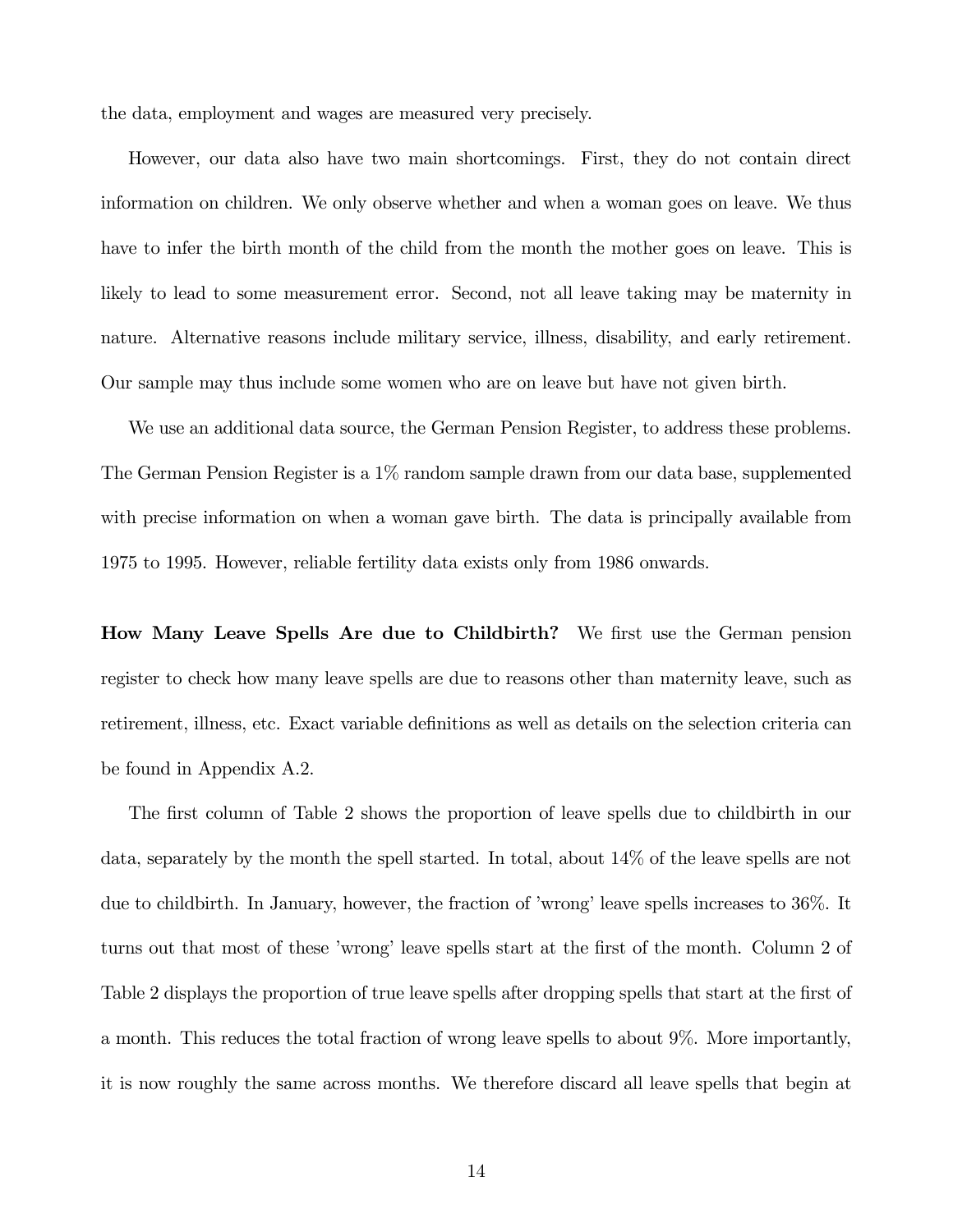the data, employment and wages are measured very precisely.

However, our data also have two main shortcomings. First, they do not contain direct information on children. We only observe whether and when a woman goes on leave. We thus have to infer the birth month of the child from the month the mother goes on leave. This is likely to lead to some measurement error. Second, not all leave taking may be maternity in nature. Alternative reasons include military service, illness, disability, and early retirement. Our sample may thus include some women who are on leave but have not given birth.

We use an additional data source, the German Pension Register, to address these problems. The German Pension Register is a 1% random sample drawn from our data base, supplemented with precise information on when a woman gave birth. The data is principally available from 1975 to 1995. However, reliable fertility data exists only from 1986 onwards.

**How Many Leave Spells Are due to Childbirth?** We first use the German pension register to check how many leave spells are due to reasons other than maternity leave, such as retirement, illness, etc. Exact variable definitions as well as details on the selection criteria can be found in Appendix A.2.

The first column of Table 2 shows the proportion of leave spells due to childbirth in our data, separately by the month the spell started. In total, about 14% of the leave spells are not due to childbirth. In January, however, the fraction of 'wrong' leave spells increases to 36%. It turns out that most of these 'wrong' leave spells start at the first of the month. Column 2 of Table 2 displays the proportion of true leave spells after dropping spells that start at the first of a month. This reduces the total fraction of wrong leave spells to about 9%. More importantly, it is now roughly the same across months. We therefore discard all leave spells that begin at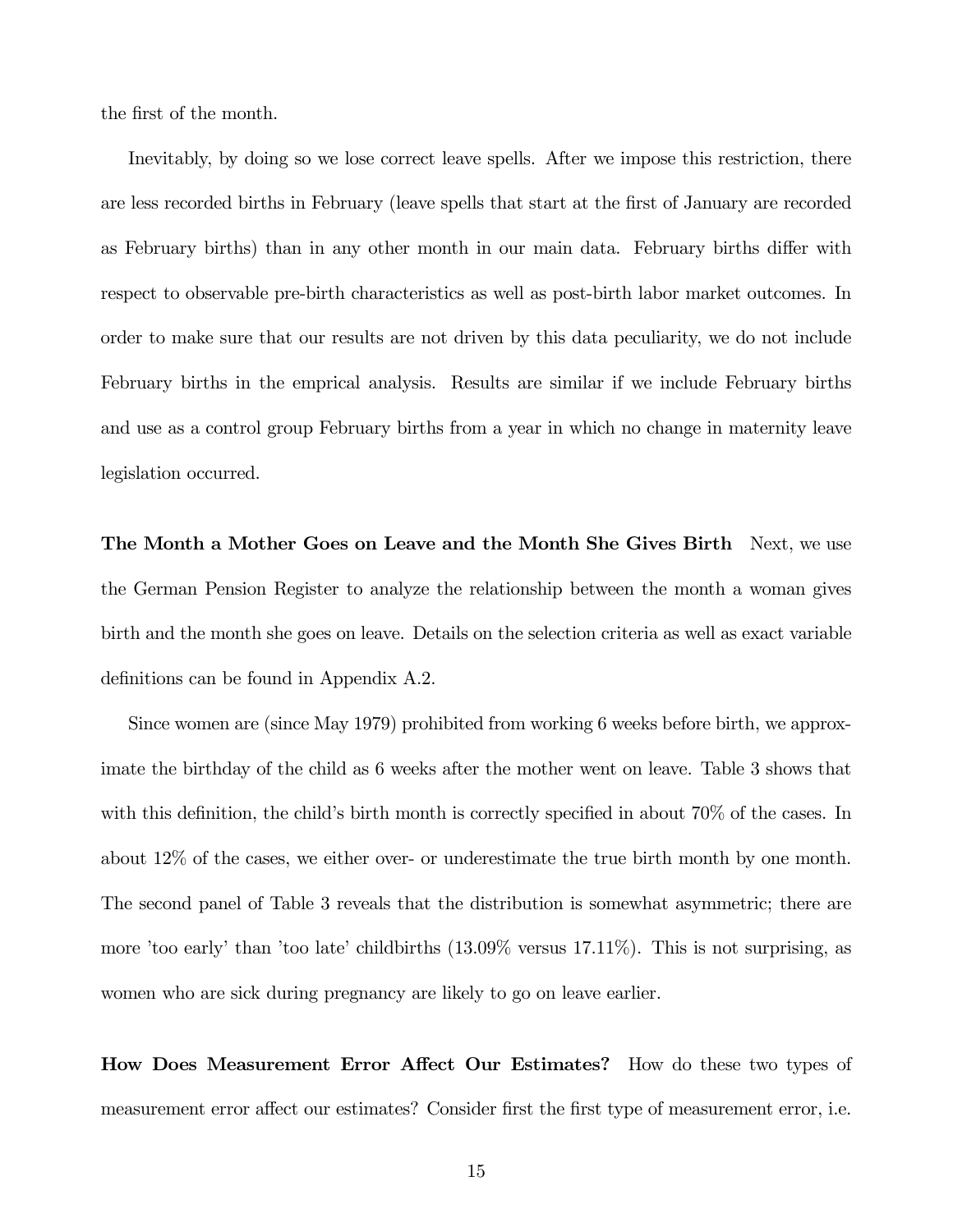the first of the month.

Inevitably, by doing so we lose correct leave spells. After we impose this restriction, there are less recorded births in February (leave spells that start at the first of January are recorded as February births) than in any other month in our main data. February births differ with respect to observable pre-birth characteristics as well as post-birth labor market outcomes. In order to make sure that our results are not driven by this data peculiarity, we do not include February births in the emprical analysis. Results are similar if we include February births and use as a control group February births from a year in which no change in maternity leave legislation occurred.

**The Month a Mother Goes on Leave and the Month She Gives Birth** Next, we use the German Pension Register to analyze the relationship between the month a woman gives birth and the month she goes on leave. Details on the selection criteria as well as exact variable definitions can be found in Appendix A.2.

Since women are (since May 1979) prohibited from working 6 weeks before birth, we approximate the birthday of the child as 6 weeks after the mother went on leave. Table 3 shows that with this definition, the child's birth month is correctly specified in about 70% of the cases. In about 12% of the cases, we either over- or underestimate the true birth month by one month. The second panel of Table 3 reveals that the distribution is somewhat asymmetric; there are more 'too early' than 'too late' childbirths (13.09% versus 17.11%). This is not surprising, as women who are sick during pregnancy are likely to go on leave earlier.

**How Does Measurement Error Affect Our Estimates?** How do these two types of measurement error affect our estimates? Consider first the first type of measurement error, i.e.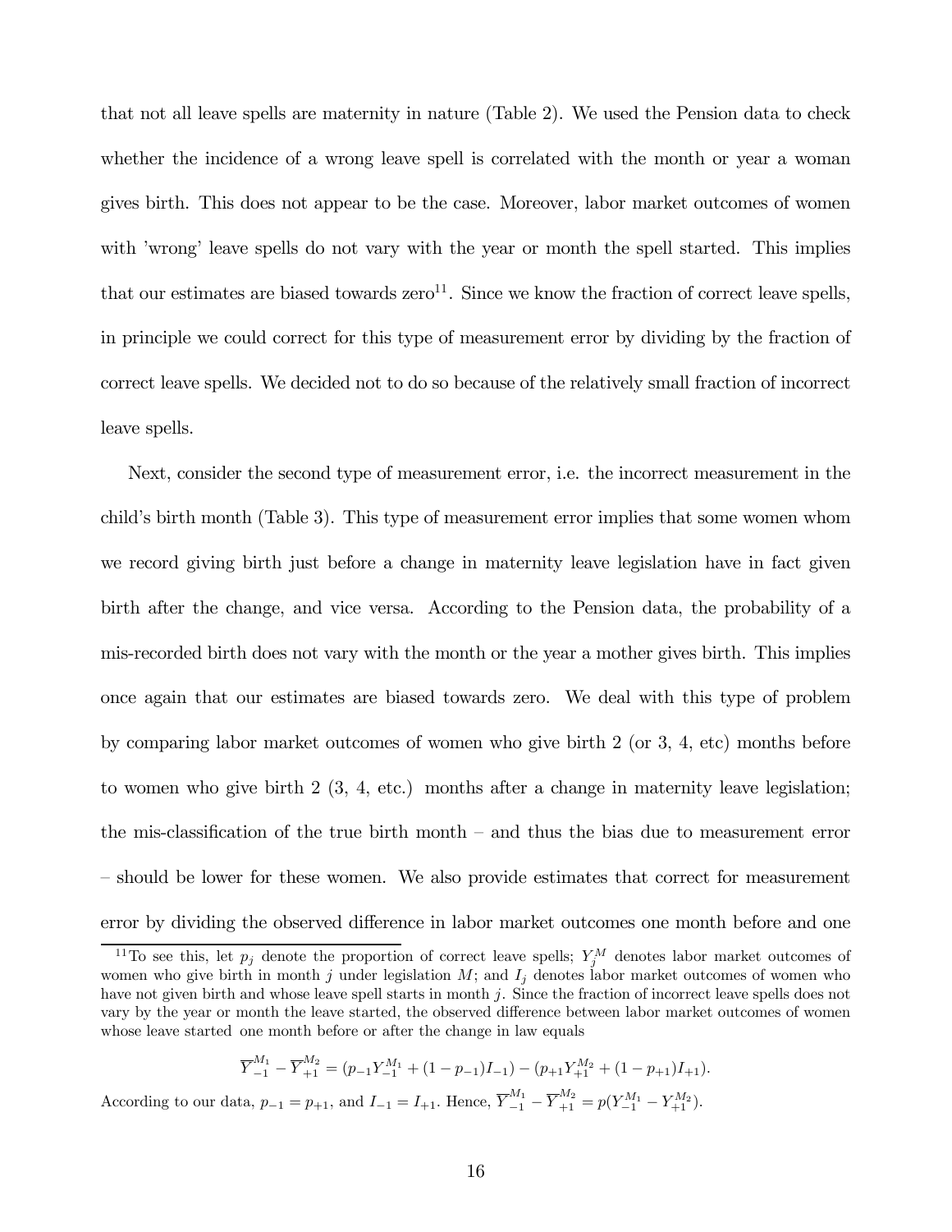that not all leave spells are maternity in nature (Table 2). We used the Pension data to check whether the incidence of a wrong leave spell is correlated with the month or year a woman gives birth. This does not appear to be the case. Moreover, labor market outcomes of women with 'wrong' leave spells do not vary with the year or month the spell started. This implies that our estimates are biased towards zero[11]. Since we know the fraction of correct leave spells, in principle we could correct for this type of measurement error by dividing by the fraction of correct leave spells. We decided not to do so because of the relatively small fraction of incorrect leave spells.

Next, consider the second type of measurement error, i.e. the incorrect measurement in the child's birth month (Table 3). This type of measurement error implies that some women whom we record giving birth just before a change in maternity leave legislation have in fact given birth after the change, and vice versa. According to the Pension data, the probability of a mis-recorded birth does not vary with the month or the year a mother gives birth. This implies once again that our estimates are biased towards zero. We deal with this type of problem by comparing labor market outcomes of women who give birth 2 (or 3, 4, etc) months before to women who give birth 2 (3, 4, etc.) months after a change in maternity leave legislation; the mis-classification of the true birth month – and thus the bias due to measurement error – should be lower for these women. We also provide estimates that correct for measurement error by dividing the observed difference in labor market outcomes one month before and one

[11] To see this, let $p_j$ denote the proportion of correct leave spells; $Y_j^M$ denotes labor market outcomes of women who give birth in month $j$ under legislation $M$; and $I_j$ denotes labor market outcomes of women who have not given birth and whose leave spell starts in month $j$. Since the fraction of incorrect leave spells does not vary by the year or month the leave started, the observed difference between labor market outcomes of women whose leave started one month before or after the change in law equals

$$\overline{Y}_{-1}^{M_1} - \overline{Y}_{+1}^{M_2} = (p_{-1}Y_{-1}^{M_1} + (1-p_{-1})I_{-1}) - (p_{+1}Y_{+1}^{M_2} + (1-p_{+1})I_{+1}).$$

According to our data, $p_{-1} = p_{+1}$, and $I_{-1} = I_{+1}$. Hence, $\overline{Y}_{-1}^{M_1} - \overline{Y}_{+1}^{M_2} = p(Y_{-1}^{M_1} - Y_{+1}^{M_2})$.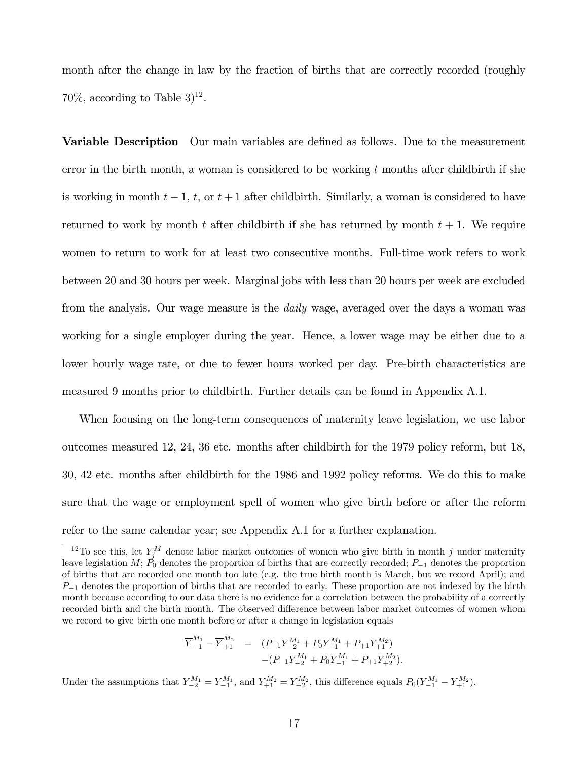month after the change in law by the fraction of births that are correctly recorded (roughly 70%, according to Table 3)[12].

**Variable Description** Our main variables are defined as follows. Due to the measurement error in the birth month, a woman is considered to be working $t$ months after childbirth if she is working in month $t-1$, $t$, or $t+1$ after childbirth. Similarly, a woman is considered to have returned to work by month $t$ after childbirth if she has returned by month $t+1$. We require women to return to work for at least two consecutive months. Full-time work refers to work between 20 and 30 hours per week. Marginal jobs with less than 20 hours per week are excluded from the analysis. Our wage measure is the *daily* wage, averaged over the days a woman was working for a single employer during the year. Hence, a lower wage may be either due to a lower hourly wage rate, or due to fewer hours worked per day. Pre-birth characteristics are measured 9 months prior to childbirth. Further details can be found in Appendix A.1.

When focusing on the long-term consequences of maternity leave legislation, we use labor outcomes measured 12, 24, 36 etc. months after childbirth for the 1979 policy reform, but 18, 30, 42 etc. months after childbirth for the 1986 and 1992 policy reforms. We do this to make sure that the wage or employment spell of women who give birth before or after the reform refer to the same calendar year; see Appendix A.1 for a further explanation.

[12] To see this, let $Y_j^M$ denote labor market outcomes of women who give birth in month $j$ under maternity leave legislation $M$; $P_0$ denotes the proportion of births that are correctly recorded; $P_{-1}$ denotes the proportion of births that are recorded one month too late (e.g. the true birth month is March, but we record April); and $P_{+1}$ denotes the proportion of births that are recorded to early. These proportion are not indexed by the birth month because according to our data there is no evidence for a correlation between the probability of a correctly recorded birth and the birth month. The observed difference between labor market outcomes of women whom we record to give birth one month before or after a change in legislation equals

$$
\begin{aligned}
\overline{Y}_{-1}^{M_1} - \overline{Y}_{+1}^{M_2} &= (P_{-1}Y_{-2}^{M_1} + P_0 Y_{-1}^{M_1} + P_{+1}Y_{+1}^{M_2}) \\
&\quad -(P_{-1}Y_{-2}^{M_1} + P_0 Y_{-1}^{M_1} + P_{+1}Y_{+2}^{M_2}).
\end{aligned}
$$

Under the assumptions that $Y_{-2}^{M_1} = Y_{-1}^{M_1}$, and $Y_{+1}^{M_2} = Y_{+2}^{M_2}$, this difference equals $P_0(Y_{-1}^{M_1} - Y_{+1}^{M_2})$.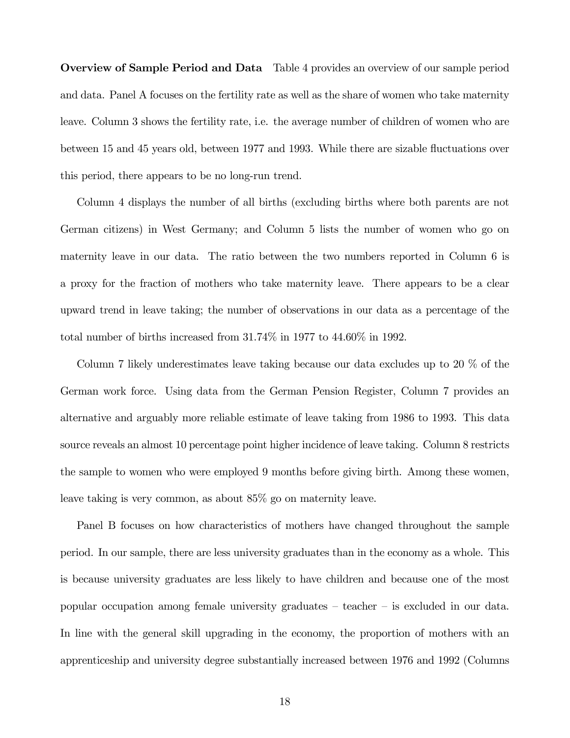**Overview of Sample Period and Data** Table 4 provides an overview of our sample period and data. Panel A focuses on the fertility rate as well as the share of women who take maternity leave. Column 3 shows the fertility rate, i.e. the average number of children of women who are between 15 and 45 years old, between 1977 and 1993. While there are sizable fluctuations over this period, there appears to be no long-run trend.

Column 4 displays the number of all births (excluding births where both parents are not German citizens) in West Germany; and Column 5 lists the number of women who go on maternity leave in our data. The ratio between the two numbers reported in Column 6 is a proxy for the fraction of mothers who take maternity leave. There appears to be a clear upward trend in leave taking; the number of observations in our data as a percentage of the total number of births increased from 31.74% in 1977 to 44.60% in 1992.

Column 7 likely underestimates leave taking because our data excludes up to 20 % of the German work force. Using data from the German Pension Register, Column 7 provides an alternative and arguably more reliable estimate of leave taking from 1986 to 1993. This data source reveals an almost 10 percentage point higher incidence of leave taking. Column 8 restricts the sample to women who were employed 9 months before giving birth. Among these women, leave taking is very common, as about 85% go on maternity leave.

Panel B focuses on how characteristics of mothers have changed throughout the sample period. In our sample, there are less university graduates than in the economy as a whole. This is because university graduates are less likely to have children and because one of the most popular occupation among female university graduates – teacher – is excluded in our data. In line with the general skill upgrading in the economy, the proportion of mothers with an apprenticeship and university degree substantially increased between 1976 and 1992 (Columns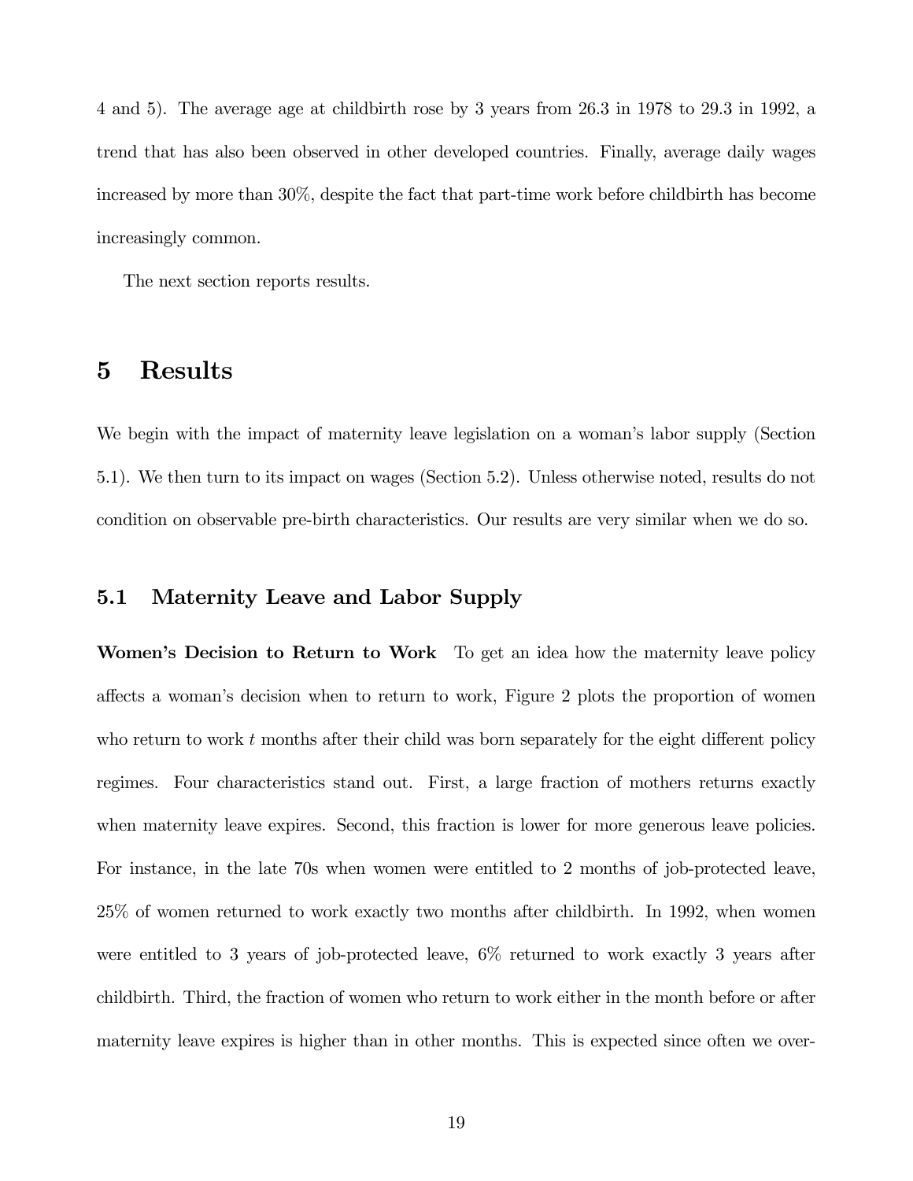4 and 5). The average age at childbirth rose by 3 years from 26.3 in 1978 to 29.3 in 1992, a trend that has also been observed in other developed countries. Finally, average daily wages increased by more than 30%, despite the fact that part-time work before childbirth has become increasingly common.

The next section reports results.

# 5 Results

We begin with the impact of maternity leave legislation on a woman's labor supply (Section 5.1). We then turn to its impact on wages (Section 5.2). Unless otherwise noted, results do not condition on observable pre-birth characteristics. Our results are very similar when we do so.

## 5.1 Maternity Leave and Labor Supply

**Women's Decision to Return to Work** To get an idea how the maternity leave policy affects a woman's decision when to return to work, Figure 2 plots the proportion of women who return to work $t$ months after their child was born separately for the eight different policy regimes. Four characteristics stand out. First, a large fraction of mothers returns exactly when maternity leave expires. Second, this fraction is lower for more generous leave policies. For instance, in the late 70s when women were entitled to 2 months of job-protected leave, 25% of women returned to work exactly two months after childbirth. In 1992, when women were entitled to 3 years of job-protected leave, 6% returned to work exactly 3 years after childbirth. Third, the fraction of women who return to work either in the month before or after maternity leave expires is higher than in other months. This is expected since often we over-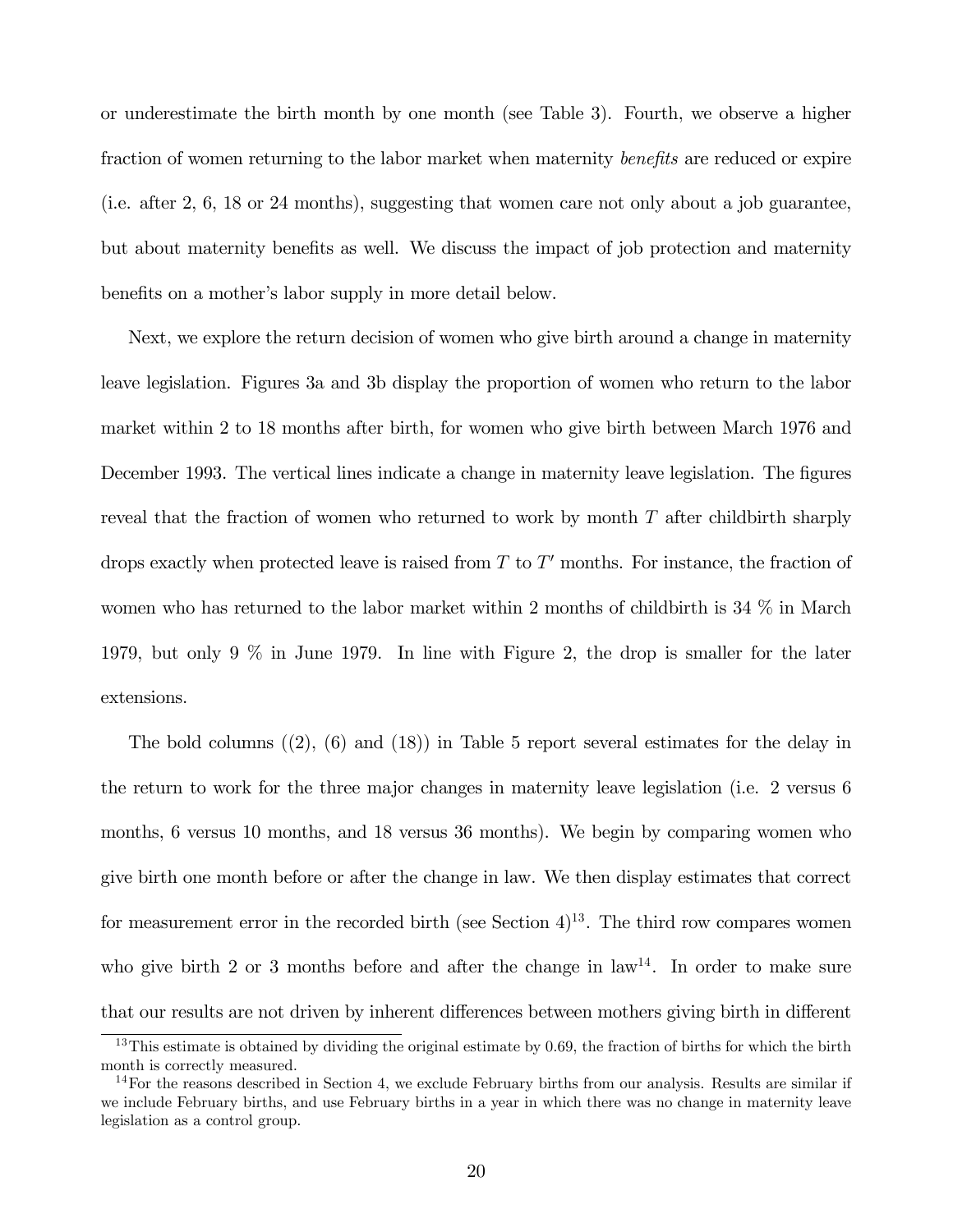or underestimate the birth month by one month (see Table 3). Fourth, we observe a higher fraction of women returning to the labor market when maternity *benefits* are reduced or expire (i.e. after 2, 6, 18 or 24 months), suggesting that women care not only about a job guarantee, but about maternity benefits as well. We discuss the impact of job protection and maternity benefits on a mother's labor supply in more detail below.

Next, we explore the return decision of women who give birth around a change in maternity leave legislation. Figures 3a and 3b display the proportion of women who return to the labor market within 2 to 18 months after birth, for women who give birth between March 1976 and December 1993. The vertical lines indicate a change in maternity leave legislation. The figures reveal that the fraction of women who returned to work by month $T$ after childbirth sharply drops exactly when protected leave is raised from $T$ to $T'$ months. For instance, the fraction of women who has returned to the labor market within 2 months of childbirth is 34 % in March 1979, but only 9 % in June 1979. In line with Figure 2, the drop is smaller for the later extensions.

The bold columns ((2), (6) and (18)) in Table 5 report several estimates for the delay in the return to work for the three major changes in maternity leave legislation (i.e. 2 versus 6 months, 6 versus 10 months, and 18 versus 36 months). We begin by comparing women who give birth one month before or after the change in law. We then display estimates that correct for measurement error in the recorded birth (see Section 4)[13]. The third row compares women who give birth 2 or 3 months before and after the change in law[14]. In order to make sure that our results are not driven by inherent differences between mothers giving birth in different

[13] This estimate is obtained by dividing the original estimate by 0.69, the fraction of births for which the birth month is correctly measured.

[14] For the reasons described in Section 4, we exclude February births from our analysis. Results are similar if we include February births, and use February births in a year in which there was no change in maternity leave legislation as a control group.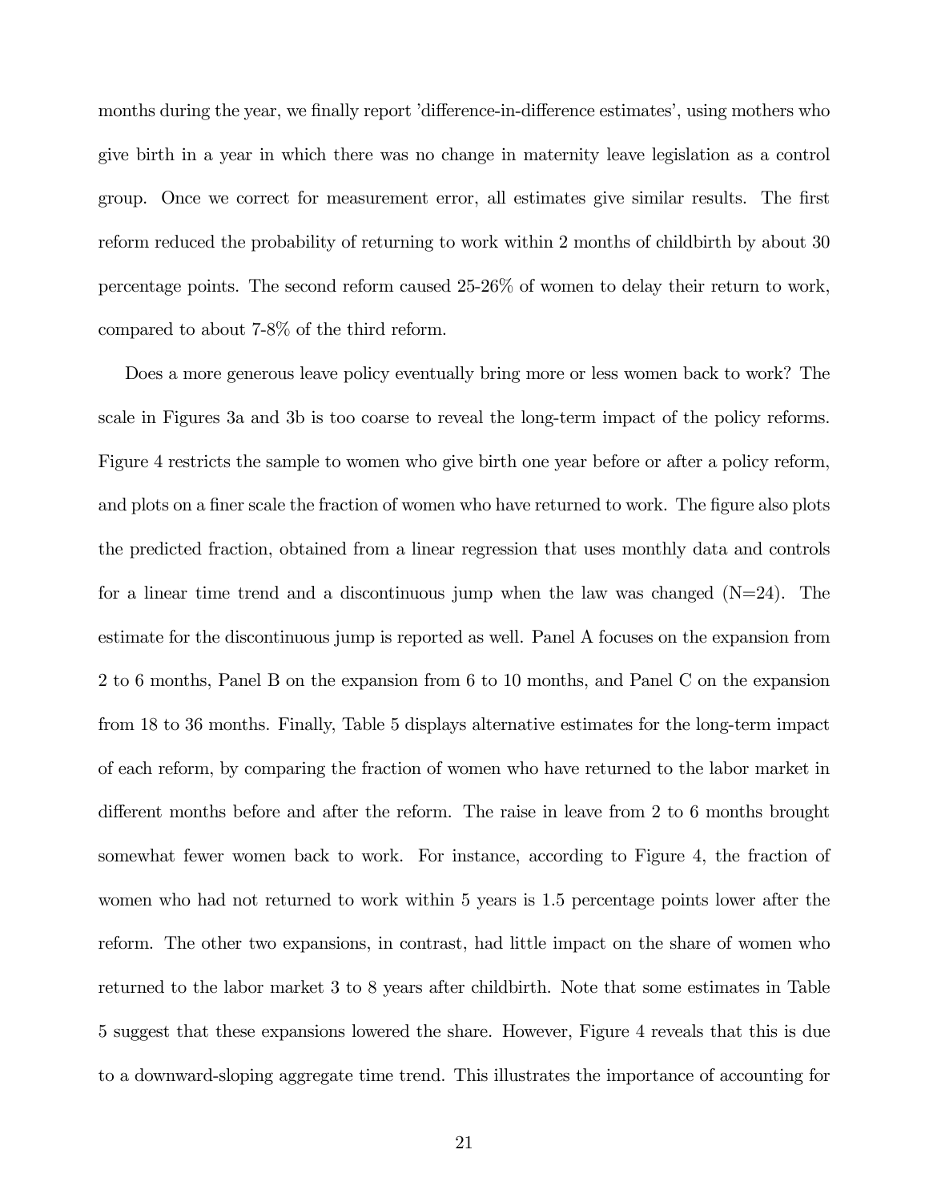months during the year, we finally report 'difference-in-difference estimates', using mothers who give birth in a year in which there was no change in maternity leave legislation as a control group. Once we correct for measurement error, all estimates give similar results. The first reform reduced the probability of returning to work within 2 months of childbirth by about 30 percentage points. The second reform caused 25-26% of women to delay their return to work, compared to about 7-8% of the third reform.

Does a more generous leave policy eventually bring more or less women back to work? The scale in Figures 3a and 3b is too coarse to reveal the long-term impact of the policy reforms. Figure 4 restricts the sample to women who give birth one year before or after a policy reform, and plots on a finer scale the fraction of women who have returned to work. The figure also plots the predicted fraction, obtained from a linear regression that uses monthly data and controls for a linear time trend and a discontinuous jump when the law was changed (N=24). The estimate for the discontinuous jump is reported as well. Panel A focuses on the expansion from 2 to 6 months, Panel B on the expansion from 6 to 10 months, and Panel C on the expansion from 18 to 36 months. Finally, Table 5 displays alternative estimates for the long-term impact of each reform, by comparing the fraction of women who have returned to the labor market in different months before and after the reform. The raise in leave from 2 to 6 months brought somewhat fewer women back to work. For instance, according to Figure 4, the fraction of women who had not returned to work within 5 years is 1.5 percentage points lower after the reform. The other two expansions, in contrast, had little impact on the share of women who returned to the labor market 3 to 8 years after childbirth. Note that some estimates in Table 5 suggest that these expansions lowered the share. However, Figure 4 reveals that this is due to a downward-sloping aggregate time trend. This illustrates the importance of accounting for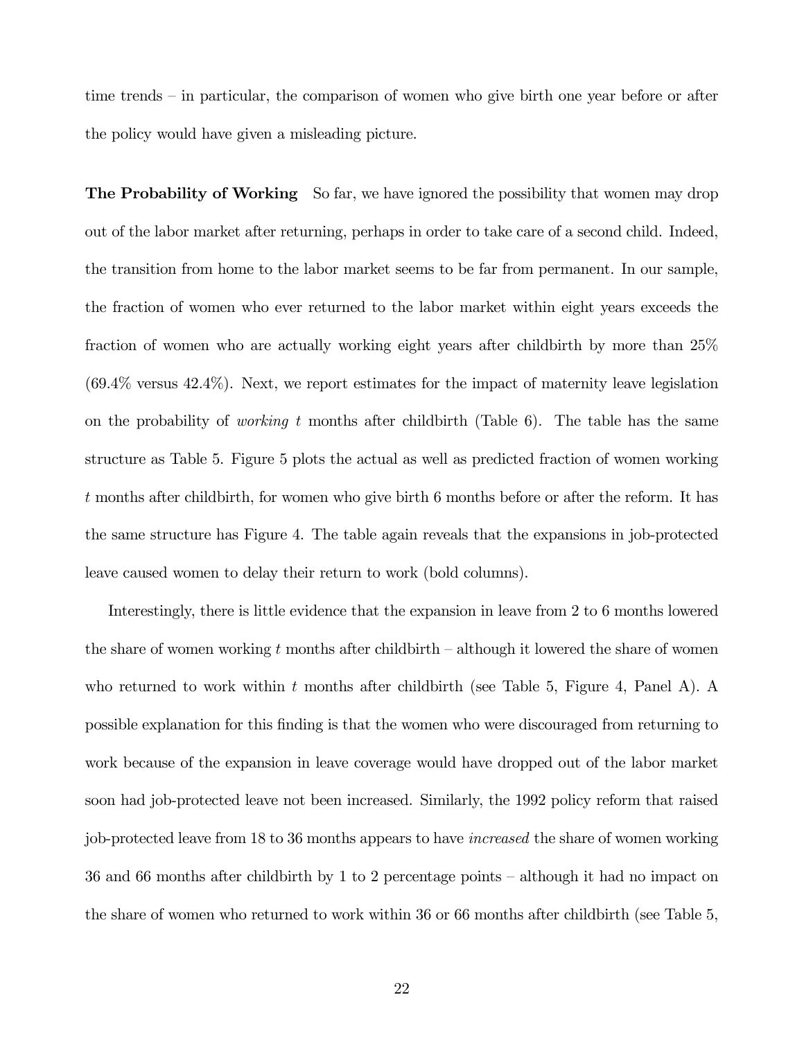time trends – in particular, the comparison of women who give birth one year before or after the policy would have given a misleading picture.

**The Probability of Working** So far, we have ignored the possibility that women may drop out of the labor market after returning, perhaps in order to take care of a second child. Indeed, the transition from home to the labor market seems to be far from permanent. In our sample, the fraction of women who ever returned to the labor market within eight years exceeds the fraction of women who are actually working eight years after childbirth by more than 25% (69.4% versus 42.4%). Next, we report estimates for the impact of maternity leave legislation on the probability of *working* $t$ months after childbirth (Table 6). The table has the same structure as Table 5. Figure 5 plots the actual as well as predicted fraction of women working $t$ months after childbirth, for women who give birth 6 months before or after the reform. It has the same structure has Figure 4. The table again reveals that the expansions in job-protected leave caused women to delay their return to work (bold columns).

Interestingly, there is little evidence that the expansion in leave from 2 to 6 months lowered the share of women working $t$ months after childbirth – although it lowered the share of women who returned to work within $t$ months after childbirth (see Table 5, Figure 4, Panel A). A possible explanation for this finding is that the women who were discouraged from returning to work because of the expansion in leave coverage would have dropped out of the labor market soon had job-protected leave not been increased. Similarly, the 1992 policy reform that raised job-protected leave from 18 to 36 months appears to have *increased* the share of women working 36 and 66 months after childbirth by 1 to 2 percentage points – although it had no impact on the share of women who returned to work within 36 or 66 months after childbirth (see Table 5,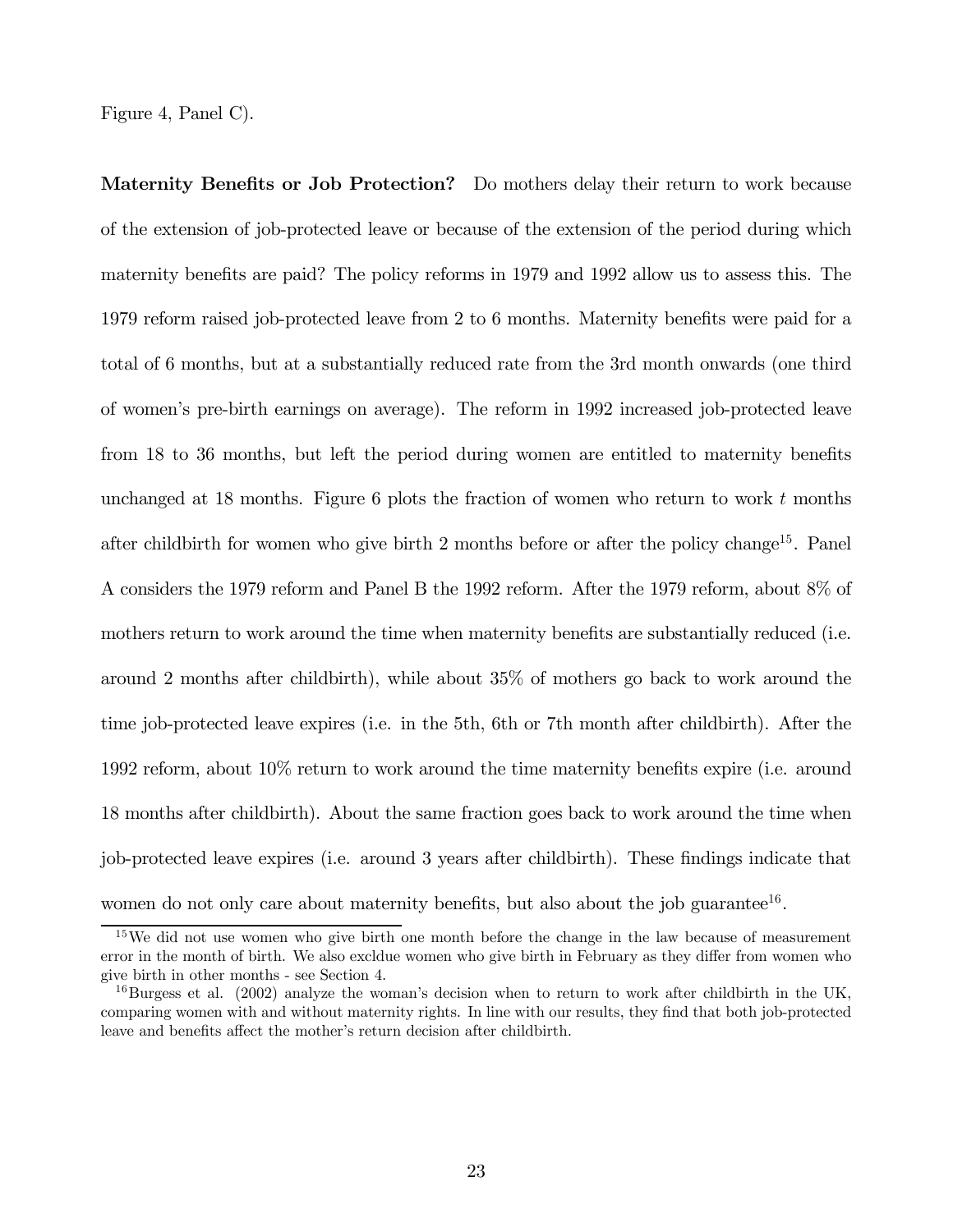Figure 4, Panel C).

**Maternity Benefits or Job Protection?** Do mothers delay their return to work because of the extension of job-protected leave or because of the extension of the period during which maternity benefits are paid? The policy reforms in 1979 and 1992 allow us to assess this. The 1979 reform raised job-protected leave from 2 to 6 months. Maternity benefits were paid for a total of 6 months, but at a substantially reduced rate from the 3rd month onwards (one third of women's pre-birth earnings on average). The reform in 1992 increased job-protected leave from 18 to 36 months, but left the period during women are entitled to maternity benefits unchanged at 18 months. Figure 6 plots the fraction of women who return to work $t$ months after childbirth for women who give birth 2 months before or after the policy change[15]. Panel A considers the 1979 reform and Panel B the 1992 reform. After the 1979 reform, about 8% of mothers return to work around the time when maternity benefits are substantially reduced (i.e. around 2 months after childbirth), while about 35% of mothers go back to work around the time job-protected leave expires (i.e. in the 5th, 6th or 7th month after childbirth). After the 1992 reform, about 10% return to work around the time maternity benefits expire (i.e. around 18 months after childbirth). About the same fraction goes back to work around the time when job-protected leave expires (i.e. around 3 years after childbirth). These findings indicate that women do not only care about maternity benefits, but also about the job guarantee[16].

[15] We did not use women who give birth one month before the change in the law because of measurement error in the month of birth. We also excldue women who give birth in February as they differ from women who give birth in other months - see Section 4.

[16] Burgess et al. (2002) analyze the woman's decision when to return to work after childbirth in the UK, comparing women with and without maternity rights. In line with our results, they find that both job-protected leave and benefits affect the mother's return decision after childbirth.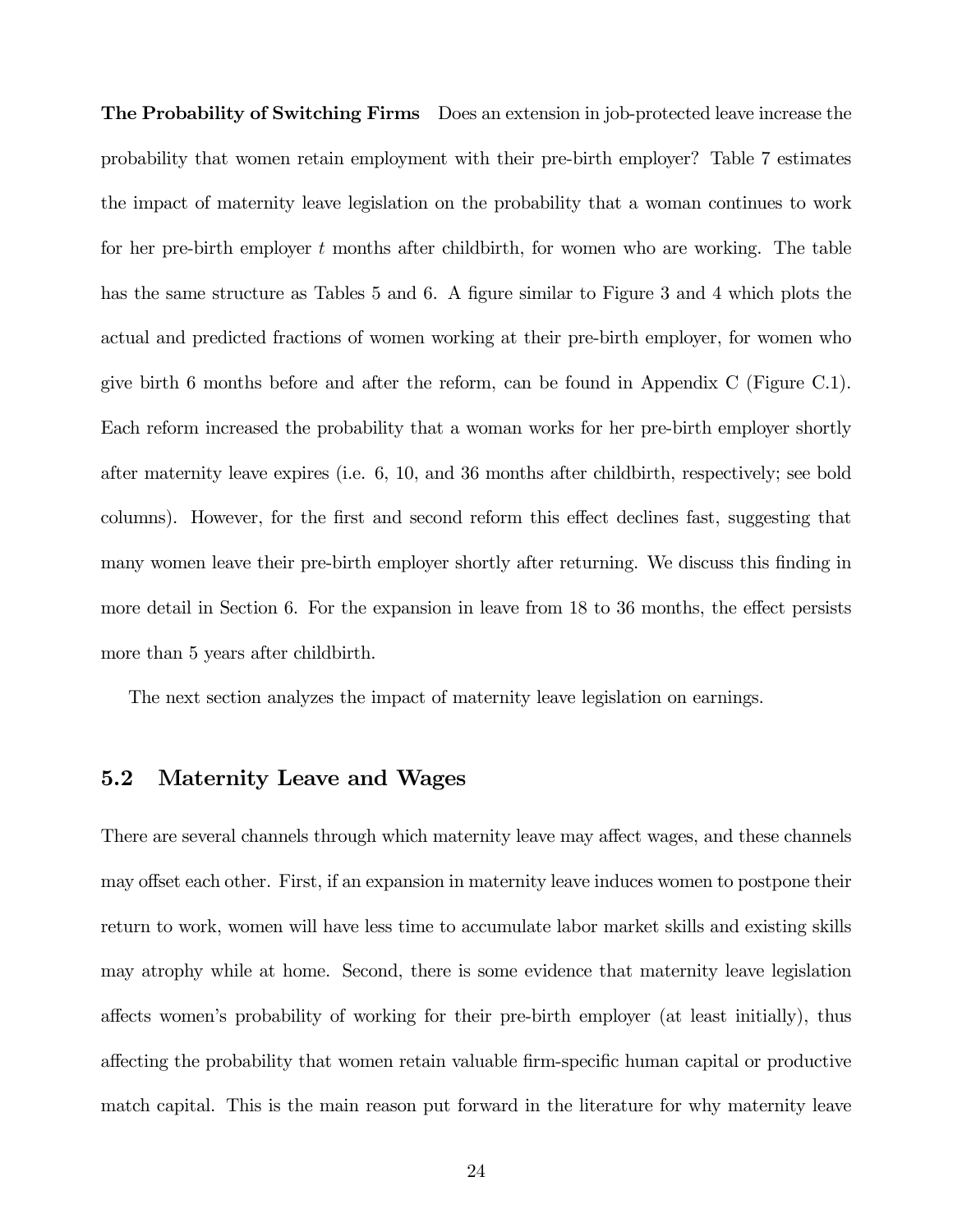**The Probability of Switching Firms** Does an extension in job-protected leave increase the probability that women retain employment with their pre-birth employer? Table 7 estimates the impact of maternity leave legislation on the probability that a woman continues to work for her pre-birth employer $t$ months after childbirth, for women who are working. The table has the same structure as Tables 5 and 6. A figure similar to Figure 3 and 4 which plots the actual and predicted fractions of women working at their pre-birth employer, for women who give birth 6 months before and after the reform, can be found in Appendix C (Figure C.1). Each reform increased the probability that a woman works for her pre-birth employer shortly after maternity leave expires (i.e. 6, 10, and 36 months after childbirth, respectively; see bold columns). However, for the first and second reform this effect declines fast, suggesting that many women leave their pre-birth employer shortly after returning. We discuss this finding in more detail in Section 6. For the expansion in leave from 18 to 36 months, the effect persists more than 5 years after childbirth.

The next section analyzes the impact of maternity leave legislation on earnings.

## 5.2 Maternity Leave and Wages

There are several channels through which maternity leave may affect wages, and these channels may offset each other. First, if an expansion in maternity leave induces women to postpone their return to work, women will have less time to accumulate labor market skills and existing skills may atrophy while at home. Second, there is some evidence that maternity leave legislation affects women's probability of working for their pre-birth employer (at least initially), thus affecting the probability that women retain valuable firm-specific human capital or productive match capital. This is the main reason put forward in the literature for why maternity leave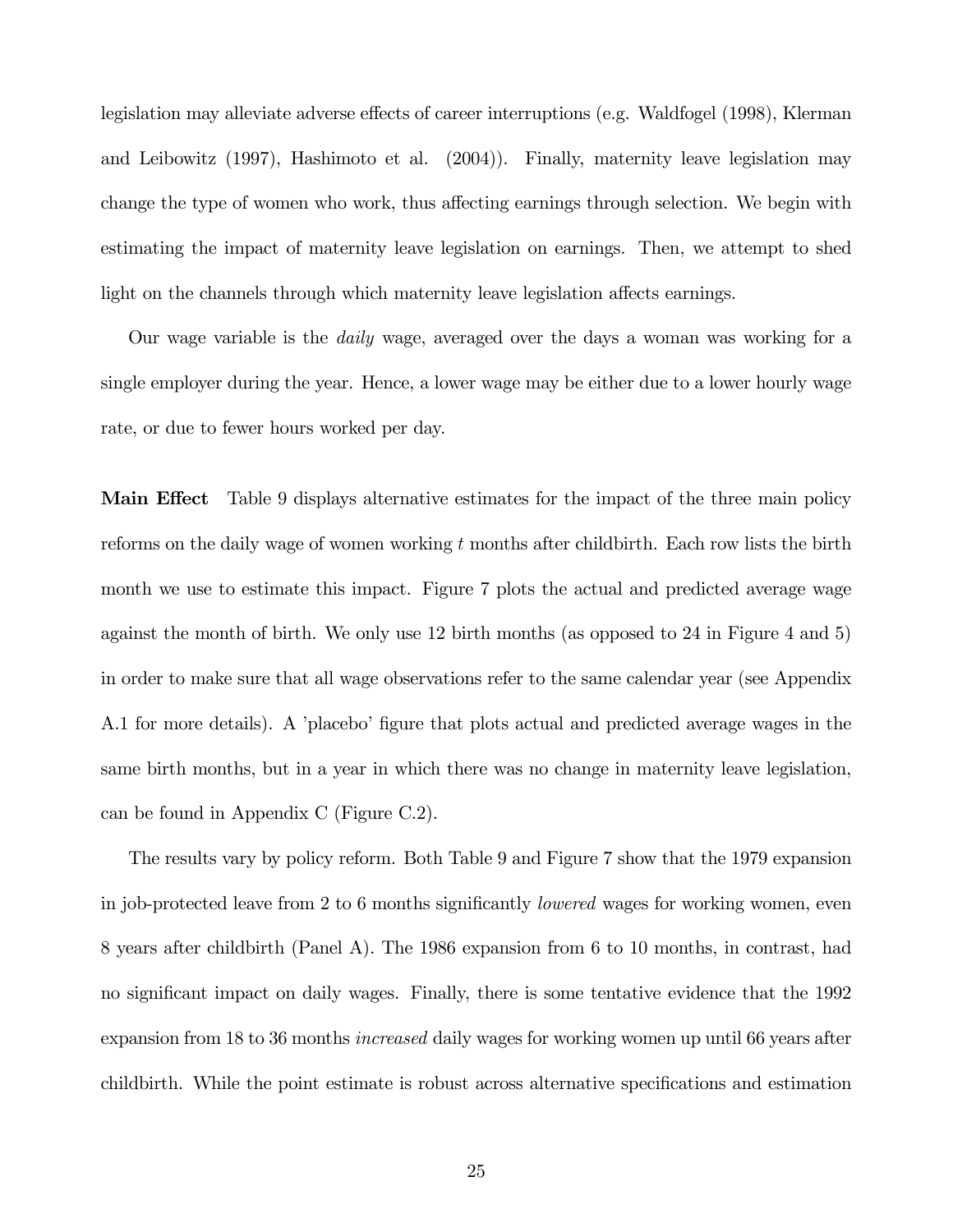legislation may alleviate adverse effects of career interruptions (e.g. Waldfogel (1998), Klerman and Leibowitz (1997), Hashimoto et al. (2004)). Finally, maternity leave legislation may change the type of women who work, thus affecting earnings through selection. We begin with estimating the impact of maternity leave legislation on earnings. Then, we attempt to shed light on the channels through which maternity leave legislation affects earnings.

Our wage variable is the *daily* wage, averaged over the days a woman was working for a single employer during the year. Hence, a lower wage may be either due to a lower hourly wage rate, or due to fewer hours worked per day.

**Main Effect** Table 9 displays alternative estimates for the impact of the three main policy reforms on the daily wage of women working $t$ months after childbirth. Each row lists the birth month we use to estimate this impact. Figure 7 plots the actual and predicted average wage against the month of birth. We only use 12 birth months (as opposed to 24 in Figure 4 and 5) in order to make sure that all wage observations refer to the same calendar year (see Appendix A.1 for more details). A 'placebo' figure that plots actual and predicted average wages in the same birth months, but in a year in which there was no change in maternity leave legislation, can be found in Appendix C (Figure C.2).

The results vary by policy reform. Both Table 9 and Figure 7 show that the 1979 expansion in job-protected leave from 2 to 6 months significantly *lowered* wages for working women, even 8 years after childbirth (Panel A). The 1986 expansion from 6 to 10 months, in contrast, had no significant impact on daily wages. Finally, there is some tentative evidence that the 1992 expansion from 18 to 36 months *increased* daily wages for working women up until 66 years after childbirth. While the point estimate is robust across alternative specifications and estimation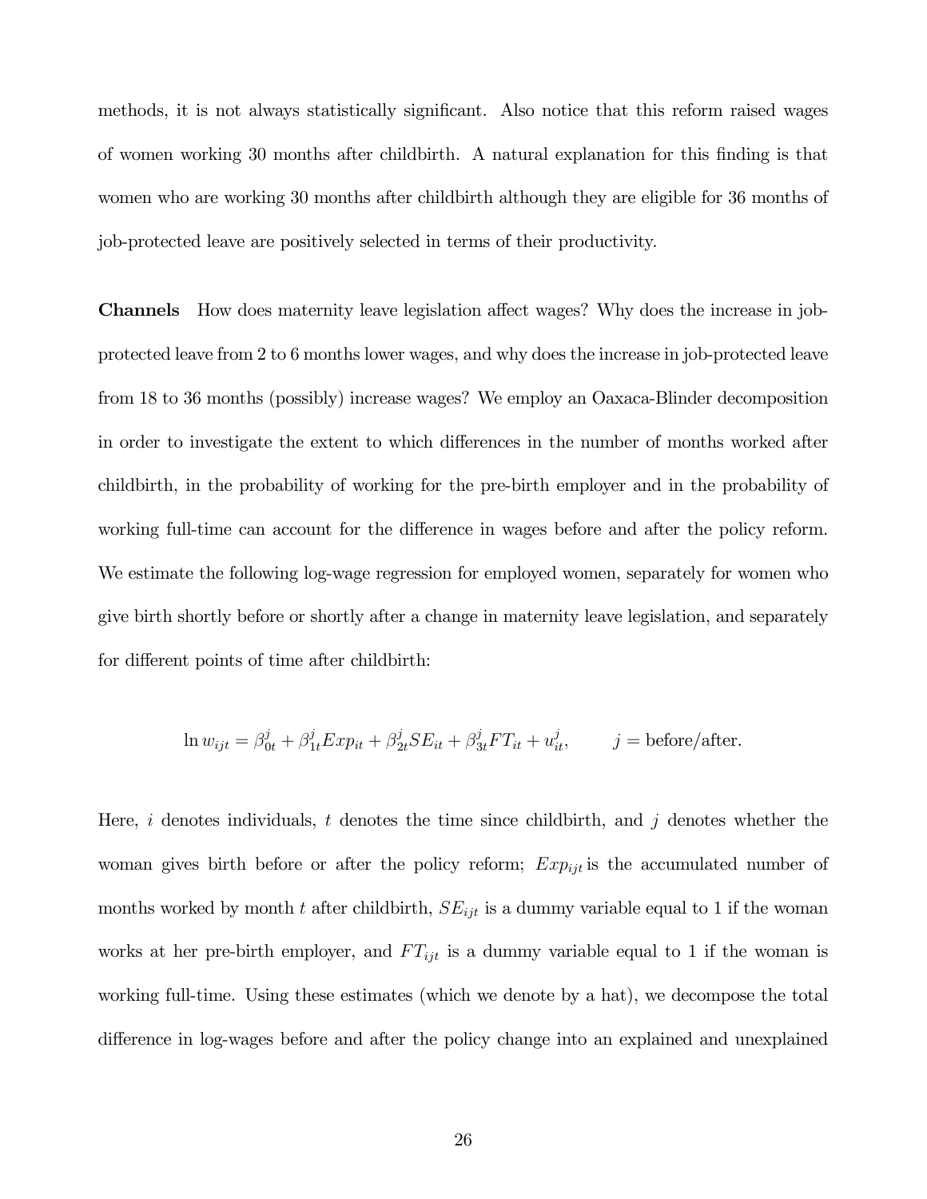methods, it is not always statistically significant. Also notice that this reform raised wages of women working 30 months after childbirth. A natural explanation for this finding is that women who are working 30 months after childbirth although they are eligible for 36 months of job-protected leave are positively selected in terms of their productivity.

**Channels** How does maternity leave legislation affect wages? Why does the increase in job-protected leave from 2 to 6 months lower wages, and why does the increase in job-protected leave from 18 to 36 months (possibly) increase wages? We employ an Oaxaca-Blinder decomposition in order to investigate the extent to which differences in the number of months worked after childbirth, in the probability of working for the pre-birth employer and in the probability of working full-time can account for the difference in wages before and after the policy reform. We estimate the following log-wage regression for employed women, separately for women who give birth shortly before or shortly after a change in maternity leave legislation, and separately for different points of time after childbirth:

$$\ln w_{ijt} = \beta^j_{0t} + \beta^j_{1t} Exp_{it} + \beta^j_{2t} SE_{it} + \beta^j_{3t} FT_{it} + u^j_{it}, \qquad j = \text{before/after}.$$

Here, $i$ denotes individuals, $t$ denotes the time since childbirth, and $j$ denotes whether the woman gives birth before or after the policy reform; $Exp_{ijt}$ is the accumulated number of months worked by month $t$ after childbirth, $SE_{ijt}$ is a dummy variable equal to 1 if the woman works at her pre-birth employer, and $FT_{ijt}$ is a dummy variable equal to 1 if the woman is working full-time. Using these estimates (which we denote by a hat), we decompose the total difference in log-wages before and after the policy change into an explained and unexplained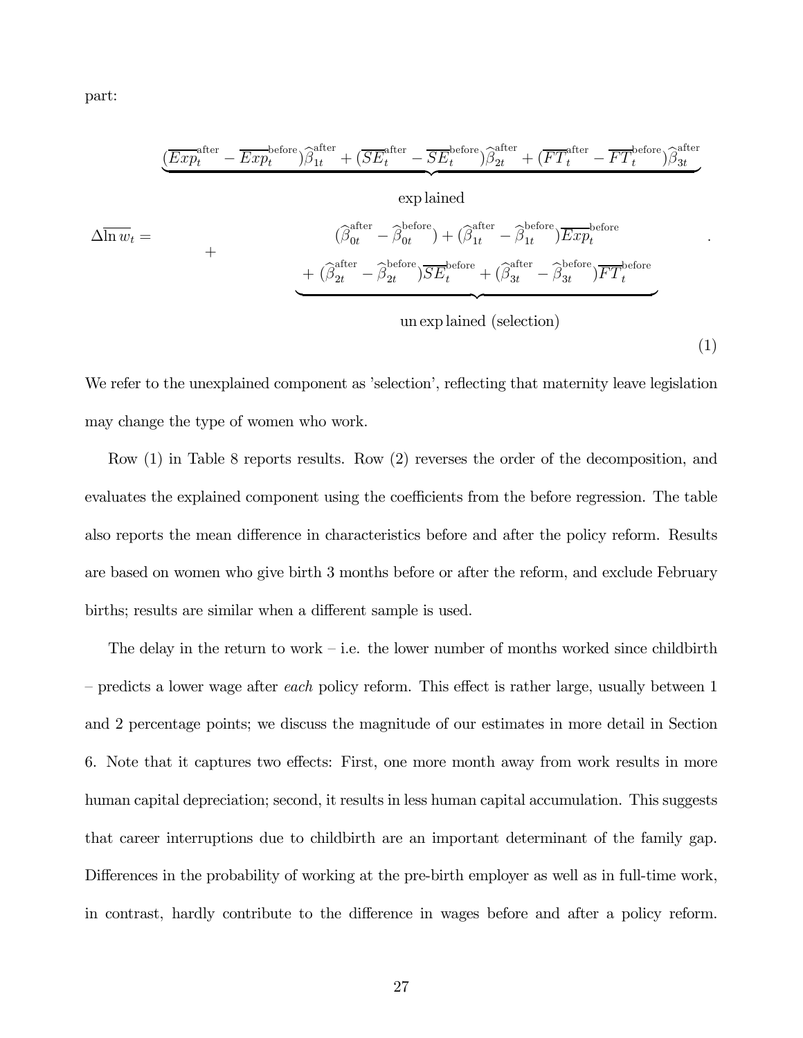part:

$$
\Delta \overline{\ln w_t} = \underbrace{(\overline{Exp}_t^{\text{after}} - \overline{Exp}_t^{\text{before}})\widehat{\beta}_{1t}^{\text{after}} + (\overline{SE}_t^{\text{after}} - \overline{SE}_t^{\text{before}})\widehat{\beta}_{2t}^{\text{after}} + (\overline{FT}_t^{\text{after}} - \overline{FT}_t^{\text{before}})\widehat{\beta}_{3t}^{\text{after}}}_{\text{explained}} + \underbrace{\begin{array}{c}(\widehat{\beta}_{0t}^{\text{after}} - \widehat{\beta}_{0t}^{\text{before}}) + (\widehat{\beta}_{1t}^{\text{after}} - \widehat{\beta}_{1t}^{\text{before}})\overline{Exp}_t^{\text{before}} \\ + (\widehat{\beta}_{2t}^{\text{after}} - \widehat{\beta}_{2t}^{\text{before}})\overline{SE}_t^{\text{before}} + (\widehat{\beta}_{3t}^{\text{after}} - \widehat{\beta}_{3t}^{\text{before}})\overline{FT}_t^{\text{before}}\end{array}}_{\text{unexplained (selection)}} . \quad (1)
$$

We refer to the unexplained component as 'selection', reflecting that maternity leave legislation may change the type of women who work.

Row (1) in Table 8 reports results. Row (2) reverses the order of the decomposition, and evaluates the explained component using the coefficients from the before regression. The table also reports the mean difference in characteristics before and after the policy reform. Results are based on women who give birth 3 months before or after the reform, and exclude February births; results are similar when a different sample is used.

The delay in the return to work – i.e. the lower number of months worked since childbirth – predicts a lower wage after *each* policy reform. This effect is rather large, usually between 1 and 2 percentage points; we discuss the magnitude of our estimates in more detail in Section 6. Note that it captures two effects: First, one more month away from work results in more human capital depreciation; second, it results in less human capital accumulation. This suggests that career interruptions due to childbirth are an important determinant of the family gap. Differences in the probability of working at the pre-birth employer as well as in full-time work, in contrast, hardly contribute to the difference in wages before and after a policy reform.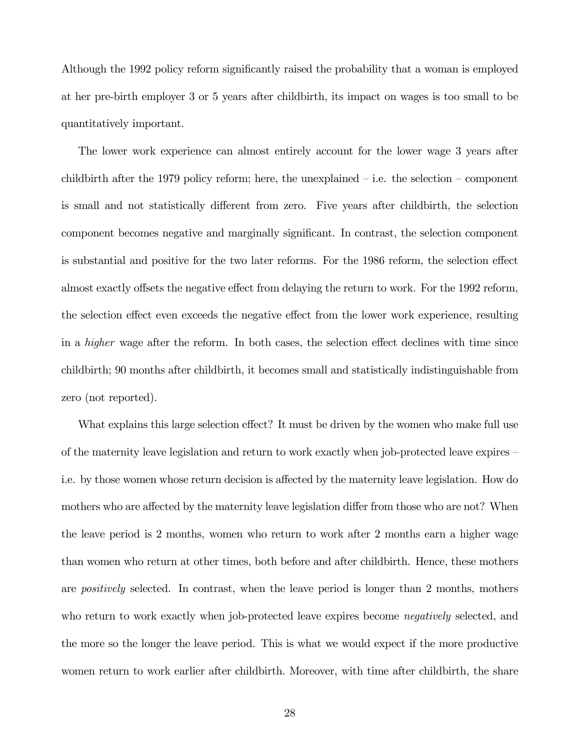Although the 1992 policy reform significantly raised the probability that a woman is employed at her pre-birth employer 3 or 5 years after childbirth, its impact on wages is too small to be quantitatively important.

The lower work experience can almost entirely account for the lower wage 3 years after childbirth after the 1979 policy reform; here, the unexplained – i.e. the selection – component is small and not statistically different from zero. Five years after childbirth, the selection component becomes negative and marginally significant. In contrast, the selection component is substantial and positive for the two later reforms. For the 1986 reform, the selection effect almost exactly offsets the negative effect from delaying the return to work. For the 1992 reform, the selection effect even exceeds the negative effect from the lower work experience, resulting in a *higher* wage after the reform. In both cases, the selection effect declines with time since childbirth; 90 months after childbirth, it becomes small and statistically indistinguishable from zero (not reported).

What explains this large selection effect? It must be driven by the women who make full use of the maternity leave legislation and return to work exactly when job-protected leave expires – i.e. by those women whose return decision is affected by the maternity leave legislation. How do mothers who are affected by the maternity leave legislation differ from those who are not? When the leave period is 2 months, women who return to work after 2 months earn a higher wage than women who return at other times, both before and after childbirth. Hence, these mothers are *positively* selected. In contrast, when the leave period is longer than 2 months, mothers who return to work exactly when job-protected leave expires become *negatively* selected, and the more so the longer the leave period. This is what we would expect if the more productive women return to work earlier after childbirth. Moreover, with time after childbirth, the share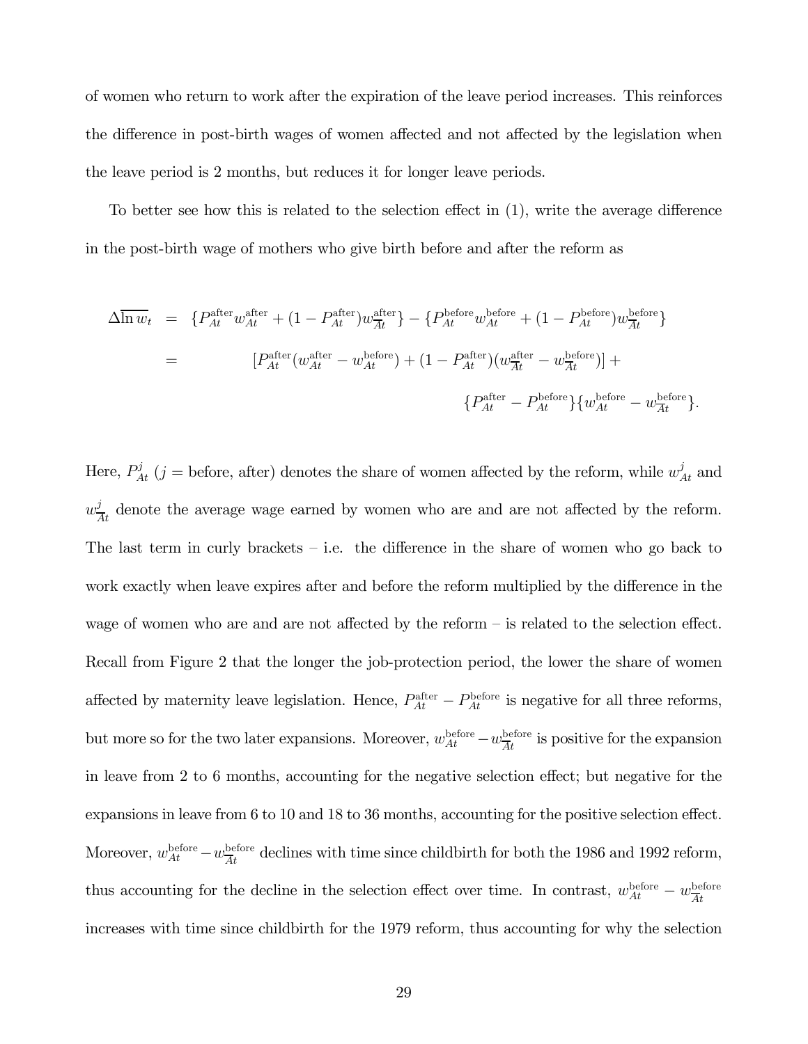of women who return to work after the expiration of the leave period increases. This reinforces the difference in post-birth wages of women affected and not affected by the legislation when the leave period is 2 months, but reduces it for longer leave periods.

To better see how this is related to the selection effect in (1), write the average difference in the post-birth wage of mothers who give birth before and after the reform as

$$
\begin{aligned}
\Delta\overline{\ln w_t} &= \{P_{At}^{\text{after}} w_{At}^{\text{after}} + (1 - P_{At}^{\text{after}}) w_{\overline{A}t}^{\text{after}}\} - \{P_{At}^{\text{before}} w_{At}^{\text{before}} + (1 - P_{At}^{\text{before}}) w_{\overline{A}t}^{\text{before}}\} \\
&= [P_{At}^{\text{after}}(w_{At}^{\text{after}} - w_{At}^{\text{before}}) + (1 - P_{At}^{\text{after}})(w_{\overline{A}t}^{\text{after}} - w_{\overline{A}t}^{\text{before}})] + \\
&\qquad \{P_{At}^{\text{after}} - P_{At}^{\text{before}}\}\{w_{At}^{\text{before}} - w_{\overline{A}t}^{\text{before}}\}.
\end{aligned}
$$

Here, $P_{At}^{j}$ ($j$ = before, after) denotes the share of women affected by the reform, while $w_{At}^{j}$ and $w_{\overline{A}t}^{j}$ denote the average wage earned by women who are and are not affected by the reform. The last term in curly brackets – i.e. the difference in the share of women who go back to work exactly when leave expires after and before the reform multiplied by the difference in the wage of women who are and are not affected by the reform – is related to the selection effect. Recall from Figure 2 that the longer the job-protection period, the lower the share of women affected by maternity leave legislation. Hence, $P_{At}^{\text{after}} - P_{At}^{\text{before}}$ is negative for all three reforms, but more so for the two later expansions. Moreover, $w_{At}^{\text{before}} - w_{\overline{A}t}^{\text{before}}$ is positive for the expansion in leave from 2 to 6 months, accounting for the negative selection effect; but negative for the expansions in leave from 6 to 10 and 18 to 36 months, accounting for the positive selection effect. Moreover, $w_{At}^{\text{before}} - w_{\overline{A}t}^{\text{before}}$ declines with time since childbirth for both the 1986 and 1992 reform, thus accounting for the decline in the selection effect over time. In contrast, $w_{At}^{\text{before}} - w_{\overline{A}t}^{\text{before}}$ increases with time since childbirth for the 1979 reform, thus accounting for why the selection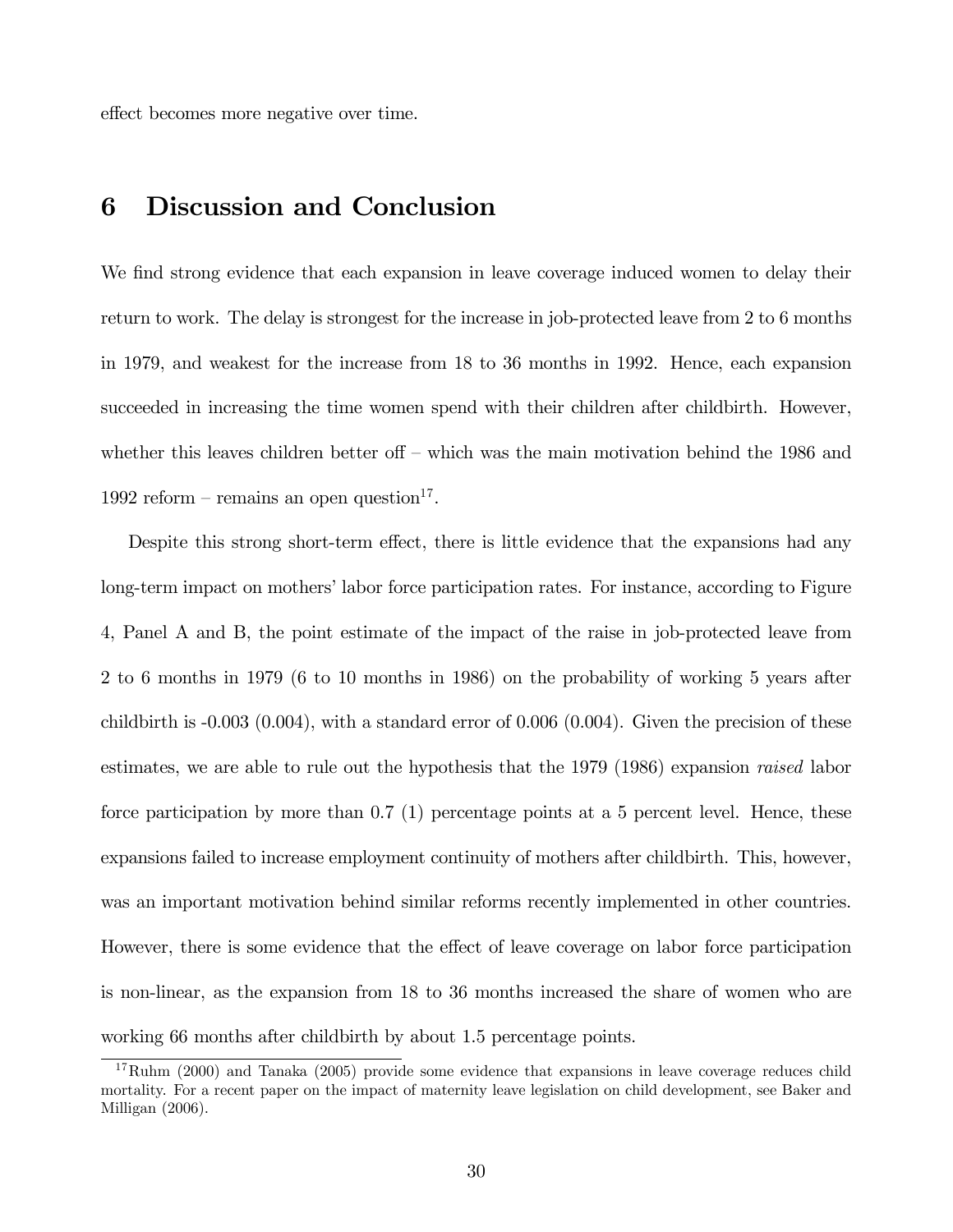effect becomes more negative over time.

# 6 Discussion and Conclusion

We find strong evidence that each expansion in leave coverage induced women to delay their return to work. The delay is strongest for the increase in job-protected leave from 2 to 6 months in 1979, and weakest for the increase from 18 to 36 months in 1992. Hence, each expansion succeeded in increasing the time women spend with their children after childbirth. However, whether this leaves children better off – which was the main motivation behind the 1986 and 1992 reform – remains an open question[17].

Despite this strong short-term effect, there is little evidence that the expansions had any long-term impact on mothers' labor force participation rates. For instance, according to Figure 4, Panel A and B, the point estimate of the impact of the raise in job-protected leave from 2 to 6 months in 1979 (6 to 10 months in 1986) on the probability of working 5 years after childbirth is -0.003 (0.004), with a standard error of 0.006 (0.004). Given the precision of these estimates, we are able to rule out the hypothesis that the 1979 (1986) expansion *raised* labor force participation by more than 0.7 (1) percentage points at a 5 percent level. Hence, these expansions failed to increase employment continuity of mothers after childbirth. This, however, was an important motivation behind similar reforms recently implemented in other countries. However, there is some evidence that the effect of leave coverage on labor force participation is non-linear, as the expansion from 18 to 36 months increased the share of women who are working 66 months after childbirth by about 1.5 percentage points.

[17] Ruhm (2000) and Tanaka (2005) provide some evidence that expansions in leave coverage reduces child mortality. For a recent paper on the impact of maternity leave legislation on child development, see Baker and Milligan (2006).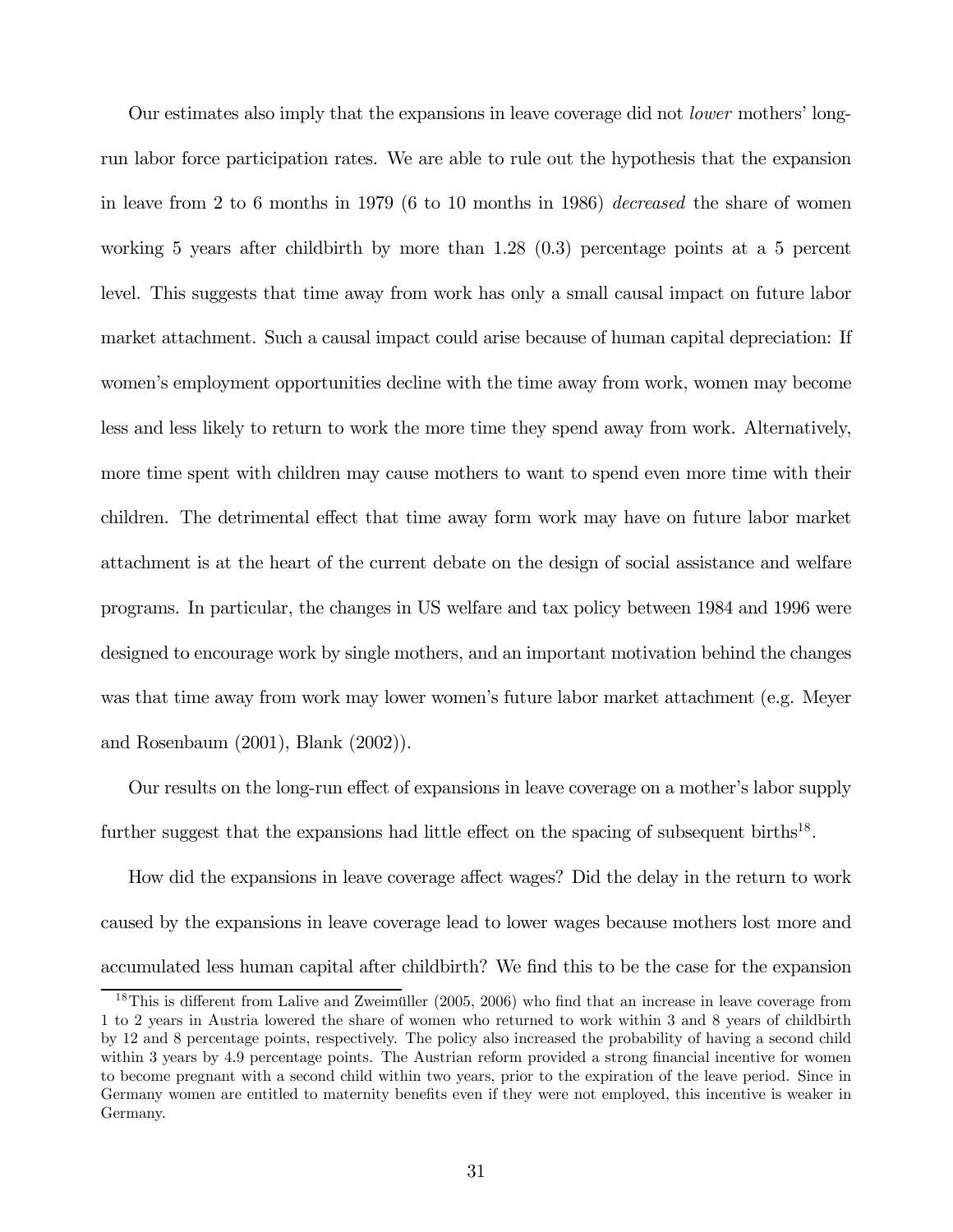Our estimates also imply that the expansions in leave coverage did not *lower* mothers' long-run labor force participation rates. We are able to rule out the hypothesis that the expansion in leave from 2 to 6 months in 1979 (6 to 10 months in 1986) *decreased* the share of women working 5 years after childbirth by more than 1.28 (0.3) percentage points at a 5 percent level. This suggests that time away from work has only a small causal impact on future labor market attachment. Such a causal impact could arise because of human capital depreciation: If women's employment opportunities decline with the time away from work, women may become less and less likely to return to work the more time they spend away from work. Alternatively, more time spent with children may cause mothers to want to spend even more time with their children. The detrimental effect that time away form work may have on future labor market attachment is at the heart of the current debate on the design of social assistance and welfare programs. In particular, the changes in US welfare and tax policy between 1984 and 1996 were designed to encourage work by single mothers, and an important motivation behind the changes was that time away from work may lower women's future labor market attachment (e.g. Meyer and Rosenbaum (2001), Blank (2002)).

Our results on the long-run effect of expansions in leave coverage on a mother's labor supply further suggest that the expansions had little effect on the spacing of subsequent births[18].

How did the expansions in leave coverage affect wages? Did the delay in the return to work caused by the expansions in leave coverage lead to lower wages because mothers lost more and accumulated less human capital after childbirth? We find this to be the case for the expansion

[18]This is different from Lalive and Zweimüller (2005, 2006) who find that an increase in leave coverage from 1 to 2 years in Austria lowered the share of women who returned to work within 3 and 8 years of childbirth by 12 and 8 percentage points, respectively. The policy also increased the probability of having a second child within 3 years by 4.9 percentage points. The Austrian reform provided a strong financial incentive for women to become pregnant with a second child within two years, prior to the expiration of the leave period. Since in Germany women are entitled to maternity benefits even if they were not employed, this incentive is weaker in Germany.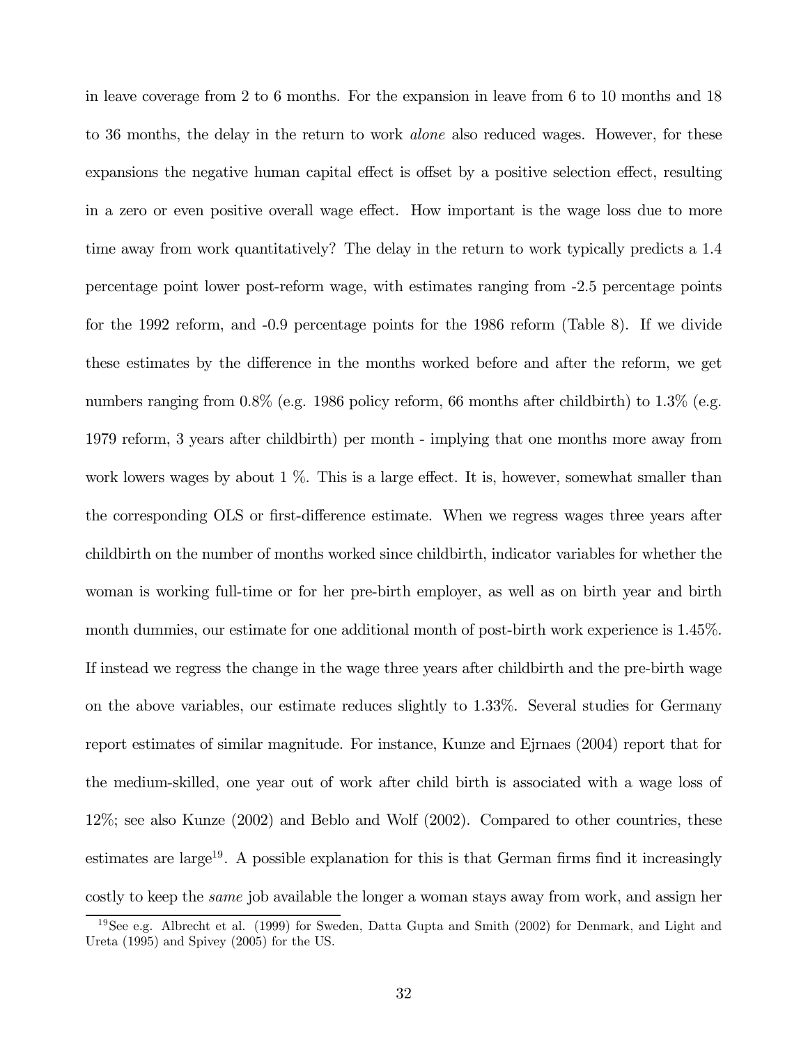in leave coverage from 2 to 6 months. For the expansion in leave from 6 to 10 months and 18 to 36 months, the delay in the return to work *alone* also reduced wages. However, for these expansions the negative human capital effect is offset by a positive selection effect, resulting in a zero or even positive overall wage effect. How important is the wage loss due to more time away from work quantitatively? The delay in the return to work typically predicts a 1.4 percentage point lower post-reform wage, with estimates ranging from -2.5 percentage points for the 1992 reform, and -0.9 percentage points for the 1986 reform (Table 8). If we divide these estimates by the difference in the months worked before and after the reform, we get numbers ranging from 0.8% (e.g. 1986 policy reform, 66 months after childbirth) to 1.3% (e.g. 1979 reform, 3 years after childbirth) per month - implying that one months more away from work lowers wages by about 1 %. This is a large effect. It is, however, somewhat smaller than the corresponding OLS or first-difference estimate. When we regress wages three years after childbirth on the number of months worked since childbirth, indicator variables for whether the woman is working full-time or for her pre-birth employer, as well as on birth year and birth month dummies, our estimate for one additional month of post-birth work experience is 1.45%. If instead we regress the change in the wage three years after childbirth and the pre-birth wage on the above variables, our estimate reduces slightly to 1.33%. Several studies for Germany report estimates of similar magnitude. For instance, Kunze and Ejrnaes (2004) report that for the medium-skilled, one year out of work after child birth is associated with a wage loss of 12%; see also Kunze (2002) and Beblo and Wolf (2002). Compared to other countries, these estimates are large[19]. A possible explanation for this is that German firms find it increasingly costly to keep the *same* job available the longer a woman stays away from work, and assign her

[19] See e.g. Albrecht et al. (1999) for Sweden, Datta Gupta and Smith (2002) for Denmark, and Light and Ureta (1995) and Spivey (2005) for the US.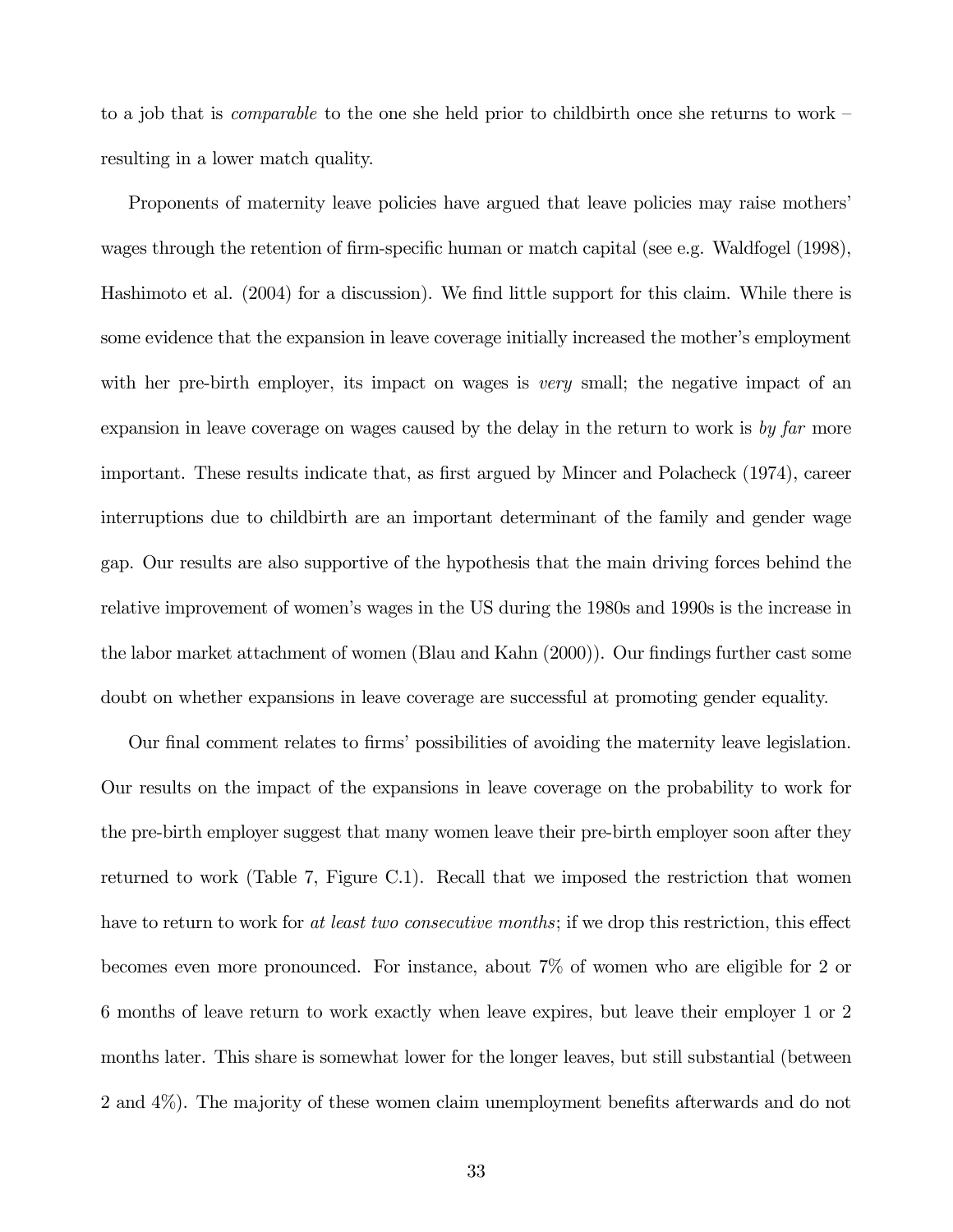to a job that is *comparable* to the one she held prior to childbirth once she returns to work – resulting in a lower match quality.

Proponents of maternity leave policies have argued that leave policies may raise mothers' wages through the retention of firm-specific human or match capital (see e.g. Waldfogel (1998), Hashimoto et al. (2004) for a discussion). We find little support for this claim. While there is some evidence that the expansion in leave coverage initially increased the mother's employment with her pre-birth employer, its impact on wages is *very* small; the negative impact of an expansion in leave coverage on wages caused by the delay in the return to work is *by far* more important. These results indicate that, as first argued by Mincer and Polacheck (1974), career interruptions due to childbirth are an important determinant of the family and gender wage gap. Our results are also supportive of the hypothesis that the main driving forces behind the relative improvement of women's wages in the US during the 1980s and 1990s is the increase in the labor market attachment of women (Blau and Kahn (2000)). Our findings further cast some doubt on whether expansions in leave coverage are successful at promoting gender equality.

Our final comment relates to firms' possibilities of avoiding the maternity leave legislation. Our results on the impact of the expansions in leave coverage on the probability to work for the pre-birth employer suggest that many women leave their pre-birth employer soon after they returned to work (Table 7, Figure C.1). Recall that we imposed the restriction that women have to return to work for *at least two consecutive months*; if we drop this restriction, this effect becomes even more pronounced. For instance, about 7% of women who are eligible for 2 or 6 months of leave return to work exactly when leave expires, but leave their employer 1 or 2 months later. This share is somewhat lower for the longer leaves, but still substantial (between 2 and 4%). The majority of these women claim unemployment benefits afterwards and do not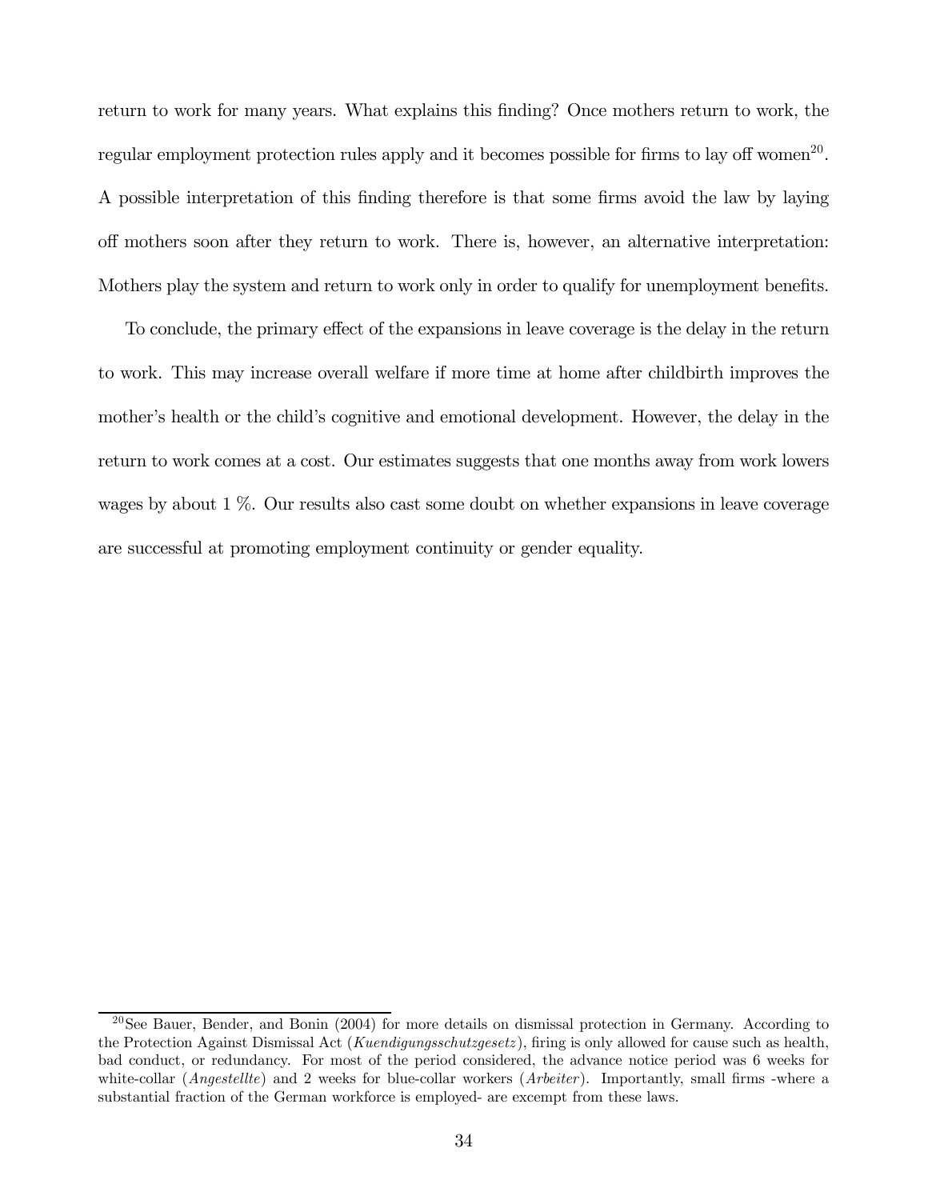return to work for many years. What explains this finding? Once mothers return to work, the regular employment protection rules apply and it becomes possible for firms to lay off women[20]. A possible interpretation of this finding therefore is that some firms avoid the law by laying off mothers soon after they return to work. There is, however, an alternative interpretation: Mothers play the system and return to work only in order to qualify for unemployment benefits.

To conclude, the primary effect of the expansions in leave coverage is the delay in the return to work. This may increase overall welfare if more time at home after childbirth improves the mother's health or the child's cognitive and emotional development. However, the delay in the return to work comes at a cost. Our estimates suggests that one months away from work lowers wages by about 1 %. Our results also cast some doubt on whether expansions in leave coverage are successful at promoting employment continuity or gender equality.

[20] See Bauer, Bender, and Bonin (2004) for more details on dismissal protection in Germany. According to the Protection Against Dismissal Act (*Kuendigungsschutzgesetz*), firing is only allowed for cause such as health, bad conduct, or redundancy. For most of the period considered, the advance notice period was 6 weeks for white-collar (*Angestellte*) and 2 weeks for blue-collar workers (*Arbeiter*). Importantly, small firms -where a substantial fraction of the German workforce is employed- are excempt from these laws.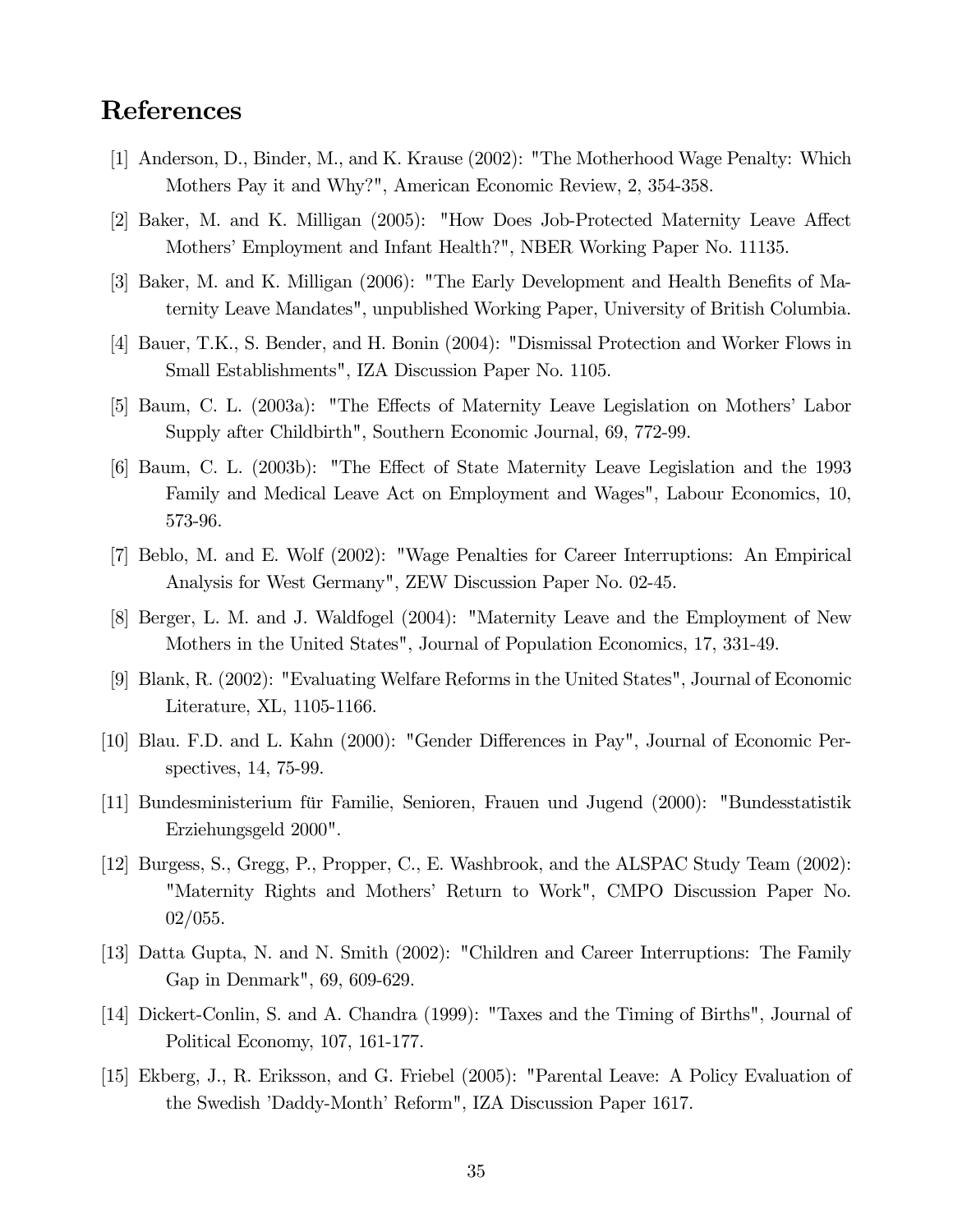# References

[1] Anderson, D., Binder, M., and K. Krause (2002): "The Motherhood Wage Penalty: Which Mothers Pay it and Why?", American Economic Review, 2, 354-358.

[2] Baker, M. and K. Milligan (2005): "How Does Job-Protected Maternity Leave Affect Mothers' Employment and Infant Health?", NBER Working Paper No. 11135.

[3] Baker, M. and K. Milligan (2006): "The Early Development and Health Benefits of Maternity Leave Mandates", unpublished Working Paper, University of British Columbia.

[4] Bauer, T.K., S. Bender, and H. Bonin (2004): "Dismissal Protection and Worker Flows in Small Establishments", IZA Discussion Paper No. 1105.

[5] Baum, C. L. (2003a): "The Effects of Maternity Leave Legislation on Mothers' Labor Supply after Childbirth", Southern Economic Journal, 69, 772-99.

[6] Baum, C. L. (2003b): "The Effect of State Maternity Leave Legislation and the 1993 Family and Medical Leave Act on Employment and Wages", Labour Economics, 10, 573-96.

[7] Beblo, M. and E. Wolf (2002): "Wage Penalties for Career Interruptions: An Empirical Analysis for West Germany", ZEW Discussion Paper No. 02-45.

[8] Berger, L. M. and J. Waldfogel (2004): "Maternity Leave and the Employment of New Mothers in the United States", Journal of Population Economics, 17, 331-49.

[9] Blank, R. (2002): "Evaluating Welfare Reforms in the United States", Journal of Economic Literature, XL, 1105-1166.

[10] Blau. F.D. and L. Kahn (2000): "Gender Differences in Pay", Journal of Economic Perspectives, 14, 75-99.

[11] Bundesministerium für Familie, Senioren, Frauen und Jugend (2000): "Bundesstatistik Erziehungsgeld 2000".

[12] Burgess, S., Gregg, P., Propper, C., E. Washbrook, and the ALSPAC Study Team (2002): "Maternity Rights and Mothers' Return to Work", CMPO Discussion Paper No. 02/055.

[13] Datta Gupta, N. and N. Smith (2002): "Children and Career Interruptions: The Family Gap in Denmark", 69, 609-629.

[14] Dickert-Conlin, S. and A. Chandra (1999): "Taxes and the Timing of Births", Journal of Political Economy, 107, 161-177.

[15] Ekberg, J., R. Eriksson, and G. Friebel (2005): "Parental Leave: A Policy Evaluation of the Swedish 'Daddy-Month' Reform", IZA Discussion Paper 1617.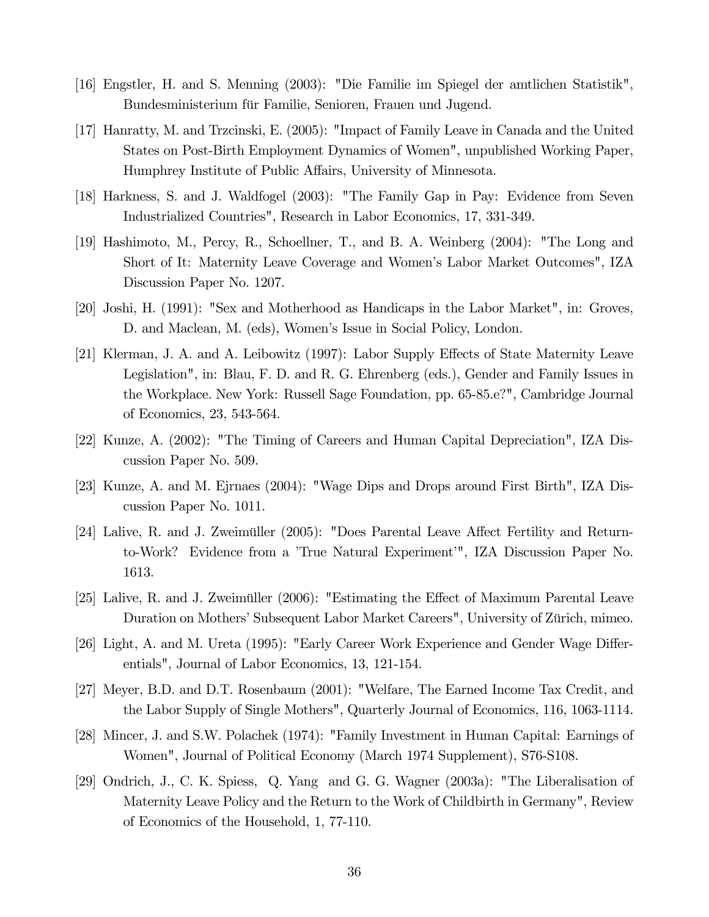[16] Engstler, H. and S. Menning (2003): "Die Familie im Spiegel der amtlichen Statistik", Bundesministerium für Familie, Senioren, Frauen und Jugend.

[17] Hanratty, M. and Trzcinski, E. (2005): "Impact of Family Leave in Canada and the United States on Post-Birth Employment Dynamics of Women", unpublished Working Paper, Humphrey Institute of Public Affairs, University of Minnesota.

[18] Harkness, S. and J. Waldfogel (2003): "The Family Gap in Pay: Evidence from Seven Industrialized Countries", Research in Labor Economics, 17, 331-349.

[19] Hashimoto, M., Percy, R., Schoellner, T., and B. A. Weinberg (2004): "The Long and Short of It: Maternity Leave Coverage and Women's Labor Market Outcomes", IZA Discussion Paper No. 1207.

[20] Joshi, H. (1991): "Sex and Motherhood as Handicaps in the Labor Market", in: Groves, D. and Maclean, M. (eds), Women's Issue in Social Policy, London.

[21] Klerman, J. A. and A. Leibowitz (1997): Labor Supply Effects of State Maternity Leave Legislation", in: Blau, F. D. and R. G. Ehrenberg (eds.), Gender and Family Issues in the Workplace. New York: Russell Sage Foundation, pp. 65-85.e?", Cambridge Journal of Economics, 23, 543-564.

[22] Kunze, A. (2002): "The Timing of Careers and Human Capital Depreciation", IZA Discussion Paper No. 509.

[23] Kunze, A. and M. Ejrnaes (2004): "Wage Dips and Drops around First Birth", IZA Discussion Paper No. 1011.

[24] Lalive, R. and J. Zweimüller (2005): "Does Parental Leave Affect Fertility and Return-to-Work? Evidence from a 'True Natural Experiment'", IZA Discussion Paper No. 1613.

[25] Lalive, R. and J. Zweimüller (2006): "Estimating the Effect of Maximum Parental Leave Duration on Mothers' Subsequent Labor Market Careers", University of Zürich, mimeo.

[26] Light, A. and M. Ureta (1995): "Early Career Work Experience and Gender Wage Differentials", Journal of Labor Economics, 13, 121-154.

[27] Meyer, B.D. and D.T. Rosenbaum (2001): "Welfare, The Earned Income Tax Credit, and the Labor Supply of Single Mothers", Quarterly Journal of Economics, 116, 1063-1114.

[28] Mincer, J. and S.W. Polachek (1974): "Family Investment in Human Capital: Earnings of Women", Journal of Political Economy (March 1974 Supplement), S76-S108.

[29] Ondrich, J., C. K. Spiess, Q. Yang and G. G. Wagner (2003a): "The Liberalisation of Maternity Leave Policy and the Return to the Work of Childbirth in Germany", Review of Economics of the Household, 1, 77-110.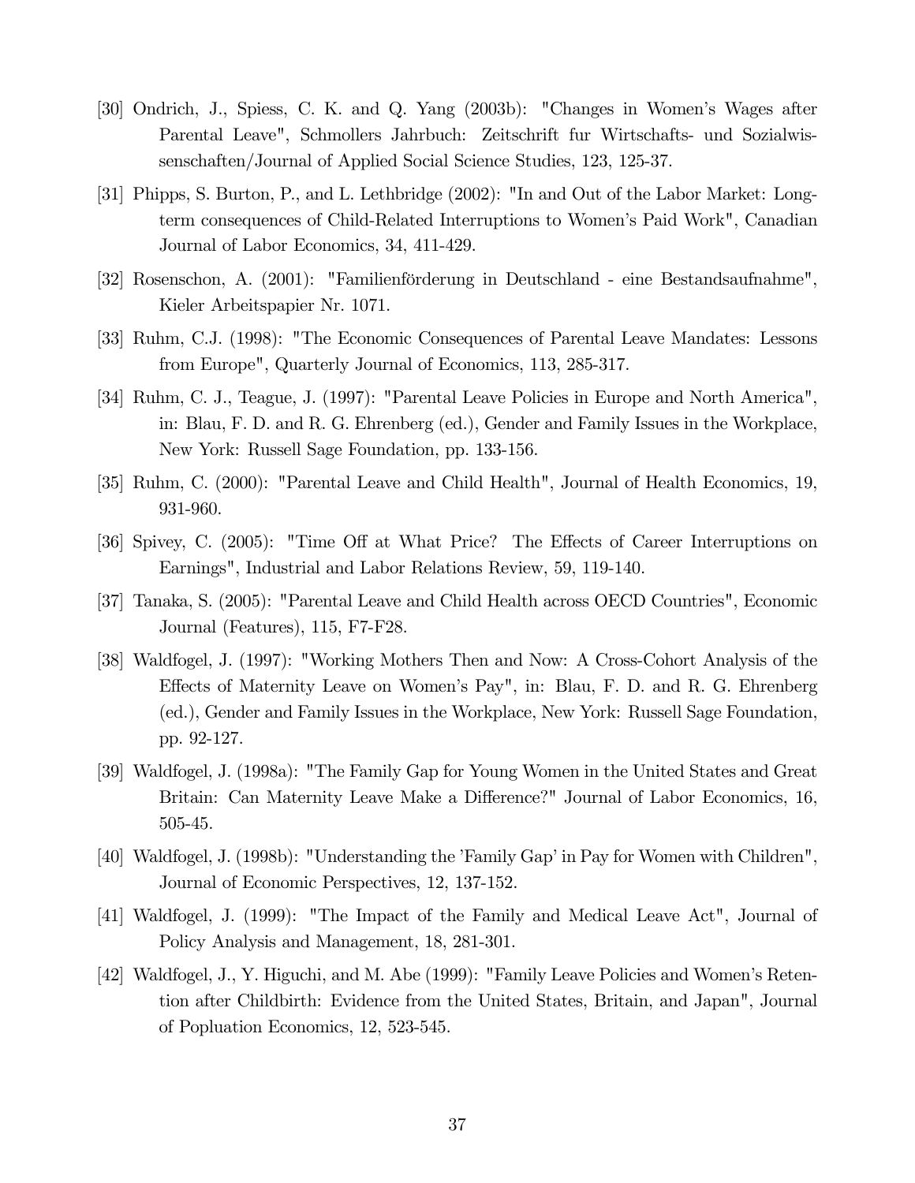[30] Ondrich, J., Spiess, C. K. and Q. Yang (2003b): "Changes in Women's Wages after Parental Leave", Schmollers Jahrbuch: Zeitschrift fur Wirtschafts- und Sozialwissenschaften/Journal of Applied Social Science Studies, 123, 125-37.

[31] Phipps, S. Burton, P., and L. Lethbridge (2002): "In and Out of the Labor Market: Long-term consequences of Child-Related Interruptions to Women's Paid Work", Canadian Journal of Labor Economics, 34, 411-429.

[32] Rosenschon, A. (2001): "Familienförderung in Deutschland - eine Bestandsaufnahme", Kieler Arbeitspapier Nr. 1071.

[33] Ruhm, C.J. (1998): "The Economic Consequences of Parental Leave Mandates: Lessons from Europe", Quarterly Journal of Economics, 113, 285-317.

[34] Ruhm, C. J., Teague, J. (1997): "Parental Leave Policies in Europe and North America", in: Blau, F. D. and R. G. Ehrenberg (ed.), Gender and Family Issues in the Workplace, New York: Russell Sage Foundation, pp. 133-156.

[35] Ruhm, C. (2000): "Parental Leave and Child Health", Journal of Health Economics, 19, 931-960.

[36] Spivey, C. (2005): "Time Off at What Price? The Effects of Career Interruptions on Earnings", Industrial and Labor Relations Review, 59, 119-140.

[37] Tanaka, S. (2005): "Parental Leave and Child Health across OECD Countries", Economic Journal (Features), 115, F7-F28.

[38] Waldfogel, J. (1997): "Working Mothers Then and Now: A Cross-Cohort Analysis of the Effects of Maternity Leave on Women's Pay", in: Blau, F. D. and R. G. Ehrenberg (ed.), Gender and Family Issues in the Workplace, New York: Russell Sage Foundation, pp. 92-127.

[39] Waldfogel, J. (1998a): "The Family Gap for Young Women in the United States and Great Britain: Can Maternity Leave Make a Difference?" Journal of Labor Economics, 16, 505-45.

[40] Waldfogel, J. (1998b): "Understanding the 'Family Gap' in Pay for Women with Children", Journal of Economic Perspectives, 12, 137-152.

[41] Waldfogel, J. (1999): "The Impact of the Family and Medical Leave Act", Journal of Policy Analysis and Management, 18, 281-301.

[42] Waldfogel, J., Y. Higuchi, and M. Abe (1999): "Family Leave Policies and Women's Retention after Childbirth: Evidence from the United States, Britain, and Japan", Journal of Popluation Economics, 12, 523-545.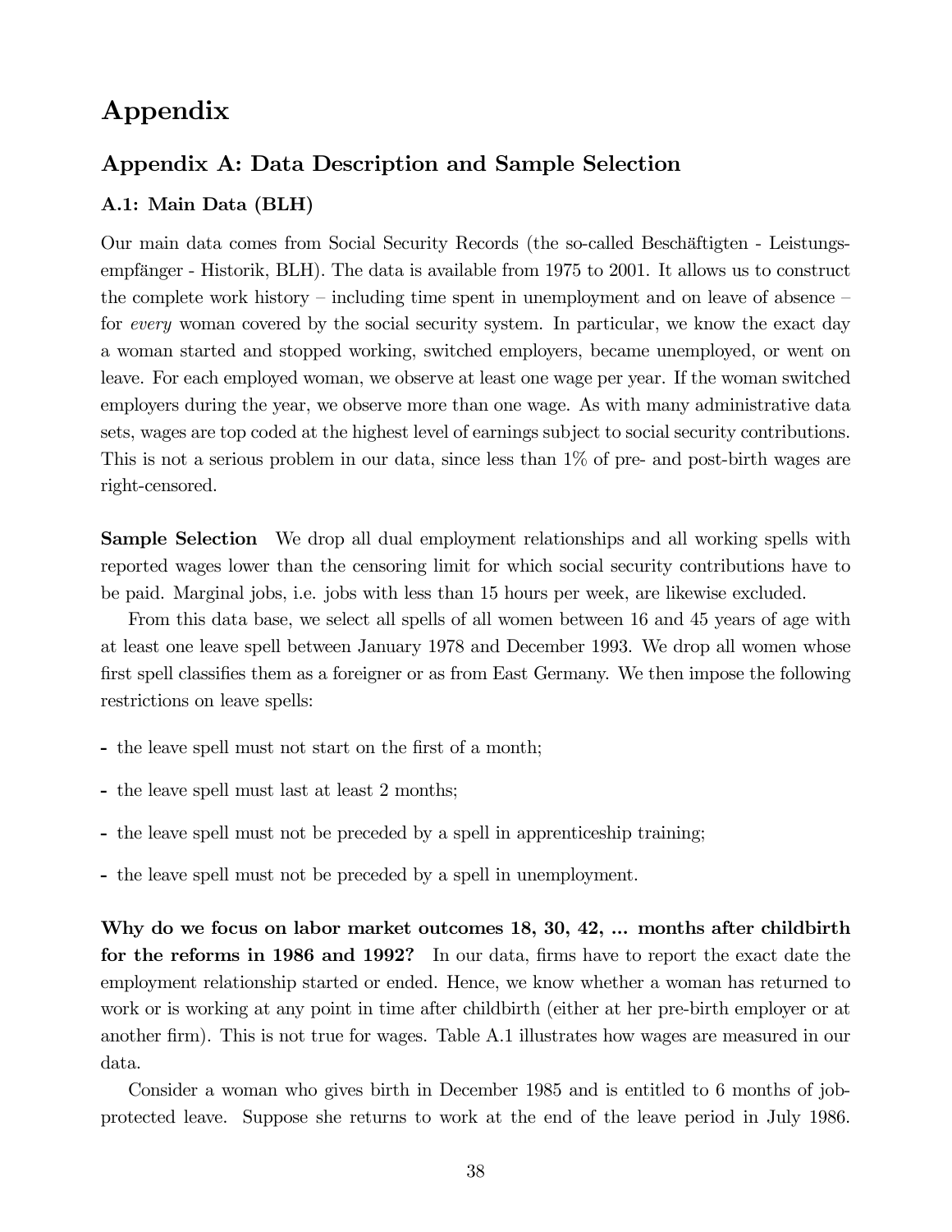# Appendix

## Appendix A: Data Description and Sample Selection

### A.1: Main Data (BLH)

Our main data comes from Social Security Records (the so-called Beschäftigten - Leistungsempfänger - Historik, BLH). The data is available from 1975 to 2001. It allows us to construct the complete work history – including time spent in unemployment and on leave of absence – for *every* woman covered by the social security system. In particular, we know the exact day a woman started and stopped working, switched employers, became unemployed, or went on leave. For each employed woman, we observe at least one wage per year. If the woman switched employers during the year, we observe more than one wage. As with many administrative data sets, wages are top coded at the highest level of earnings subject to social security contributions. This is not a serious problem in our data, since less than 1% of pre- and post-birth wages are right-censored.

**Sample Selection** We drop all dual employment relationships and all working spells with reported wages lower than the censoring limit for which social security contributions have to be paid. Marginal jobs, i.e. jobs with less than 15 hours per week, are likewise excluded.

From this data base, we select all spells of all women between 16 and 45 years of age with at least one leave spell between January 1978 and December 1993. We drop all women whose first spell classifies them as a foreigner or as from East Germany. We then impose the following restrictions on leave spells:

- the leave spell must not start on the first of a month;
- the leave spell must last at least 2 months;
- the leave spell must not be preceded by a spell in apprenticeship training;
- the leave spell must not be preceded by a spell in unemployment.

**Why do we focus on labor market outcomes 18, 30, 42, ... months after childbirth for the reforms in 1986 and 1992?** In our data, firms have to report the exact date the employment relationship started or ended. Hence, we know whether a woman has returned to work or is working at any point in time after childbirth (either at her pre-birth employer or at another firm). This is not true for wages. Table A.1 illustrates how wages are measured in our data.

Consider a woman who gives birth in December 1985 and is entitled to 6 months of job-protected leave. Suppose she returns to work at the end of the leave period in July 1986.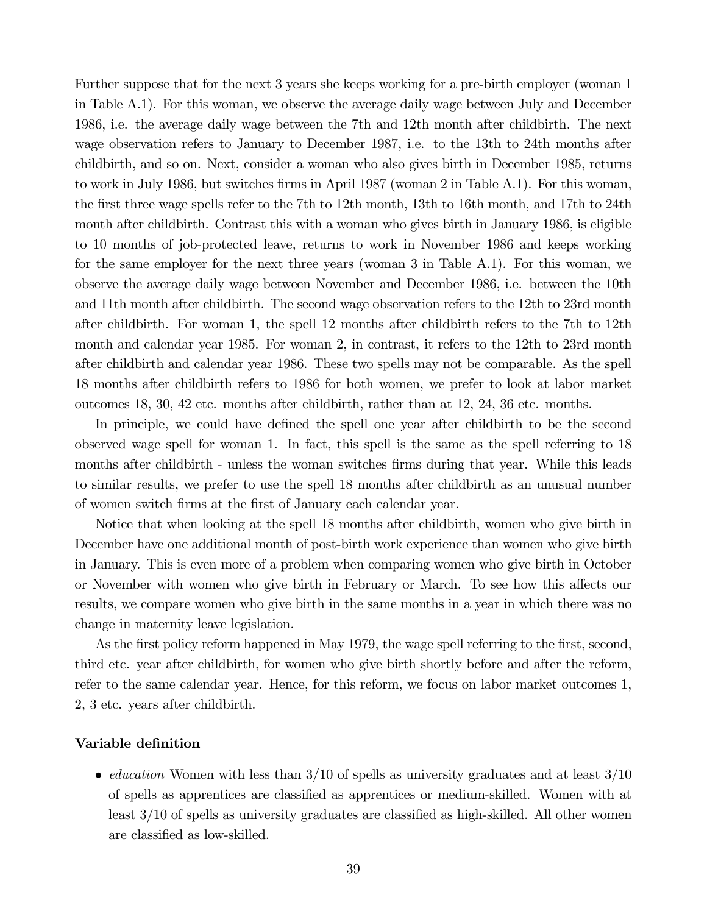Further suppose that for the next 3 years she keeps working for a pre-birth employer (woman 1 in Table A.1). For this woman, we observe the average daily wage between July and December 1986, i.e. the average daily wage between the 7th and 12th month after childbirth. The next wage observation refers to January to December 1987, i.e. to the 13th to 24th months after childbirth, and so on. Next, consider a woman who also gives birth in December 1985, returns to work in July 1986, but switches firms in April 1987 (woman 2 in Table A.1). For this woman, the first three wage spells refer to the 7th to 12th month, 13th to 16th month, and 17th to 24th month after childbirth. Contrast this with a woman who gives birth in January 1986, is eligible to 10 months of job-protected leave, returns to work in November 1986 and keeps working for the same employer for the next three years (woman 3 in Table A.1). For this woman, we observe the average daily wage between November and December 1986, i.e. between the 10th and 11th month after childbirth. The second wage observation refers to the 12th to 23rd month after childbirth. For woman 1, the spell 12 months after childbirth refers to the 7th to 12th month and calendar year 1985. For woman 2, in contrast, it refers to the 12th to 23rd month after childbirth and calendar year 1986. These two spells may not be comparable. As the spell 18 months after childbirth refers to 1986 for both women, we prefer to look at labor market outcomes 18, 30, 42 etc. months after childbirth, rather than at 12, 24, 36 etc. months.

In principle, we could have defined the spell one year after childbirth to be the second observed wage spell for woman 1. In fact, this spell is the same as the spell referring to 18 months after childbirth - unless the woman switches firms during that year. While this leads to similar results, we prefer to use the spell 18 months after childbirth as an unusual number of women switch firms at the first of January each calendar year.

Notice that when looking at the spell 18 months after childbirth, women who give birth in December have one additional month of post-birth work experience than women who give birth in January. This is even more of a problem when comparing women who give birth in October or November with women who give birth in February or March. To see how this affects our results, we compare women who give birth in the same months in a year in which there was no change in maternity leave legislation.

As the first policy reform happened in May 1979, the wage spell referring to the first, second, third etc. year after childbirth, for women who give birth shortly before and after the reform, refer to the same calendar year. Hence, for this reform, we focus on labor market outcomes 1, 2, 3 etc. years after childbirth.

### Variable definition

- *education* Women with less than 3/10 of spells as university graduates and at least 3/10 of spells as apprentices are classified as apprentices or medium-skilled. Women with at least 3/10 of spells as university graduates are classified as high-skilled. All other women are classified as low-skilled.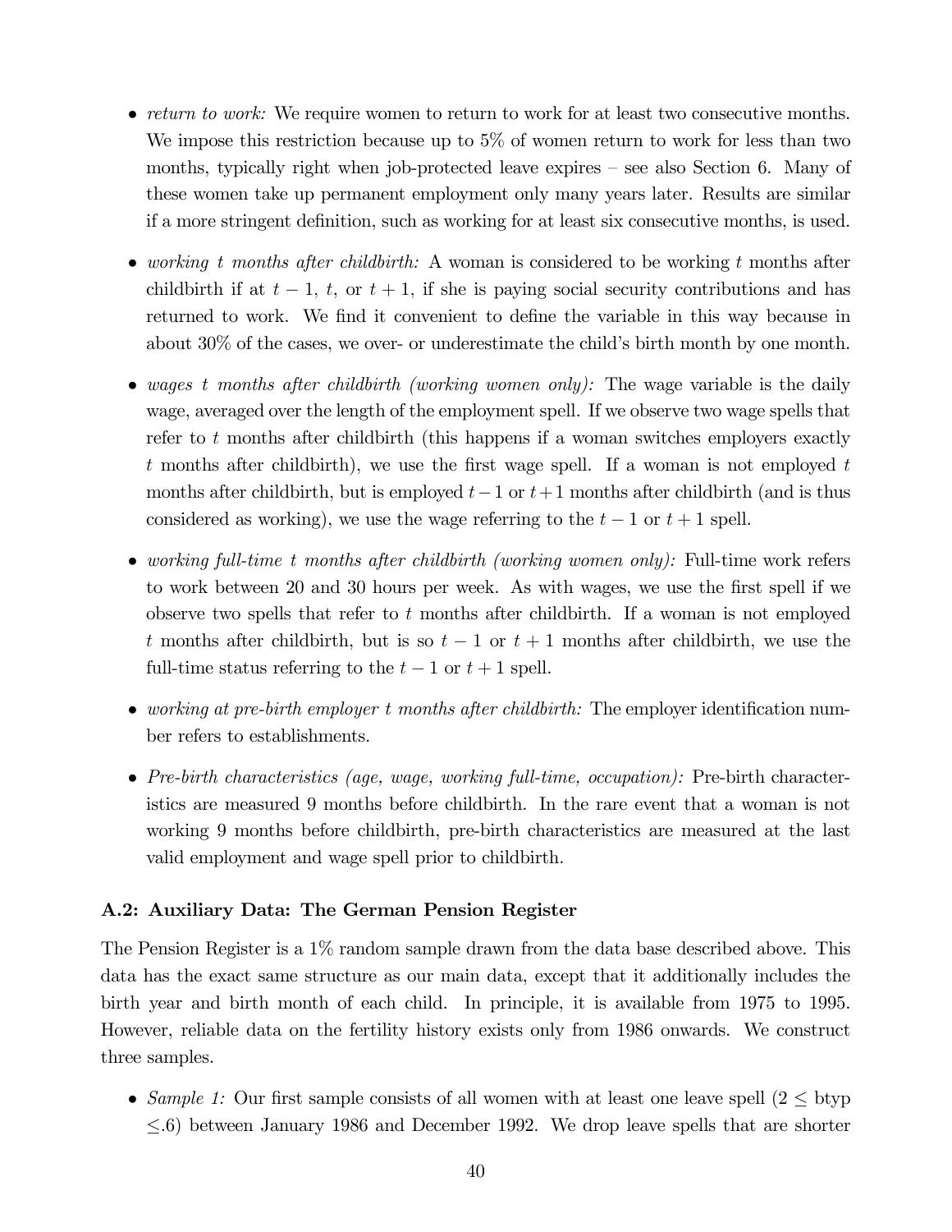- *return to work:* We require women to return to work for at least two consecutive months. We impose this restriction because up to 5% of women return to work for less than two months, typically right when job-protected leave expires – see also Section 6. Many of these women take up permanent employment only many years later. Results are similar if a more stringent definition, such as working for at least six consecutive months, is used.

- *working $t$ months after childbirth:* A woman is considered to be working $t$ months after childbirth if at $t-1$, $t$, or $t+1$, if she is paying social security contributions and has returned to work. We find it convenient to define the variable in this way because in about 30% of the cases, we over- or underestimate the child's birth month by one month.

- *wages $t$ months after childbirth (working women only):* The wage variable is the daily wage, averaged over the length of the employment spell. If we observe two wage spells that refer to $t$ months after childbirth (this happens if a woman switches employers exactly $t$ months after childbirth), we use the first wage spell. If a woman is not employed $t$ months after childbirth, but is employed $t-1$ or $t+1$ months after childbirth (and is thus considered as working), we use the wage referring to the $t-1$ or $t+1$ spell.

- *working full-time $t$ months after childbirth (working women only):* Full-time work refers to work between 20 and 30 hours per week. As with wages, we use the first spell if we observe two spells that refer to $t$ months after childbirth. If a woman is not employed $t$ months after childbirth, but is so $t-1$ or $t+1$ months after childbirth, we use the full-time status referring to the $t-1$ or $t+1$ spell.

- *working at pre-birth employer $t$ months after childbirth:* The employer identification number refers to establishments.

- *Pre-birth characteristics (age, wage, working full-time, occupation):* Pre-birth characteristics are measured 9 months before childbirth. In the rare event that a woman is not working 9 months before childbirth, pre-birth characteristics are measured at the last valid employment and wage spell prior to childbirth.

### A.2: Auxiliary Data: The German Pension Register

The Pension Register is a 1% random sample drawn from the data base described above. This data has the exact same structure as our main data, except that it additionally includes the birth year and birth month of each child. In principle, it is available from 1975 to 1995. However, reliable data on the fertility history exists only from 1986 onwards. We construct three samples.

- *Sample 1:* Our first sample consists of all women with at least one leave spell ($2 \leq$ btyp $\leq .6$) between January 1986 and December 1992. We drop leave spells that are shorter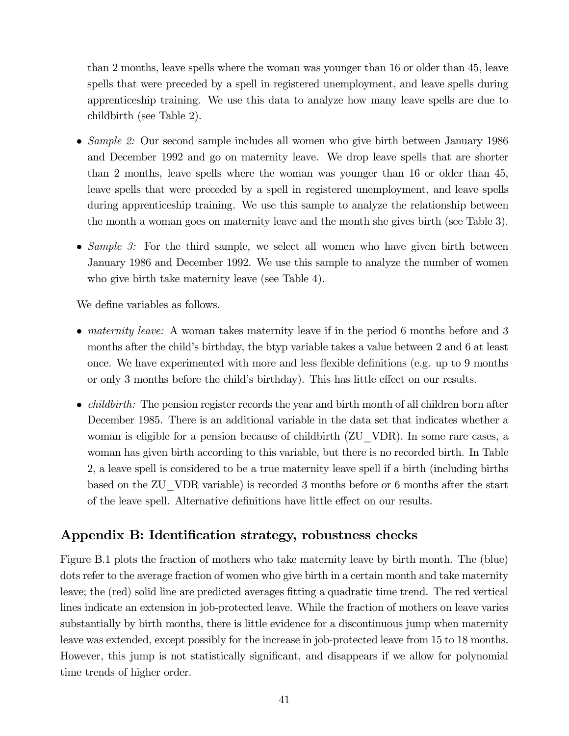than 2 months, leave spells where the woman was younger than 16 or older than 45, leave spells that were preceded by a spell in registered unemployment, and leave spells during apprenticeship training. We use this data to analyze how many leave spells are due to childbirth (see Table 2).

- *Sample 2:* Our second sample includes all women who give birth between January 1986 and December 1992 and go on maternity leave. We drop leave spells that are shorter than 2 months, leave spells where the woman was younger than 16 or older than 45, leave spells that were preceded by a spell in registered unemployment, and leave spells during apprenticeship training. We use this sample to analyze the relationship between the month a woman goes on maternity leave and the month she gives birth (see Table 3).

- *Sample 3:* For the third sample, we select all women who have given birth between January 1986 and December 1992. We use this sample to analyze the number of women who give birth take maternity leave (see Table 4).

We define variables as follows.

- *maternity leave:* A woman takes maternity leave if in the period 6 months before and 3 months after the child's birthday, the btyp variable takes a value between 2 and 6 at least once. We have experimented with more and less flexible definitions (e.g. up to 9 months or only 3 months before the child's birthday). This has little effect on our results.

- *childbirth:* The pension register records the year and birth month of all children born after December 1985. There is an additional variable in the data set that indicates whether a woman is eligible for a pension because of childbirth (ZU_VDR). In some rare cases, a woman has given birth according to this variable, but there is no recorded birth. In Table 2, a leave spell is considered to be a true maternity leave spell if a birth (including births based on the ZU_VDR variable) is recorded 3 months before or 6 months after the start of the leave spell. Alternative definitions have little effect on our results.

## Appendix B: Identification strategy, robustness checks

Figure B.1 plots the fraction of mothers who take maternity leave by birth month. The (blue) dots refer to the average fraction of women who give birth in a certain month and take maternity leave; the (red) solid line are predicted averages fitting a quadratic time trend. The red vertical lines indicate an extension in job-protected leave. While the fraction of mothers on leave varies substantially by birth months, there is little evidence for a discontinuous jump when maternity leave was extended, except possibly for the increase in job-protected leave from 15 to 18 months. However, this jump is not statistically significant, and disappears if we allow for polynomial time trends of higher order.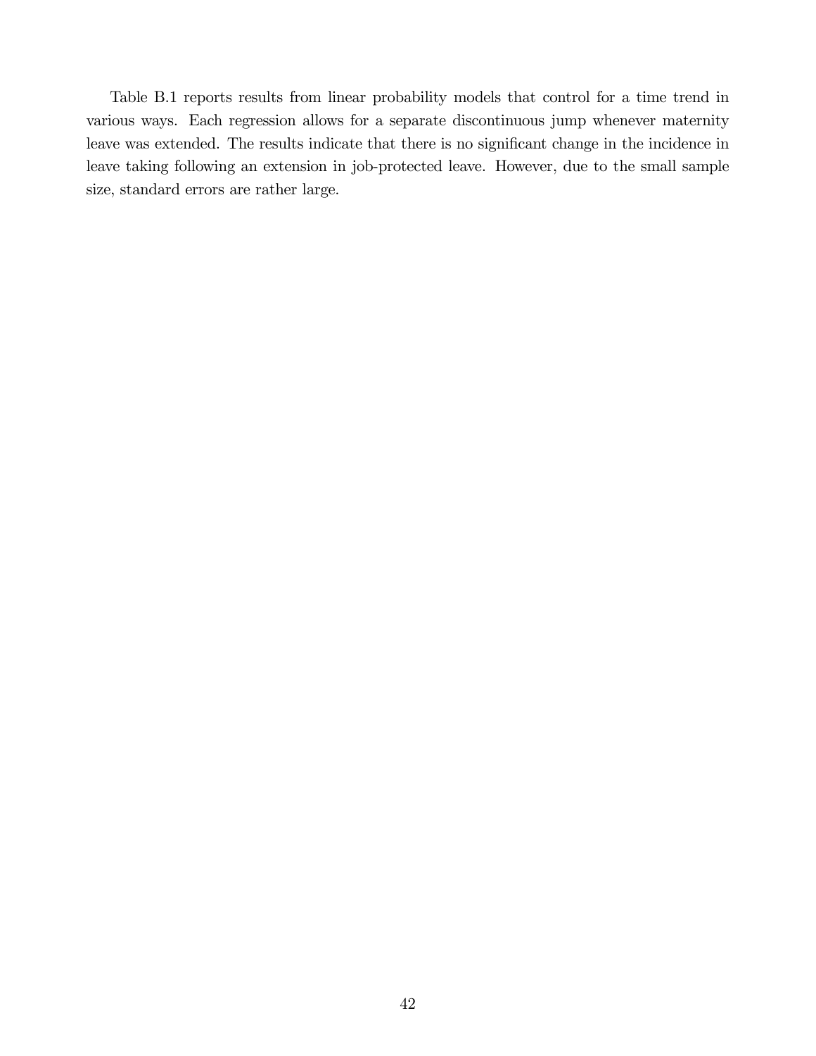Table B.1 reports results from linear probability models that control for a time trend in various ways. Each regression allows for a separate discontinuous jump whenever maternity leave was extended. The results indicate that there is no significant change in the incidence in leave taking following an extension in job-protected leave. However, due to the small sample size, standard errors are rather large.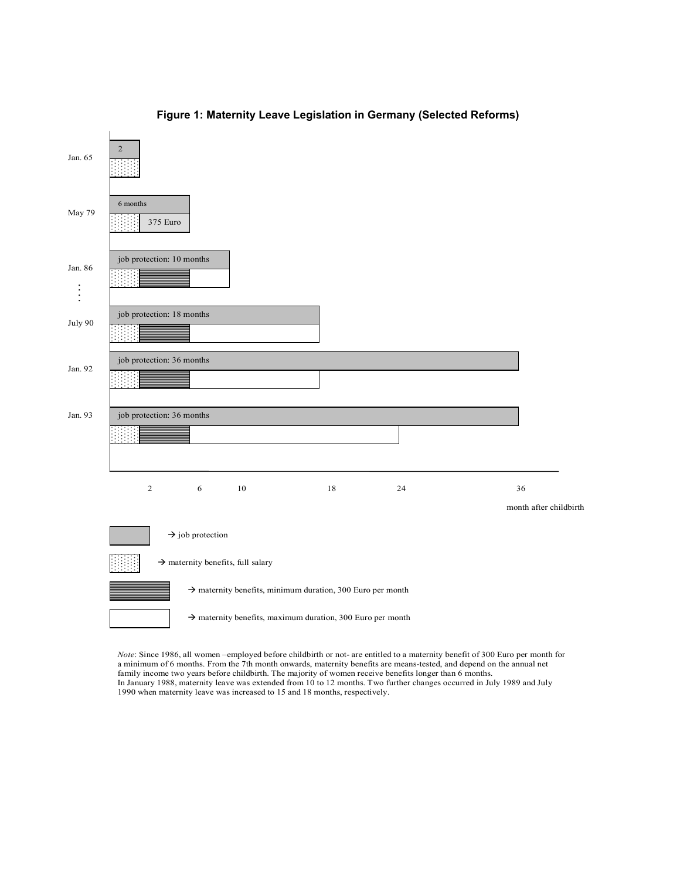**Figure 1: Maternity Leave Legislation in Germany (Selected Reforms)**

| | Bar labels |
|---|---|
| Jan. 65 | 2 |
| May 79 | 6 months; 375 Euro |
| Jan. 86 | job protection: 10 months |
| July 90 | job protection: 18 months |
| Jan. 92 | job protection: 36 months |
| Jan. 93 | job protection: 36 months |

Axis: 2, 6, 10, 18, 24, 36 — month after childbirth

Legend:
- → job protection
- → maternity benefits, full salary
- → maternity benefits, minimum duration, 300 Euro per month
- → maternity benefits, maximum duration, 300 Euro per month

*Note*: Since 1986, all women –employed before childbirth or not- are entitled to a maternity benefit of 300 Euro per month for a minimum of 6 months. From the 7th month onwards, maternity benefits are means-tested, and depend on the annual net family income two years before childbirth. The majority of women receive benefits longer than 6 months. In January 1988, maternity leave was extended from 10 to 12 months. Two further changes occurred in July 1989 and July 1990 when maternity leave was increased to 15 and 18 months, respectively.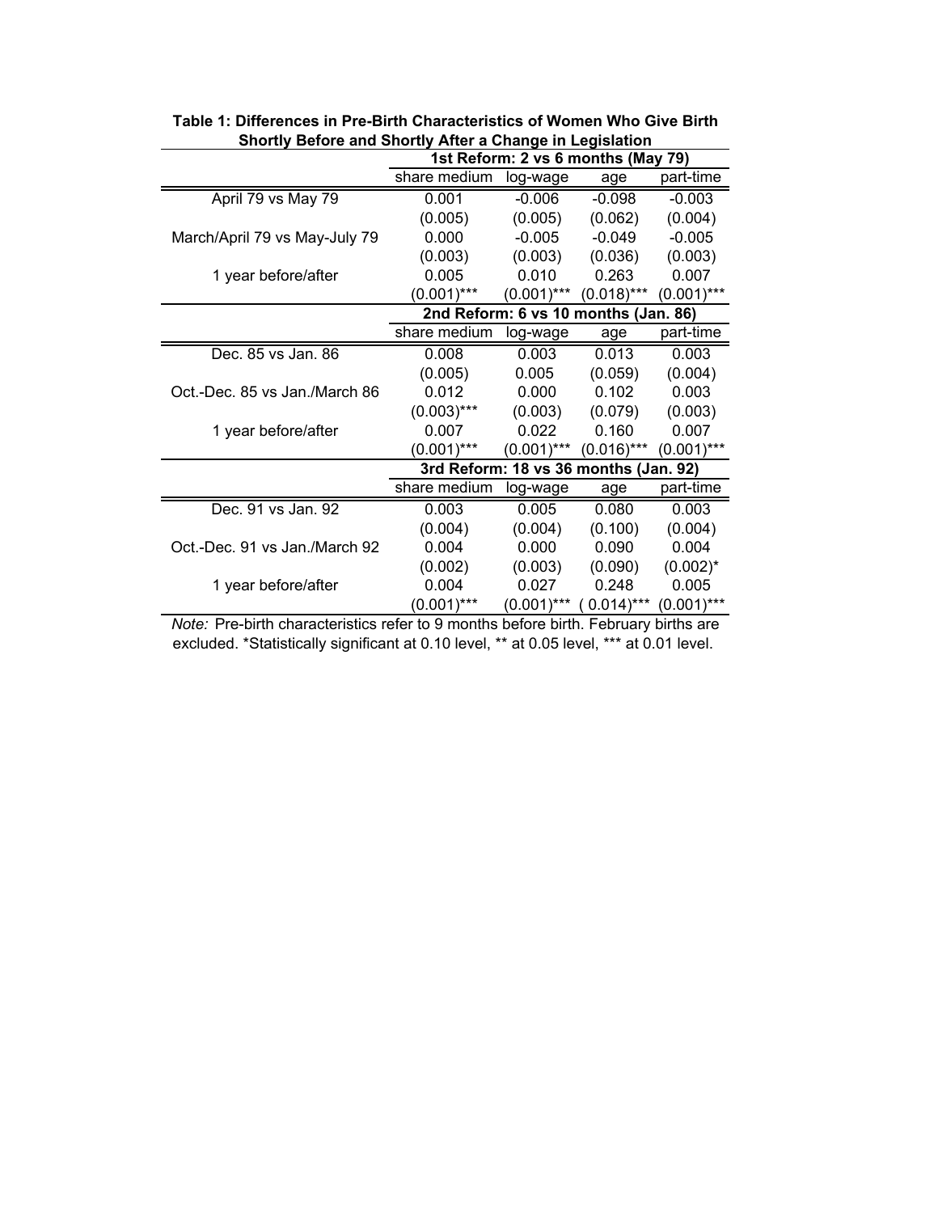**Table 1: Differences in Pre-Birth Characteristics of Women Who Give Birth Shortly Before and Shortly After a Change in Legislation**

| | 1st Reform: 2 vs 6 months (May 79) | | | |
|---|---|---|---|---|
| | share medium | log-wage | age | part-time |
| April 79 vs May 79 | 0.001 | -0.006 | -0.098 | -0.003 |
| | (0.005) | (0.005) | (0.062) | (0.004) |
| March/April 79 vs May-July 79 | 0.000 | -0.005 | -0.049 | -0.005 |
| | (0.003) | (0.003) | (0.036) | (0.003) |
| 1 year before/after | 0.005 | 0.010 | 0.263 | 0.007 |
| | (0.001)*** | (0.001)*** | (0.018)*** | (0.001)*** |
| | **2nd Reform: 6 vs 10 months (Jan. 86)** | | | |
| | share medium | log-wage | age | part-time |
| Dec. 85 vs Jan. 86 | 0.008 | 0.003 | 0.013 | 0.003 |
| | (0.005) | 0.005 | (0.059) | (0.004) |
| Oct.-Dec. 85 vs Jan./March 86 | 0.012 | 0.000 | 0.102 | 0.003 |
| | (0.003)*** | (0.003) | (0.079) | (0.003) |
| 1 year before/after | 0.007 | 0.022 | 0.160 | 0.007 |
| | (0.001)*** | (0.001)*** | (0.016)*** | (0.001)*** |
| | **3rd Reform: 18 vs 36 months (Jan. 92)** | | | |
| | share medium | log-wage | age | part-time |
| Dec. 91 vs Jan. 92 | 0.003 | 0.005 | 0.080 | 0.003 |
| | (0.004) | (0.004) | (0.100) | (0.004) |
| Oct.-Dec. 91 vs Jan./March 92 | 0.004 | 0.000 | 0.090 | 0.004 |
| | (0.002) | (0.003) | (0.090) | (0.002)* |
| 1 year before/after | 0.004 | 0.027 | 0.248 | 0.005 |
| | (0.001)*** | (0.001)*** | ( 0.014)*** | (0.001)*** |

*Note:* Pre-birth characteristics refer to 9 months before birth. February births are excluded. *Statistically significant at 0.10 level, ** at 0.05 level, *** at 0.01 level.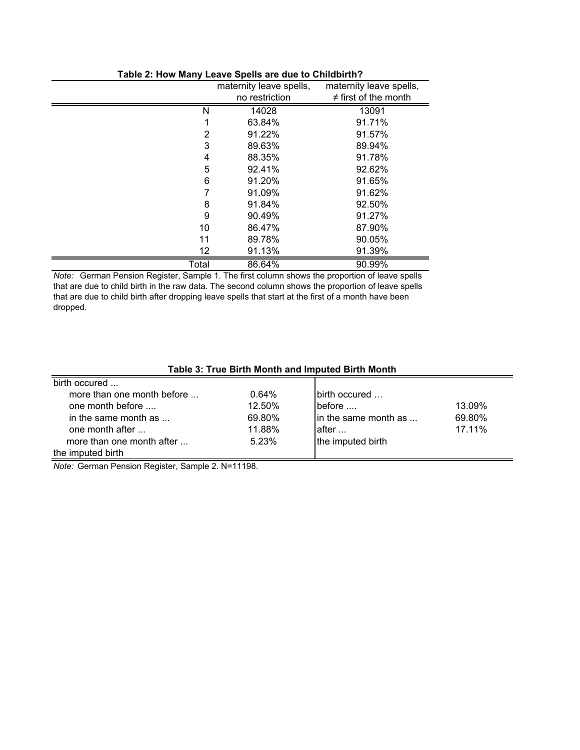**Table 2: How Many Leave Spells are due to Childbirth?**

| | maternity leave spells, no restriction | maternity leave spells, ≠ first of the month |
|---|---|---|
| N | 14028 | 13091 |
| 1 | 63.84% | 91.71% |
| 2 | 91.22% | 91.57% |
| 3 | 89.63% | 89.94% |
| 4 | 88.35% | 91.78% |
| 5 | 92.41% | 92.62% |
| 6 | 91.20% | 91.65% |
| 7 | 91.09% | 91.62% |
| 8 | 91.84% | 92.50% |
| 9 | 90.49% | 91.27% |
| 10 | 86.47% | 87.90% |
| 11 | 89.78% | 90.05% |
| 12 | 91.13% | 91.39% |
| Total | 86.64% | 90.99% |

*Note:* German Pension Register, Sample 1. The first column shows the proportion of leave spells that are due to child birth in the raw data. The second column shows the proportion of leave spells that are due to child birth after dropping leave spells that start at the first of a month have been dropped.

**Table 3: True Birth Month and Imputed Birth Month**

| birth occured ... | | birth occured … | |
|---|---|---|---|
| more than one month before ... | 0.64% | | |
| one month before .... | 12.50% | before .... | 13.09% |
| in the same month as ... | 69.80% | in the same month as ... | 69.80% |
| one month after ... | 11.88% | after ... | 17.11% |
| more than one month after ... | 5.23% | the imputed birth | |
| the imputed birth | | | |

*Note:* German Pension Register, Sample 2. N=11198.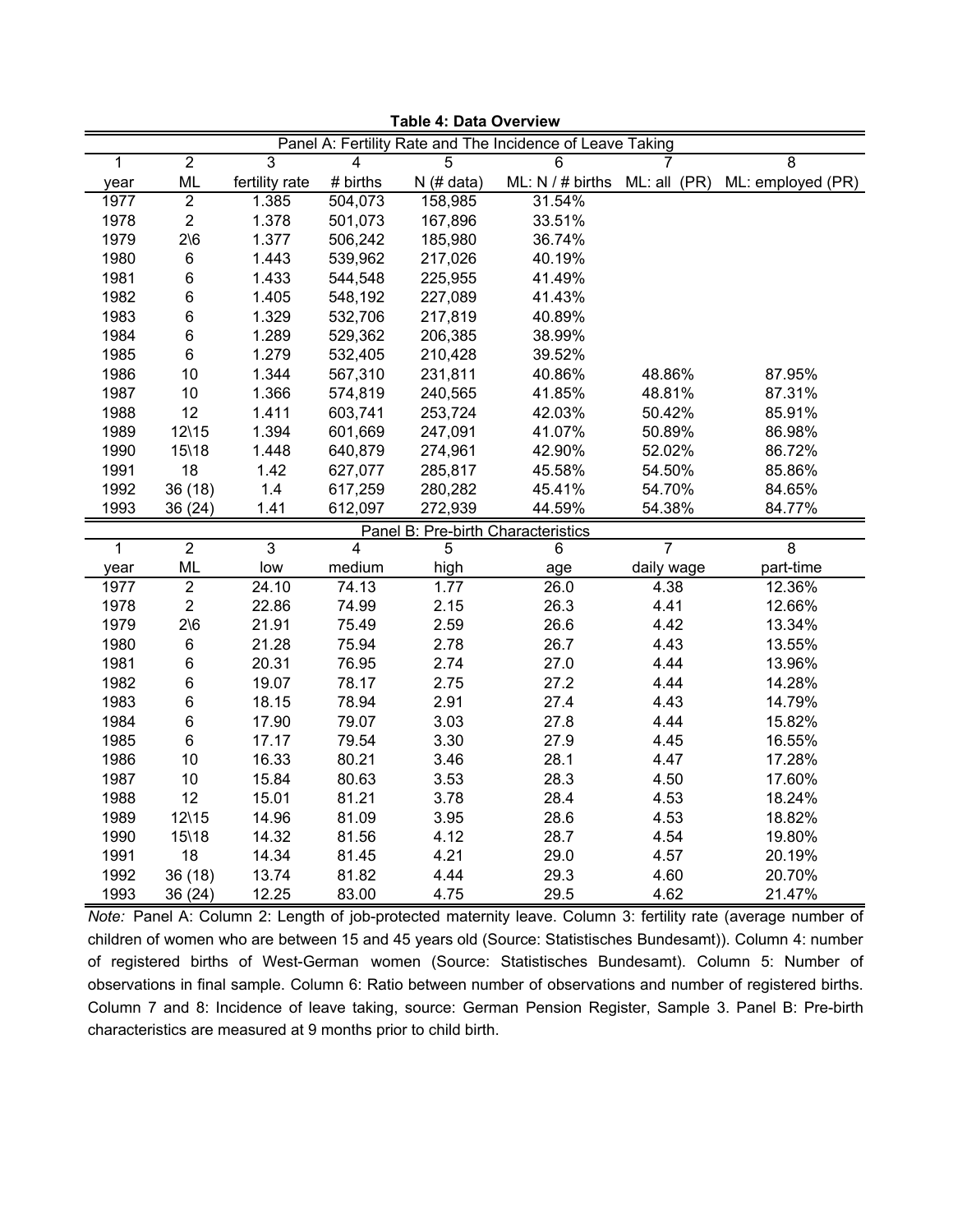**Table 4: Data Overview**

| Panel A: Fertility Rate and The Incidence of Leave Taking | | | | | | | |
|---|---|---|---|---|---|---|---|
| 1 | 2 | 3 | 4 | 5 | 6 | 7 | 8 |
| year | ML | fertility rate | # births | N (# data) | ML: N / # births | ML: all (PR) | ML: employed (PR) |
| 1977 | 2 | 1.385 | 504,073 | 158,985 | 31.54% | | |
| 1978 | 2 | 1.378 | 501,073 | 167,896 | 33.51% | | |
| 1979 | 2\6 | 1.377 | 506,242 | 185,980 | 36.74% | | |
| 1980 | 6 | 1.443 | 539,962 | 217,026 | 40.19% | | |
| 1981 | 6 | 1.433 | 544,548 | 225,955 | 41.49% | | |
| 1982 | 6 | 1.405 | 548,192 | 227,089 | 41.43% | | |
| 1983 | 6 | 1.329 | 532,706 | 217,819 | 40.89% | | |
| 1984 | 6 | 1.289 | 529,362 | 206,385 | 38.99% | | |
| 1985 | 6 | 1.279 | 532,405 | 210,428 | 39.52% | | |
| 1986 | 10 | 1.344 | 567,310 | 231,811 | 40.86% | 48.86% | 87.95% |
| 1987 | 10 | 1.366 | 574,819 | 240,565 | 41.85% | 48.81% | 87.31% |
| 1988 | 12 | 1.411 | 603,741 | 253,724 | 42.03% | 50.42% | 85.91% |
| 1989 | 12\15 | 1.394 | 601,669 | 247,091 | 41.07% | 50.89% | 86.98% |
| 1990 | 15\18 | 1.448 | 640,879 | 274,961 | 42.90% | 52.02% | 86.72% |
| 1991 | 18 | 1.42 | 627,077 | 285,817 | 45.58% | 54.50% | 85.86% |
| 1992 | 36 (18) | 1.4 | 617,259 | 280,282 | 45.41% | 54.70% | 84.65% |
| 1993 | 36 (24) | 1.41 | 612,097 | 272,939 | 44.59% | 54.38% | 84.77% |

| Panel B: Pre-birth Characteristics | | | | | | | |
|---|---|---|---|---|---|---|---|
| 1 | 2 | 3 | 4 | 5 | 6 | 7 | 8 |
| year | ML | low | medium | high | age | daily wage | part-time |
| 1977 | 2 | 24.10 | 74.13 | 1.77 | 26.0 | 4.38 | 12.36% |
| 1978 | 2 | 22.86 | 74.99 | 2.15 | 26.3 | 4.41 | 12.66% |
| 1979 | 2\6 | 21.91 | 75.49 | 2.59 | 26.6 | 4.42 | 13.34% |
| 1980 | 6 | 21.28 | 75.94 | 2.78 | 26.7 | 4.43 | 13.55% |
| 1981 | 6 | 20.31 | 76.95 | 2.74 | 27.0 | 4.44 | 13.96% |
| 1982 | 6 | 19.07 | 78.17 | 2.75 | 27.2 | 4.44 | 14.28% |
| 1983 | 6 | 18.15 | 78.94 | 2.91 | 27.4 | 4.43 | 14.79% |
| 1984 | 6 | 17.90 | 79.07 | 3.03 | 27.8 | 4.44 | 15.82% |
| 1985 | 6 | 17.17 | 79.54 | 3.30 | 27.9 | 4.45 | 16.55% |
| 1986 | 10 | 16.33 | 80.21 | 3.46 | 28.1 | 4.47 | 17.28% |
| 1987 | 10 | 15.84 | 80.63 | 3.53 | 28.3 | 4.50 | 17.60% |
| 1988 | 12 | 15.01 | 81.21 | 3.78 | 28.4 | 4.53 | 18.24% |
| 1989 | 12\15 | 14.96 | 81.09 | 3.95 | 28.6 | 4.53 | 18.82% |
| 1990 | 15\18 | 14.32 | 81.56 | 4.12 | 28.7 | 4.54 | 19.80% |
| 1991 | 18 | 14.34 | 81.45 | 4.21 | 29.0 | 4.57 | 20.19% |
| 1992 | 36 (18) | 13.74 | 81.82 | 4.44 | 29.3 | 4.60 | 20.70% |
| 1993 | 36 (24) | 12.25 | 83.00 | 4.75 | 29.5 | 4.62 | 21.47% |

*Note:* Panel A: Column 2: Length of job-protected maternity leave. Column 3: fertility rate (average number of children of women who are between 15 and 45 years old (Source: Statistisches Bundesamt)). Column 4: number of registered births of West-German women (Source: Statistisches Bundesamt). Column 5: Number of observations in final sample. Column 6: Ratio between number of observations and number of registered births. Column 7 and 8: Incidence of leave taking, source: German Pension Register, Sample 3. Panel B: Pre-birth characteristics are measured at 9 months prior to child birth.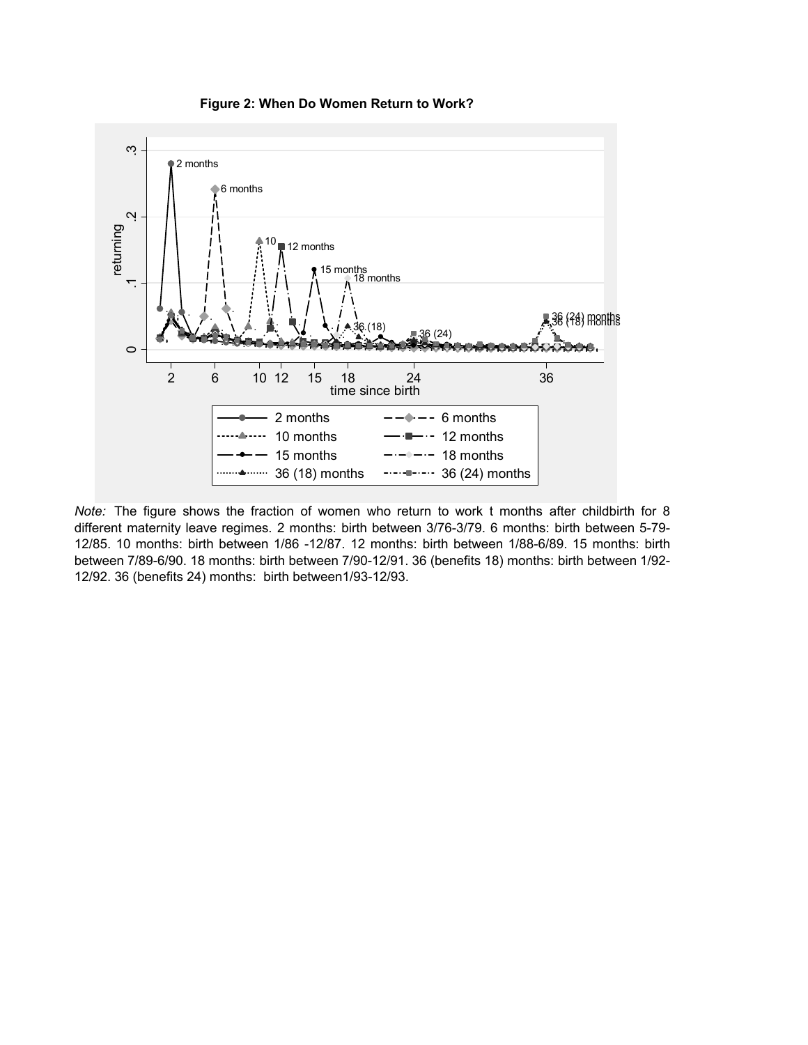**Figure 2: When Do Women Return to Work?**

*Note:* The figure shows the fraction of women who return to work t months after childbirth for 8 different maternity leave regimes. 2 months: birth between 3/76-3/79. 6 months: birth between 5-79-12/85. 10 months: birth between 1/86 -12/87. 12 months: birth between 1/88-6/89. 15 months: birth between 7/89-6/90. 18 months: birth between 7/90-12/91. 36 (benefits 18) months: birth between 1/92-12/92. 36 (benefits 24) months: birth between1/93-12/93.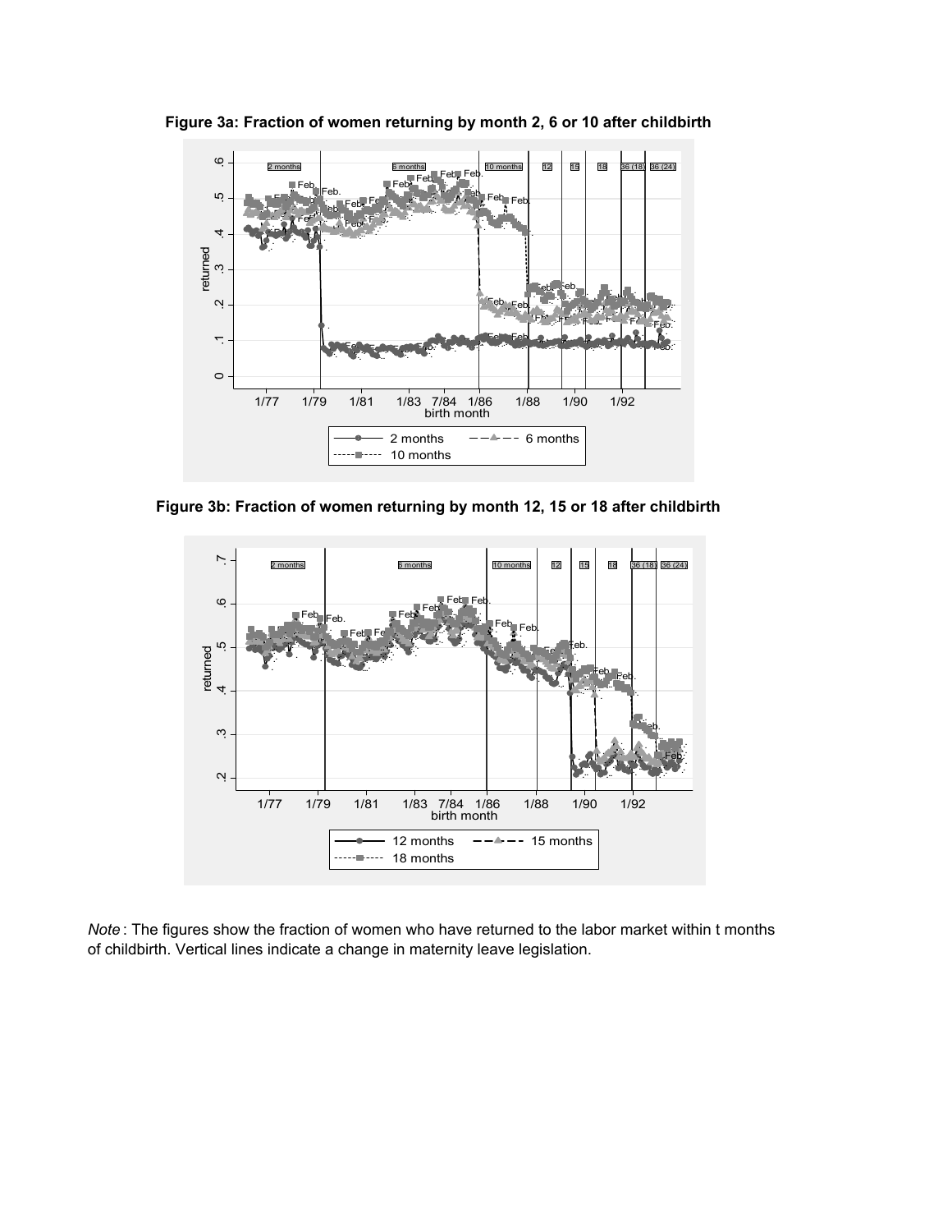**Figure 3a: Fraction of women returning by month 2, 6 or 10 after childbirth**

**Figure 3b: Fraction of women returning by month 12, 15 or 18 after childbirth**

*Note* : The figures show the fraction of women who have returned to the labor market within t months of childbirth. Vertical lines indicate a change in maternity leave legislation.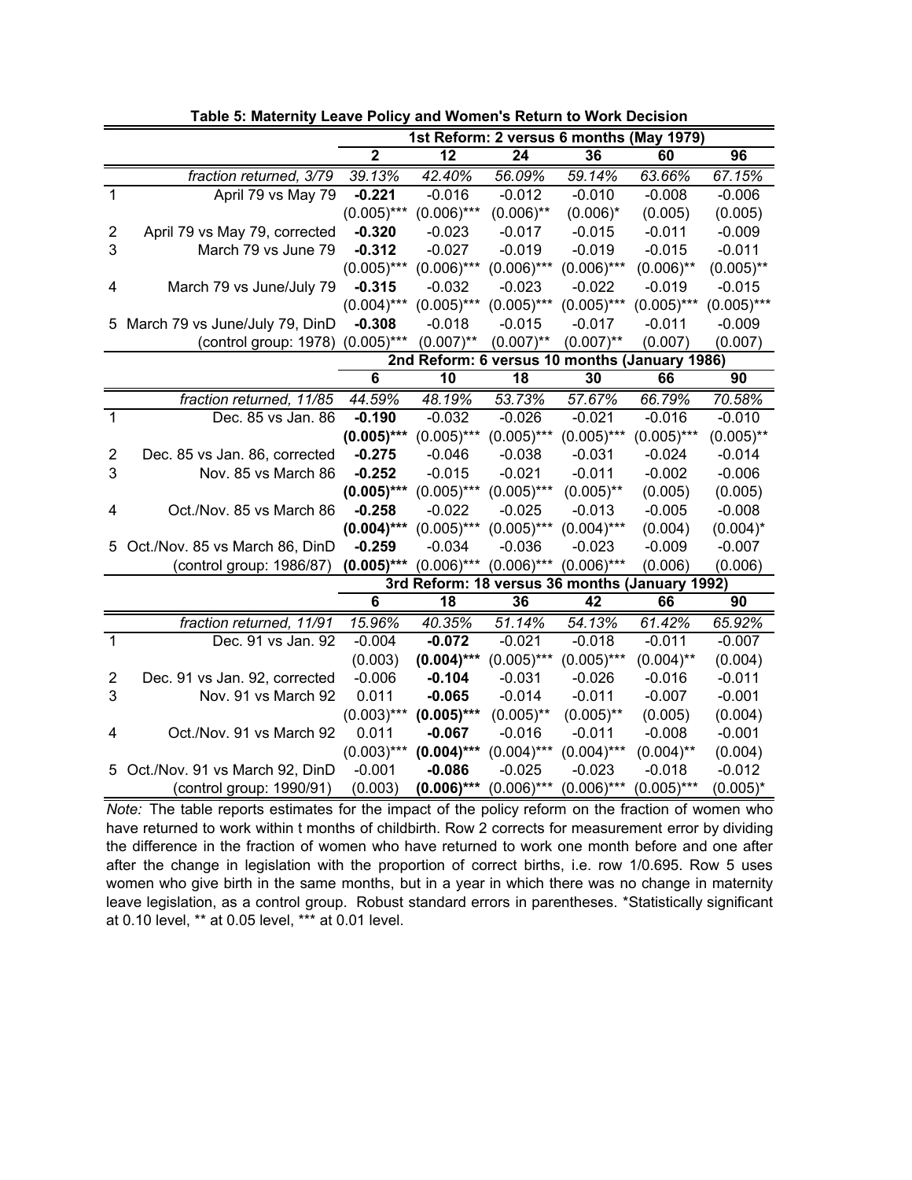**Table 5: Maternity Leave Policy and Women's Return to Work Decision**

| | | 1st Reform: 2 versus 6 months (May 1979) | | | | | |
|---|---|---|---|---|---|---|---|
| | | **2** | **12** | **24** | **36** | **60** | **96** |
| | *fraction returned, 3/79* | *39.13%* | *42.40%* | *56.09%* | *59.14%* | *63.66%* | *67.15%* |
| 1 | April 79 vs May 79 | **-0.221** | -0.016 | -0.012 | -0.010 | -0.008 | -0.006 |
| | | (0.005)*** | (0.006)*** | (0.006)** | (0.006)* | (0.005) | (0.005) |
| 2 | April 79 vs May 79, corrected | **-0.320** | -0.023 | -0.017 | -0.015 | -0.011 | -0.009 |
| 3 | March 79 vs June 79 | **-0.312** | -0.027 | -0.019 | -0.019 | -0.015 | -0.011 |
| | | (0.005)*** | (0.006)*** | (0.006)*** | (0.006)*** | (0.006)** | (0.005)** |
| 4 | March 79 vs June/July 79 | **-0.315** | -0.032 | -0.023 | -0.022 | -0.019 | -0.015 |
| | | (0.004)*** | (0.005)*** | (0.005)*** | (0.005)*** | (0.005)*** | (0.005)*** |
| 5 | March 79 vs June/July 79, DinD | **-0.308** | -0.018 | -0.015 | -0.017 | -0.011 | -0.009 |
| | (control group: 1978) | (0.005)*** | (0.007)** | (0.007)** | (0.007)** | (0.007) | (0.007) |
| | | **2nd Reform: 6 versus 10 months (January 1986)** | | | | | |
| | | **6** | **10** | **18** | **30** | **66** | **90** |
| | *fraction returned, 11/85* | *44.59%* | *48.19%* | *53.73%* | *57.67%* | *66.79%* | *70.58%* |
| 1 | Dec. 85 vs Jan. 86 | **-0.190** | -0.032 | -0.026 | -0.021 | -0.016 | -0.010 |
| | | **(0.005)*** ** | (0.005)*** | (0.005)*** | (0.005)*** | (0.005)*** | (0.005)** |
| 2 | Dec. 85 vs Jan. 86, corrected | **-0.275** | -0.046 | -0.038 | -0.031 | -0.024 | -0.014 |
| 3 | Nov. 85 vs March 86 | **-0.252** | -0.015 | -0.021 | -0.011 | -0.002 | -0.006 |
| | | **(0.005)*** ** | (0.005)*** | (0.005)*** | (0.005)** | (0.005) | (0.005) |
| 4 | Oct./Nov. 85 vs March 86 | **-0.258** | -0.022 | -0.025 | -0.013 | -0.005 | -0.008 |
| | | **(0.004)*** ** | (0.005)*** | (0.005)*** | (0.004)*** | (0.004) | (0.004)* |
| 5 | Oct./Nov. 85 vs March 86, DinD | **-0.259** | -0.034 | -0.036 | -0.023 | -0.009 | -0.007 |
| | (control group: 1986/87) | **(0.005)*** ** | (0.006)*** | (0.006)*** | (0.006)*** | (0.006) | (0.006) |
| | | **3rd Reform: 18 versus 36 months (January 1992)** | | | | | |
| | | **6** | **18** | **36** | **42** | **66** | **90** |
| | *fraction returned, 11/91* | *15.96%* | *40.35%* | *51.14%* | *54.13%* | *61.42%* | *65.92%* |
| 1 | Dec. 91 vs Jan. 92 | -0.004 | **-0.072** | -0.021 | -0.018 | -0.011 | -0.007 |
| | | (0.003) | **(0.004)*** ** | (0.005)*** | (0.005)*** | (0.004)** | (0.004) |
| 2 | Dec. 91 vs Jan. 92, corrected | -0.006 | **-0.104** | -0.031 | -0.026 | -0.016 | -0.011 |
| 3 | Nov. 91 vs March 92 | 0.011 | **-0.065** | -0.014 | -0.011 | -0.007 | -0.001 |
| | | (0.003)*** | **(0.005)*** ** | (0.005)** | (0.005)** | (0.005) | (0.004) |
| 4 | Oct./Nov. 91 vs March 92 | 0.011 | **-0.067** | -0.016 | -0.011 | -0.008 | -0.001 |
| | | (0.003)*** | **(0.004)*** ** | (0.004)*** | (0.004)*** | (0.004)** | (0.004) |
| 5 | Oct./Nov. 91 vs March 92, DinD | -0.001 | **-0.086** | -0.025 | -0.023 | -0.018 | -0.012 |
| | (control group: 1990/91) | (0.003) | **(0.006)*** ** | (0.006)*** | (0.006)*** | (0.005)*** | (0.005)* |

*Note:* The table reports estimates for the impact of the policy reform on the fraction of women who have returned to work within t months of childbirth. Row 2 corrects for measurement error by dividing the difference in the fraction of women who have returned to work one month before and one after after the change in legislation with the proportion of correct births, i.e. row 1/0.695. Row 5 uses women who give birth in the same months, but in a year in which there was no change in maternity leave legislation, as a control group. Robust standard errors in parentheses. *Statistically significant at 0.10 level, ** at 0.05 level, *** at 0.01 level.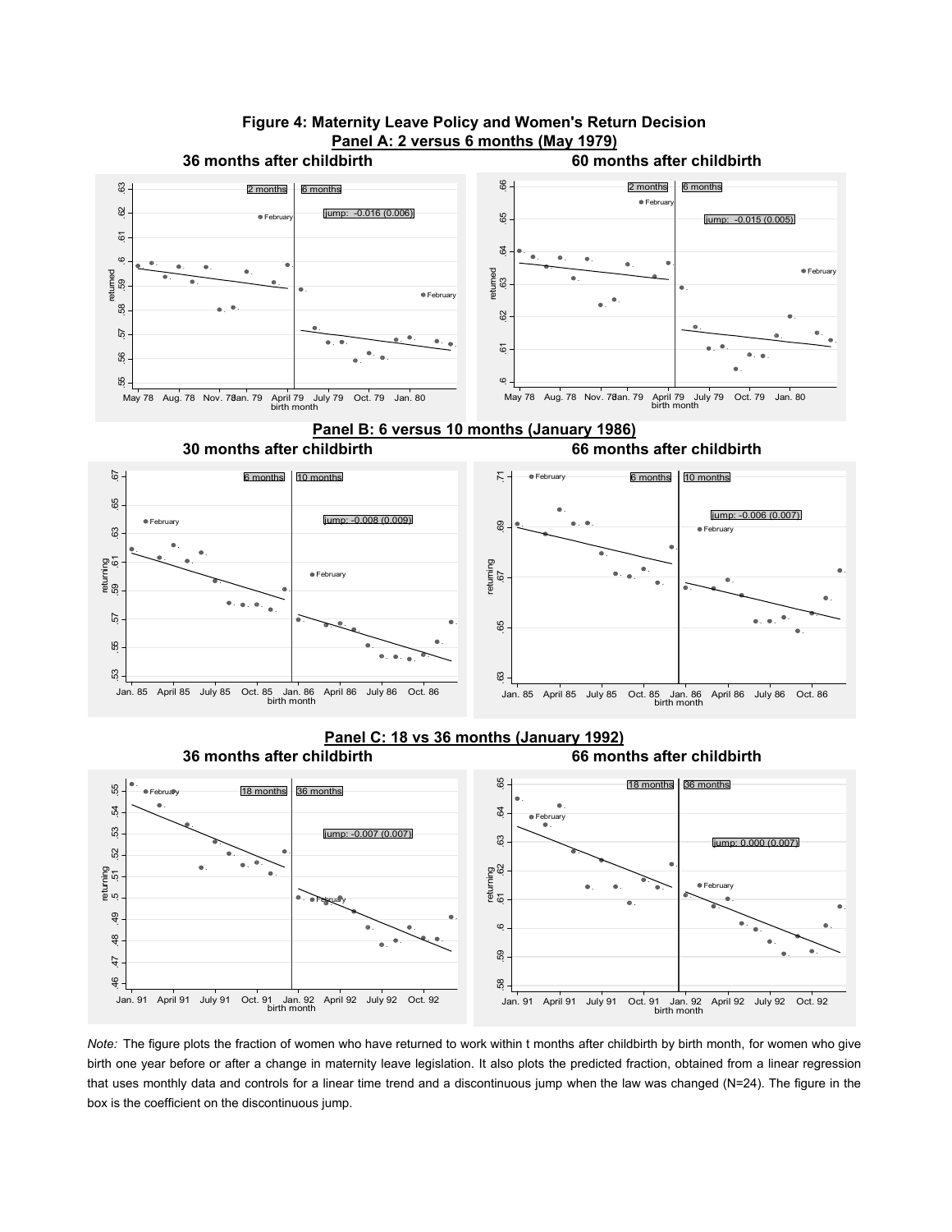# Figure 4: Maternity Leave Policy and Women's Return Decision

## Panel A: 2 versus 6 months (May 1979)

**36 months after childbirth** — jump: -0.016 (0.006)

**60 months after childbirth** — jump: -0.015 (0.005)

## Panel B: 6 versus 10 months (January 1986)

**30 months after childbirth** — jump: -0.008 (0.009)

**66 months after childbirth** — jump: -0.006 (0.007)

## Panel C: 18 vs 36 months (January 1992)

**36 months after childbirth** — jump: -0.007 (0.007)

**66 months after childbirth** — jump: 0.000 (0.007)

*Note:* The figure plots the fraction of women who have returned to work within t months after childbirth by birth month, for women who give birth one year before or after a change in maternity leave legislation. It also plots the predicted fraction, obtained from a linear regression that uses monthly data and controls for a linear time trend and a discontinuous jump when the law was changed (N=24). The figure in the box is the coefficient on the discontinuous jump.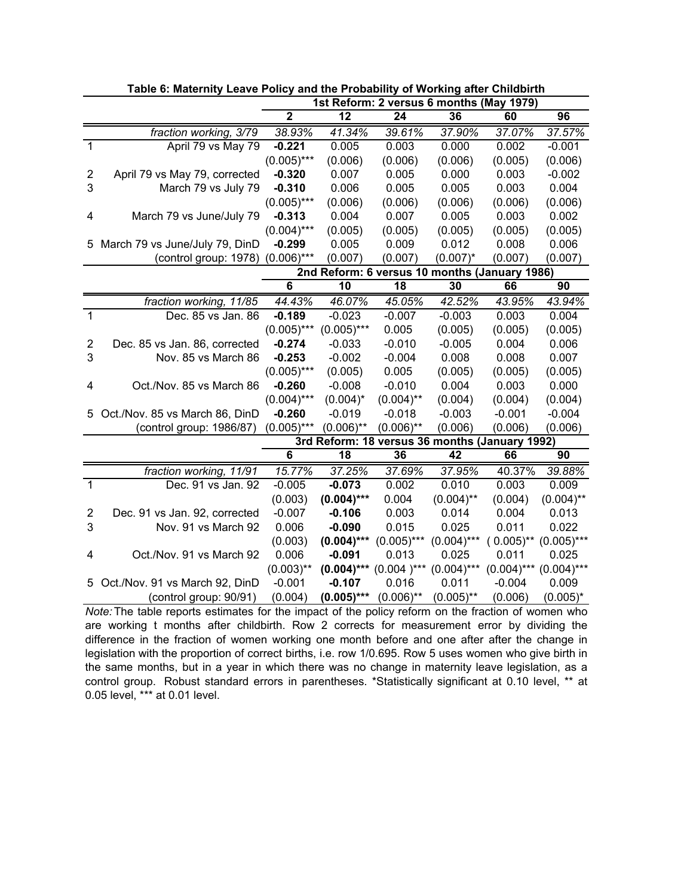**Table 6: Maternity Leave Policy and the Probability of Working after Childbirth**

| | | 1st Reform: 2 versus 6 months (May 1979) | | | | | |
|---|---|---|---|---|---|---|---|
| | | **2** | **12** | **24** | **36** | **60** | **96** |
| | *fraction working, 3/79* | *38.93%* | *41.34%* | *39.61%* | *37.90%* | *37.07%* | *37.57%* |
| 1 | April 79 vs May 79 | **-0.221** | 0.005 | 0.003 | 0.000 | 0.002 | -0.001 |
| | | (0.005)*** | (0.006) | (0.006) | (0.006) | (0.005) | (0.006) |
| 2 | April 79 vs May 79, corrected | **-0.320** | 0.007 | 0.005 | 0.000 | 0.003 | -0.002 |
| 3 | March 79 vs July 79 | **-0.310** | 0.006 | 0.005 | 0.005 | 0.003 | 0.004 |
| | | (0.005)*** | (0.006) | (0.006) | (0.006) | (0.006) | (0.006) |
| 4 | March 79 vs June/July 79 | **-0.313** | 0.004 | 0.007 | 0.005 | 0.003 | 0.002 |
| | | (0.004)*** | (0.005) | (0.005) | (0.005) | (0.005) | (0.005) |
| 5 | March 79 vs June/July 79, DinD | **-0.299** | 0.005 | 0.009 | 0.012 | 0.008 | 0.006 |
| | (control group: 1978) | (0.006)*** | (0.007) | (0.007) | (0.007)* | (0.007) | (0.007) |
| | | **2nd Reform: 6 versus 10 months (January 1986)** | | | | | |
| | | **6** | **10** | **18** | **30** | **66** | **90** |
| | *fraction working, 11/85* | *44.43%* | *46.07%* | *45.05%* | *42.52%* | *43.95%* | *43.94%* |
| 1 | Dec. 85 vs Jan. 86 | **-0.189** | -0.023 | -0.007 | -0.003 | 0.003 | 0.004 |
| | | (0.005)*** | (0.005)*** | 0.005 | (0.005) | (0.005) | (0.005) |
| 2 | Dec. 85 vs Jan. 86, corrected | **-0.274** | -0.033 | -0.010 | -0.005 | 0.004 | 0.006 |
| 3 | Nov. 85 vs March 86 | **-0.253** | -0.002 | -0.004 | 0.008 | 0.008 | 0.007 |
| | | (0.005)*** | (0.005) | 0.005 | (0.005) | (0.005) | (0.005) |
| 4 | Oct./Nov. 85 vs March 86 | **-0.260** | -0.008 | -0.010 | 0.004 | 0.003 | 0.000 |
| | | (0.004)*** | (0.004)* | (0.004)** | (0.004) | (0.004) | (0.004) |
| 5 | Oct./Nov. 85 vs March 86, DinD | **-0.260** | -0.019 | -0.018 | -0.003 | -0.001 | -0.004 |
| | (control group: 1986/87) | (0.005)*** | (0.006)** | (0.006)** | (0.006) | (0.006) | (0.006) |
| | | **3rd Reform: 18 versus 36 months (January 1992)** | | | | | |
| | | **6** | **18** | **36** | **42** | **66** | **90** |
| | *fraction working, 11/91* | *15.77%* | *37.25%* | *37.69%* | *37.95%* | *40.37%* | *39.88%* |
| 1 | Dec. 91 vs Jan. 92 | -0.005 | **-0.073** | 0.002 | 0.010 | 0.003 | 0.009 |
| | | (0.003) | **(0.004)***** | 0.004 | (0.004)** | (0.004) | (0.004)** |
| 2 | Dec. 91 vs Jan. 92, corrected | -0.007 | **-0.106** | 0.003 | 0.014 | 0.004 | 0.013 |
| 3 | Nov. 91 vs March 92 | 0.006 | **-0.090** | 0.015 | 0.025 | 0.011 | 0.022 |
| | | (0.003) | **(0.004)***** | (0.005)*** | (0.004)*** | ( 0.005)** | (0.005)*** |
| 4 | Oct./Nov. 91 vs March 92 | 0.006 | **-0.091** | 0.013 | 0.025 | 0.011 | 0.025 |
| | | (0.003)** | **(0.004)***** | (0.004 )*** | (0.004)*** | (0.004)*** | (0.004)*** |
| 5 | Oct./Nov. 91 vs March 92, DinD | -0.001 | **-0.107** | 0.016 | 0.011 | -0.004 | 0.009 |
| | (control group: 90/91) | (0.004) | **(0.005)***** | (0.006)** | (0.005)** | (0.006) | (0.005)* |

*Note:* The table reports estimates for the impact of the policy reform on the fraction of women who are working t months after childbirth. Row 2 corrects for measurement error by dividing the difference in the fraction of women working one month before and one after after the change in legislation with the proportion of correct births, i.e. row 1/0.695. Row 5 uses women who give birth in the same months, but in a year in which there was no change in maternity leave legislation, as a control group. Robust standard errors in parentheses. *Statistically significant at 0.10 level, ** at 0.05 level, *** at 0.01 level.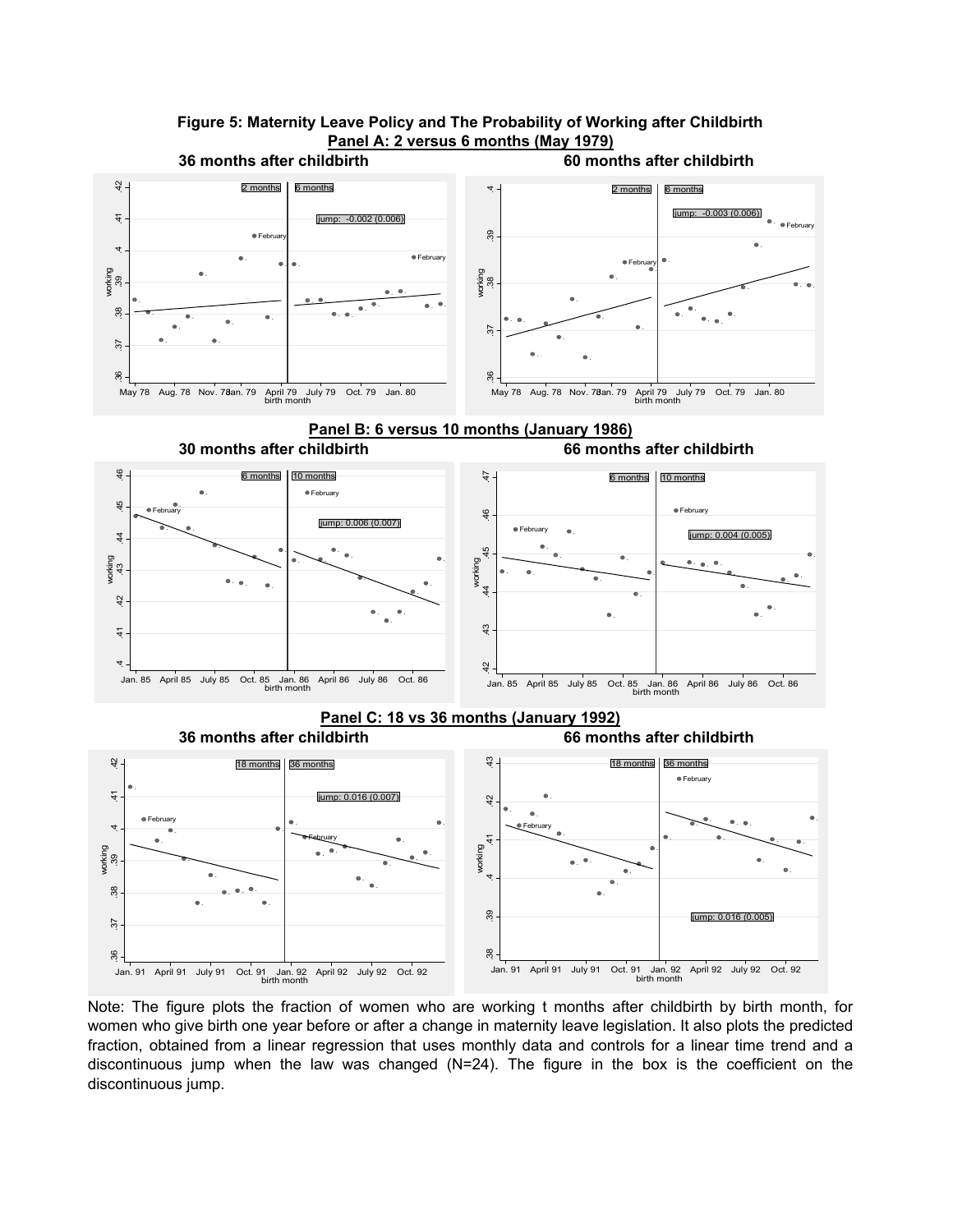**Figure 5: Maternity Leave Policy and The Probability of Working after Childbirth**

**Panel A: 2 versus 6 months (May 1979)**

36 months after childbirth — jump: -0.002 (0.006)

60 months after childbirth — jump: -0.003 (0.006)

**Panel B: 6 versus 10 months (January 1986)**

30 months after childbirth — jump: 0.006 (0.007)

66 months after childbirth — jump: 0.004 (0.005)

**Panel C: 18 vs 36 months (January 1992)**

36 months after childbirth — jump: 0.016 (0.007)

66 months after childbirth — jump: 0.016 (0.005)

Note: The figure plots the fraction of women who are working t months after childbirth by birth month, for women who give birth one year before or after a change in maternity leave legislation. It also plots the predicted fraction, obtained from a linear regression that uses monthly data and controls for a linear time trend and a discontinuous jump when the law was changed (N=24). The figure in the box is the coefficient on the discontinuous jump.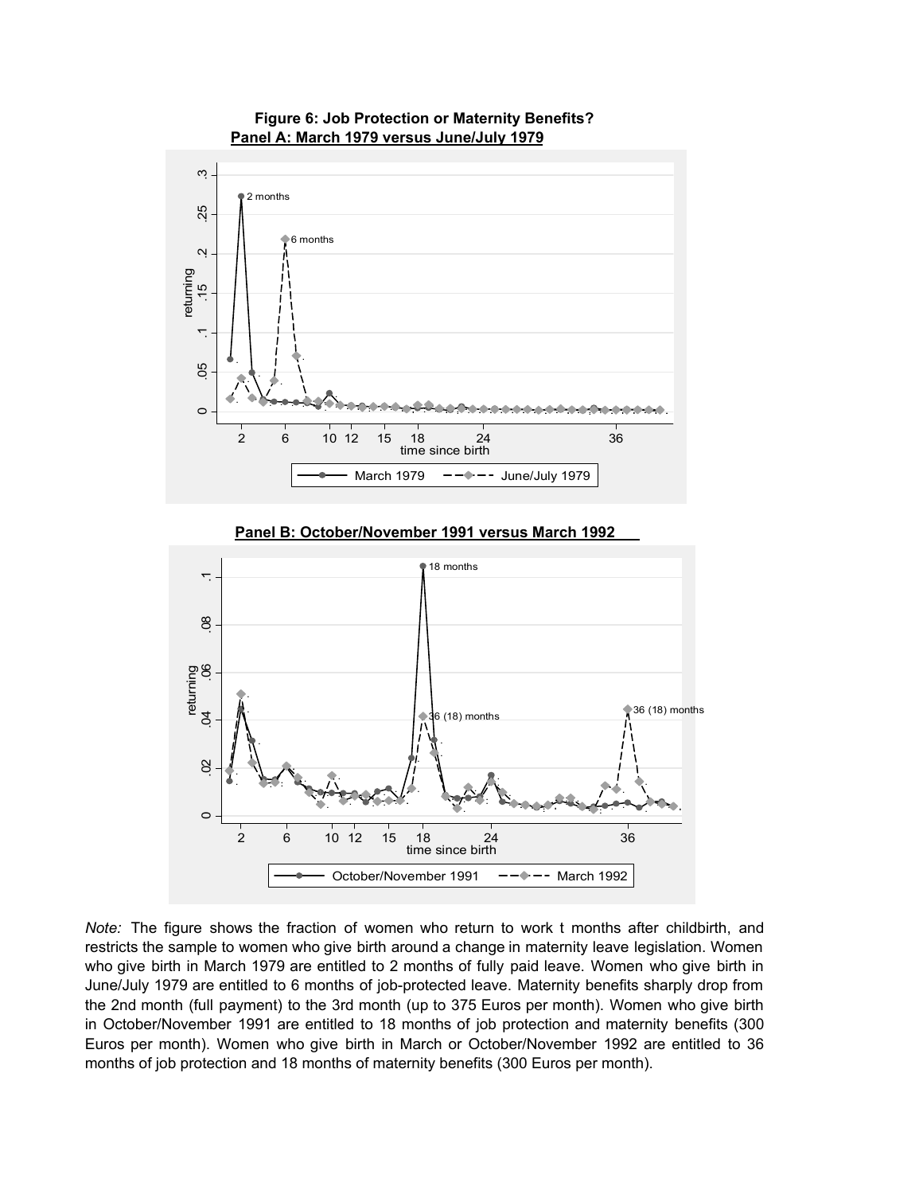**Figure 6: Job Protection or Maternity Benefits?**

**Panel A: March 1979 versus June/July 1979**

**Panel B: October/November 1991 versus March 1992**

*Note:* The figure shows the fraction of women who return to work t months after childbirth, and restricts the sample to women who give birth around a change in maternity leave legislation. Women who give birth in March 1979 are entitled to 2 months of fully paid leave. Women who give birth in June/July 1979 are entitled to 6 months of job-protected leave. Maternity benefits sharply drop from the 2nd month (full payment) to the 3rd month (up to 375 Euros per month). Women who give birth in October/November 1991 are entitled to 18 months of job protection and maternity benefits (300 Euros per month). Women who give birth in March or October/November 1992 are entitled to 36 months of job protection and 18 months of maternity benefits (300 Euros per month).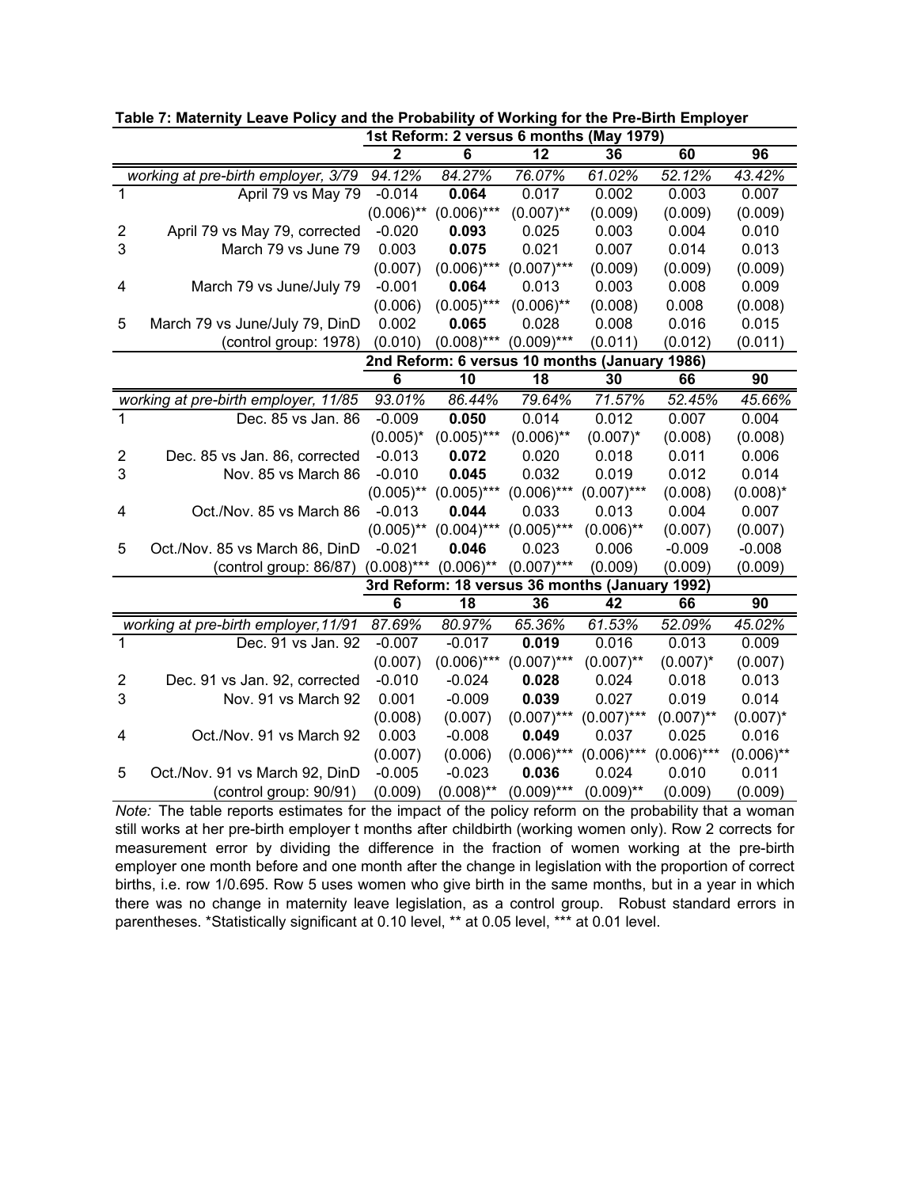**Table 7: Maternity Leave Policy and the Probability of Working for the Pre-Birth Employer**

| | | 1st Reform: 2 versus 6 months (May 1979) | | | | | |
|---|---|---|---|---|---|---|---|
| | | 2 | 6 | 12 | 36 | 60 | 96 |
| | *working at pre-birth employer, 3/79* | *94.12%* | *84.27%* | *76.07%* | *61.02%* | *52.12%* | *43.42%* |
| 1 | April 79 vs May 79 | -0.014 | **0.064** | 0.017 | 0.002 | 0.003 | 0.007 |
| | | (0.006)** | (0.006)*** | (0.007)** | (0.009) | (0.009) | (0.009) |
| 2 | April 79 vs May 79, corrected | -0.020 | **0.093** | 0.025 | 0.003 | 0.004 | 0.010 |
| 3 | March 79 vs June 79 | 0.003 | **0.075** | 0.021 | 0.007 | 0.014 | 0.013 |
| | | (0.007) | (0.006)*** | (0.007)*** | (0.009) | (0.009) | (0.009) |
| 4 | March 79 vs June/July 79 | -0.001 | **0.064** | 0.013 | 0.003 | 0.008 | 0.009 |
| | | (0.006) | (0.005)*** | (0.006)** | (0.008) | 0.008 | (0.008) |
| 5 | March 79 vs June/July 79, DinD | 0.002 | **0.065** | 0.028 | 0.008 | 0.016 | 0.015 |
| | (control group: 1978) | (0.010) | (0.008)*** | (0.009)*** | (0.011) | (0.012) | (0.011) |
| | | **2nd Reform: 6 versus 10 months (January 1986)** | | | | | |
| | | **6** | **10** | **18** | **30** | **66** | **90** |
| | *working at pre-birth employer, 11/85* | *93.01%* | *86.44%* | *79.64%* | *71.57%* | *52.45%* | *45.66%* |
| 1 | Dec. 85 vs Jan. 86 | -0.009 | **0.050** | 0.014 | 0.012 | 0.007 | 0.004 |
| | | (0.005)* | (0.005)*** | (0.006)** | (0.007)* | (0.008) | (0.008) |
| 2 | Dec. 85 vs Jan. 86, corrected | -0.013 | **0.072** | 0.020 | 0.018 | 0.011 | 0.006 |
| 3 | Nov. 85 vs March 86 | -0.010 | **0.045** | 0.032 | 0.019 | 0.012 | 0.014 |
| | | (0.005)** | (0.005)*** | (0.006)*** | (0.007)*** | (0.008) | (0.008)* |
| 4 | Oct./Nov. 85 vs March 86 | -0.013 | **0.044** | 0.033 | 0.013 | 0.004 | 0.007 |
| | | (0.005)** | (0.004)*** | (0.005)*** | (0.006)** | (0.007) | (0.007) |
| 5 | Oct./Nov. 85 vs March 86, DinD | -0.021 | **0.046** | 0.023 | 0.006 | -0.009 | -0.008 |
| | (control group: 86/87) | (0.008)*** | (0.006)** | (0.007)*** | (0.009) | (0.009) | (0.009) |
| | | **3rd Reform: 18 versus 36 months (January 1992)** | | | | | |
| | | **6** | **18** | **36** | **42** | **66** | **90** |
| | *working at pre-birth employer,11/91* | *87.69%* | *80.97%* | *65.36%* | *61.53%* | *52.09%* | *45.02%* |
| 1 | Dec. 91 vs Jan. 92 | -0.007 | -0.017 | **0.019** | 0.016 | 0.013 | 0.009 |
| | | (0.007) | (0.006)*** | (0.007)*** | (0.007)** | (0.007)* | (0.007) |
| 2 | Dec. 91 vs Jan. 92, corrected | -0.010 | -0.024 | **0.028** | 0.024 | 0.018 | 0.013 |
| 3 | Nov. 91 vs March 92 | 0.001 | -0.009 | **0.039** | 0.027 | 0.019 | 0.014 |
| | | (0.008) | (0.007) | (0.007)*** | (0.007)*** | (0.007)** | (0.007)* |
| 4 | Oct./Nov. 91 vs March 92 | 0.003 | -0.008 | **0.049** | 0.037 | 0.025 | 0.016 |
| | | (0.007) | (0.006) | (0.006)*** | (0.006)*** | (0.006)*** | (0.006)** |
| 5 | Oct./Nov. 91 vs March 92, DinD | -0.005 | -0.023 | **0.036** | 0.024 | 0.010 | 0.011 |
| | (control group: 90/91) | (0.009) | (0.008)** | (0.009)*** | (0.009)** | (0.009) | (0.009) |

*Note:* The table reports estimates for the impact of the policy reform on the probability that a woman still works at her pre-birth employer t months after childbirth (working women only). Row 2 corrects for measurement error by dividing the difference in the fraction of women working at the pre-birth employer one month before and one month after the change in legislation with the proportion of correct births, i.e. row 1/0.695. Row 5 uses women who give birth in the same months, but in a year in which there was no change in maternity leave legislation, as a control group. Robust standard errors in parentheses. *Statistically significant at 0.10 level, ** at 0.05 level, *** at 0.01 level.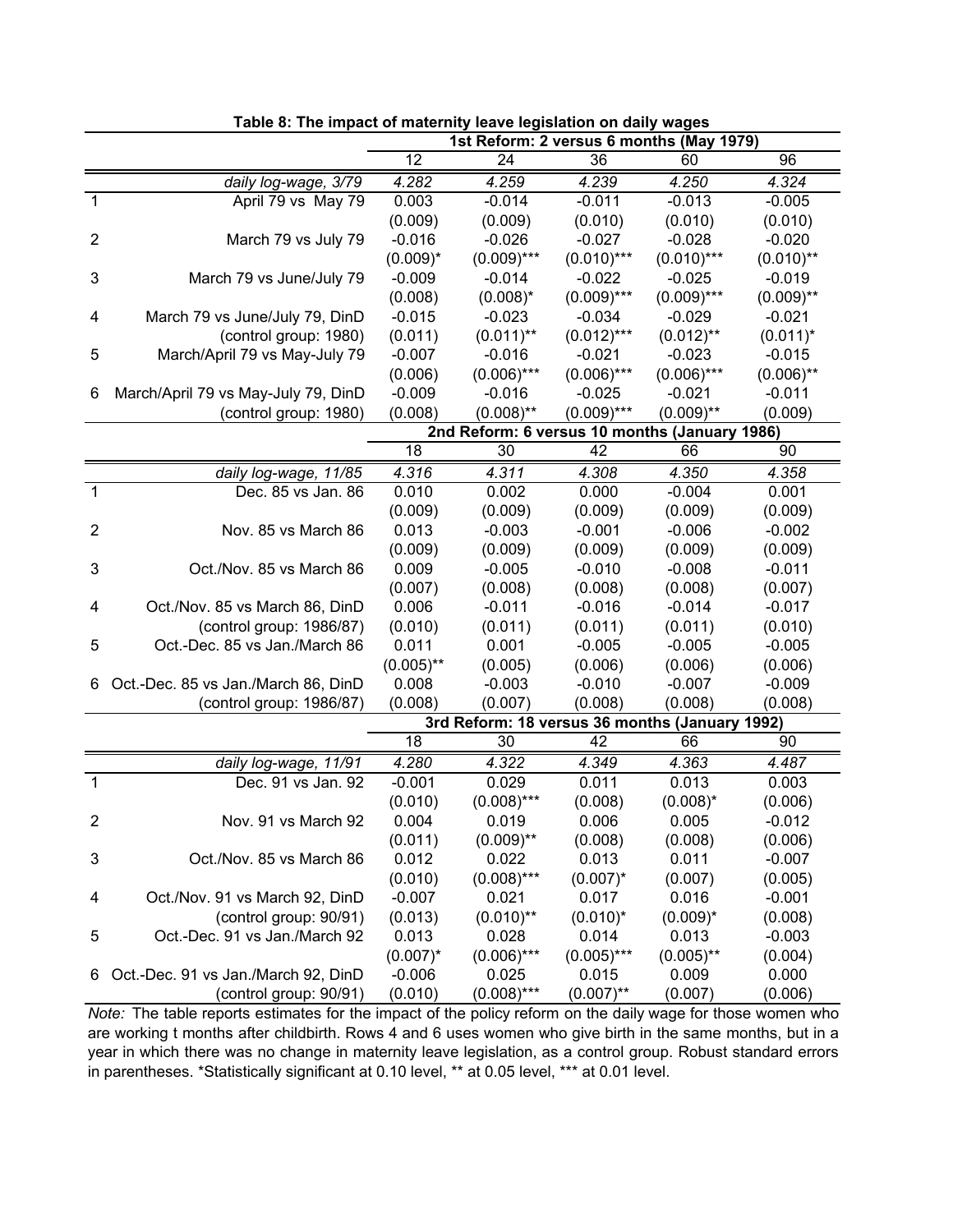**Table 8: The impact of maternity leave legislation on daily wages**

| | | 1st Reform: 2 versus 6 months (May 1979) | | | | |
|---|---|---|---|---|---|---|
| | | 12 | 24 | 36 | 60 | 96 |
| | *daily log-wage, 3/79* | *4.282* | *4.259* | *4.239* | *4.250* | *4.324* |
| 1 | April 79 vs May 79 | 0.003 | -0.014 | -0.011 | -0.013 | -0.005 |
| | | (0.009) | (0.009) | (0.010) | (0.010) | (0.010) |
| 2 | March 79 vs July 79 | -0.016 | -0.026 | -0.027 | -0.028 | -0.020 |
| | | (0.009)* | (0.009)*** | (0.010)*** | (0.010)*** | (0.010)** |
| 3 | March 79 vs June/July 79 | -0.009 | -0.014 | -0.022 | -0.025 | -0.019 |
| | | (0.008) | (0.008)* | (0.009)*** | (0.009)*** | (0.009)** |
| 4 | March 79 vs June/July 79, DinD | -0.015 | -0.023 | -0.034 | -0.029 | -0.021 |
| | (control group: 1980) | (0.011) | (0.011)** | (0.012)*** | (0.012)** | (0.011)* |
| 5 | March/April 79 vs May-July 79 | -0.007 | -0.016 | -0.021 | -0.023 | -0.015 |
| | | (0.006) | (0.006)*** | (0.006)*** | (0.006)*** | (0.006)** |
| 6 | March/April 79 vs May-July 79, DinD | -0.009 | -0.016 | -0.025 | -0.021 | -0.011 |
| | (control group: 1980) | (0.008) | (0.008)** | (0.009)*** | (0.009)** | (0.009) |
| | | **2nd Reform: 6 versus 10 months (January 1986)** | | | | |
| | | 18 | 30 | 42 | 66 | 90 |
| | *daily log-wage, 11/85* | *4.316* | *4.311* | *4.308* | *4.350* | *4.358* |
| 1 | Dec. 85 vs Jan. 86 | 0.010 | 0.002 | 0.000 | -0.004 | 0.001 |
| | | (0.009) | (0.009) | (0.009) | (0.009) | (0.009) |
| 2 | Nov. 85 vs March 86 | 0.013 | -0.003 | -0.001 | -0.006 | -0.002 |
| | | (0.009) | (0.009) | (0.009) | (0.009) | (0.009) |
| 3 | Oct./Nov. 85 vs March 86 | 0.009 | -0.005 | -0.010 | -0.008 | -0.011 |
| | | (0.007) | (0.008) | (0.008) | (0.008) | (0.007) |
| 4 | Oct./Nov. 85 vs March 86, DinD | 0.006 | -0.011 | -0.016 | -0.014 | -0.017 |
| | (control group: 1986/87) | (0.010) | (0.011) | (0.011) | (0.011) | (0.010) |
| 5 | Oct.-Dec. 85 vs Jan./March 86 | 0.011 | 0.001 | -0.005 | -0.005 | -0.005 |
| | | (0.005)** | (0.005) | (0.006) | (0.006) | (0.006) |
| 6 | Oct.-Dec. 85 vs Jan./March 86, DinD | 0.008 | -0.003 | -0.010 | -0.007 | -0.009 |
| | (control group: 1986/87) | (0.008) | (0.007) | (0.008) | (0.008) | (0.008) |
| | | **3rd Reform: 18 versus 36 months (January 1992)** | | | | |
| | | 18 | 30 | 42 | 66 | 90 |
| | *daily log-wage, 11/91* | *4.280* | *4.322* | *4.349* | *4.363* | *4.487* |
| 1 | Dec. 91 vs Jan. 92 | -0.001 | 0.029 | 0.011 | 0.013 | 0.003 |
| | | (0.010) | (0.008)*** | (0.008) | (0.008)* | (0.006) |
| 2 | Nov. 91 vs March 92 | 0.004 | 0.019 | 0.006 | 0.005 | -0.012 |
| | | (0.011) | (0.009)** | (0.008) | (0.008) | (0.006) |
| 3 | Oct./Nov. 85 vs March 86 | 0.012 | 0.022 | 0.013 | 0.011 | -0.007 |
| | | (0.010) | (0.008)*** | (0.007)* | (0.007) | (0.005) |
| 4 | Oct./Nov. 91 vs March 92, DinD | -0.007 | 0.021 | 0.017 | 0.016 | -0.001 |
| | (control group: 90/91) | (0.013) | (0.010)** | (0.010)* | (0.009)* | (0.008) |
| 5 | Oct.-Dec. 91 vs Jan./March 92 | 0.013 | 0.028 | 0.014 | 0.013 | -0.003 |
| | | (0.007)* | (0.006)*** | (0.005)*** | (0.005)** | (0.004) |
| 6 | Oct.-Dec. 91 vs Jan./March 92, DinD | -0.006 | 0.025 | 0.015 | 0.009 | 0.000 |
| | (control group: 90/91) | (0.010) | (0.008)*** | (0.007)** | (0.007) | (0.006) |

*Note:* The table reports estimates for the impact of the policy reform on the daily wage for those women who are working t months after childbirth. Rows 4 and 6 uses women who give birth in the same months, but in a year in which there was no change in maternity leave legislation, as a control group. Robust standard errors in parentheses. *Statistically significant at 0.10 level, ** at 0.05 level, *** at 0.01 level.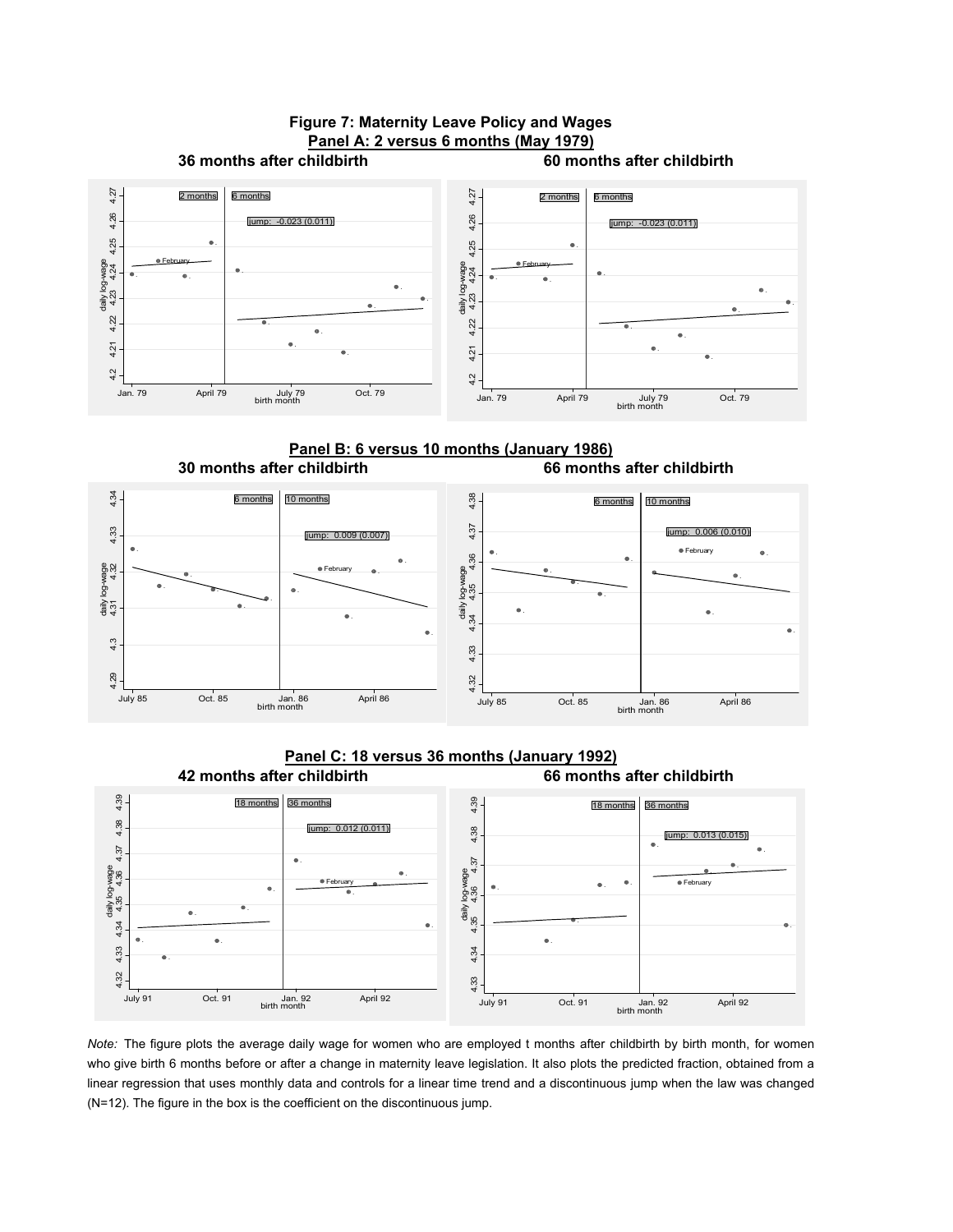# Figure 7: Maternity Leave Policy and Wages

## Panel A: 2 versus 6 months (May 1979)

**36 months after childbirth** — jump: -0.023 (0.011)

**60 months after childbirth** — jump: -0.023 (0.011)

## Panel B: 6 versus 10 months (January 1986)

**30 months after childbirth** — jump: 0.009 (0.007)

**66 months after childbirth** — jump: 0.006 (0.010)

## Panel C: 18 versus 36 months (January 1992)

**42 months after childbirth** — jump: 0.012 (0.011)

**66 months after childbirth** — jump: 0.013 (0.015)

*Note:* The figure plots the average daily wage for women who are employed t months after childbirth by birth month, for women who give birth 6 months before or after a change in maternity leave legislation. It also plots the predicted fraction, obtained from a linear regression that uses monthly data and controls for a linear time trend and a discontinuous jump when the law was changed (N=12). The figure in the box is the coefficient on the discontinuous jump.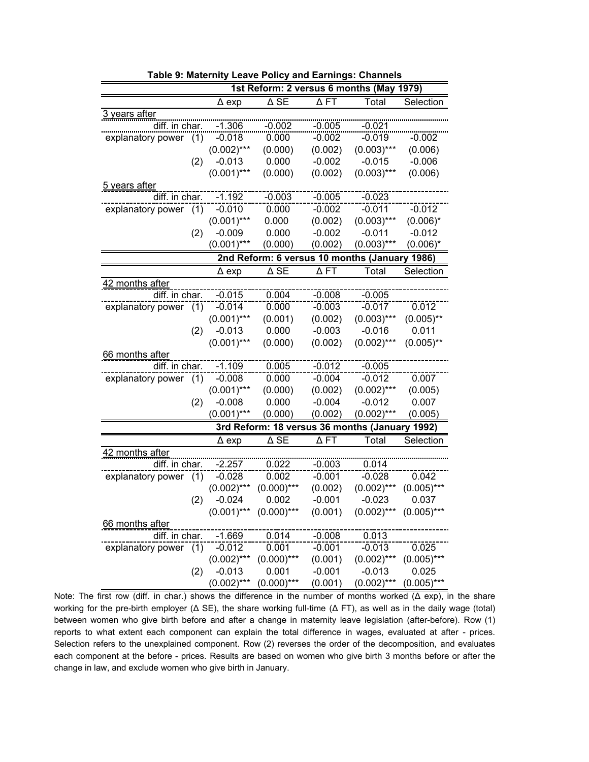**Table 9: Maternity Leave Policy and Earnings: Channels**

| | | Δ exp | Δ SE | Δ FT | Total | Selection |
|---|---|---|---|---|---|---|
| **1st Reform: 2 versus 6 months (May 1979)** | | | | | | |
| 3 years after | | | | | | |
| diff. in char. | | -1.306 | -0.002 | -0.005 | -0.021 | |
| explanatory power | (1) | -0.018 | 0.000 | -0.002 | -0.019 | -0.002 |
| | | (0.002)*** | (0.000) | (0.002) | (0.003)*** | (0.006) |
| | (2) | -0.013 | 0.000 | -0.002 | -0.015 | -0.006 |
| | | (0.001)*** | (0.000) | (0.002) | (0.003)*** | (0.006) |
| 5 years after | | | | | | |
| diff. in char. | | -1.192 | -0.003 | -0.005 | -0.023 | |
| explanatory power | (1) | -0.010 | 0.000 | -0.002 | -0.011 | -0.012 |
| | | (0.001)*** | 0.000 | (0.002) | (0.003)*** | (0.006)* |
| | (2) | -0.009 | 0.000 | -0.002 | -0.011 | -0.012 |
| | | (0.001)*** | (0.000) | (0.002) | (0.003)*** | (0.006)* |
| **2nd Reform: 6 versus 10 months (January 1986)** | | | | | | |
| | | Δ exp | Δ SE | Δ FT | Total | Selection |
| 42 months after | | | | | | |
| diff. in char. | | -0.015 | 0.004 | -0.008 | -0.005 | |
| explanatory power | (1) | -0.014 | 0.000 | -0.003 | -0.017 | 0.012 |
| | | (0.001)*** | (0.001) | (0.002) | (0.003)*** | (0.005)** |
| | (2) | -0.013 | 0.000 | -0.003 | -0.016 | 0.011 |
| | | (0.001)*** | (0.000) | (0.002) | (0.002)*** | (0.005)** |
| 66 months after | | | | | | |
| diff. in char. | | -1.109 | 0.005 | -0.012 | -0.005 | |
| explanatory power | (1) | -0.008 | 0.000 | -0.004 | -0.012 | 0.007 |
| | | (0.001)*** | (0.000) | (0.002) | (0.002)*** | (0.005) |
| | (2) | -0.008 | 0.000 | -0.004 | -0.012 | 0.007 |
| | | (0.001)*** | (0.000) | (0.002) | (0.002)*** | (0.005) |
| **3rd Reform: 18 versus 36 months (January 1992)** | | | | | | |
| | | Δ exp | Δ SE | Δ FT | Total | Selection |
| 42 months after | | | | | | |
| diff. in char. | | -2.257 | 0.022 | -0.003 | 0.014 | |
| explanatory power | (1) | -0.028 | 0.002 | -0.001 | -0.028 | 0.042 |
| | | (0.002)*** | (0.000)*** | (0.002) | (0.002)*** | (0.005)*** |
| | (2) | -0.024 | 0.002 | -0.001 | -0.023 | 0.037 |
| | | (0.001)*** | (0.000)*** | (0.001) | (0.002)*** | (0.005)*** |
| 66 months after | | | | | | |
| diff. in char. | | -1.669 | 0.014 | -0.008 | 0.013 | |
| explanatory power | (1) | -0.012 | 0.001 | -0.001 | -0.013 | 0.025 |
| | | (0.002)*** | (0.000)*** | (0.001) | (0.002)*** | (0.005)*** |
| | (2) | -0.013 | 0.001 | -0.001 | -0.013 | 0.025 |
| | | (0.002)*** | (0.000)*** | (0.001) | (0.002)*** | (0.005)*** |

Note: The first row (diff. in char.) shows the difference in the number of months worked (Δ exp), in the share working for the pre-birth employer (Δ SE), the share working full-time (Δ FT), as well as in the daily wage (total) between women who give birth before and after a change in maternity leave legislation (after-before). Row (1) reports to what extent each component can explain the total difference in wages, evaluated at after - prices. Selection refers to the unexplained component. Row (2) reverses the order of the decomposition, and evaluates each component at the before - prices. Results are based on women who give birth 3 months before or after the change in law, and exclude women who give birth in January.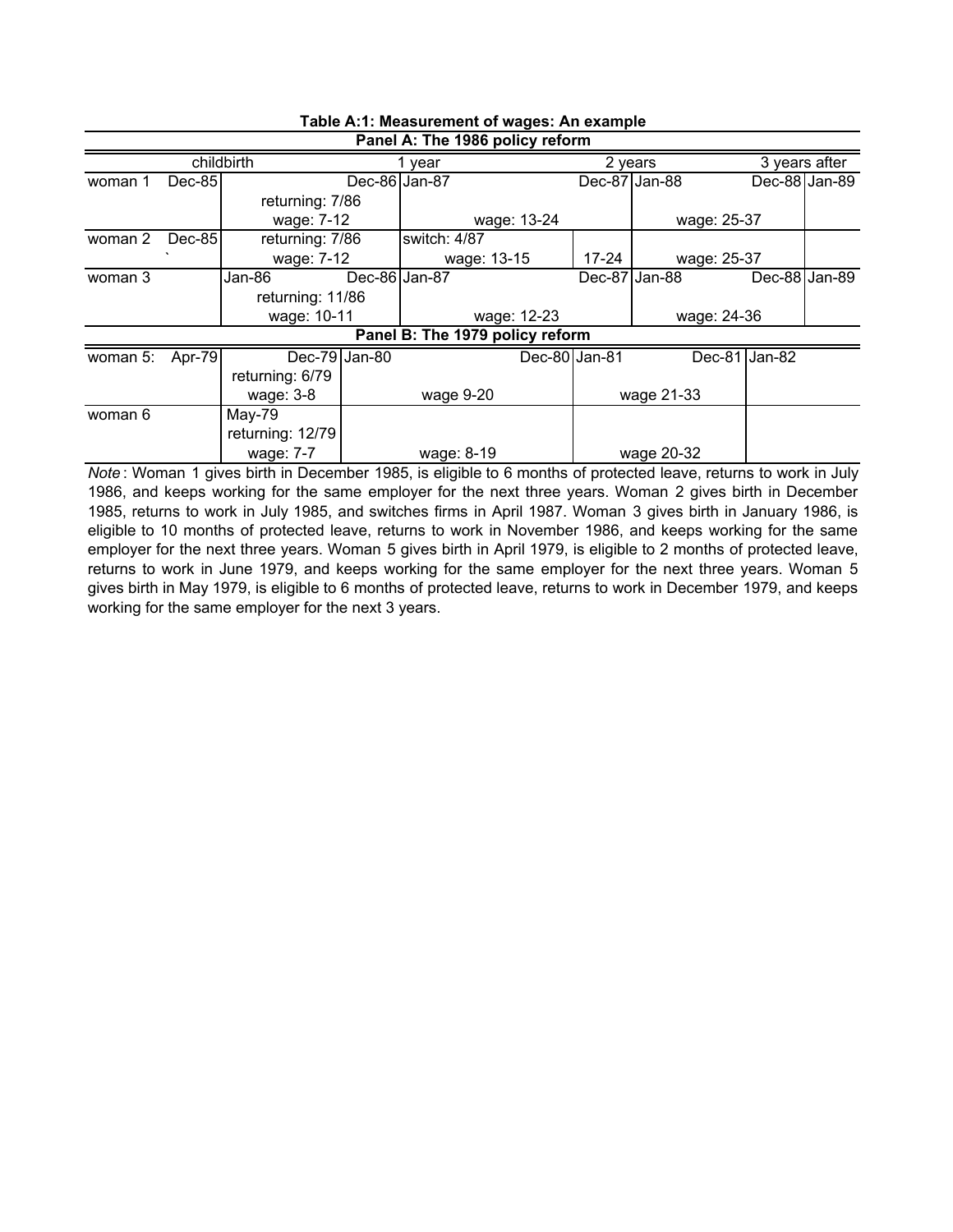**Table A:1: Measurement of wages: An example**

**Panel A: The 1986 policy reform**

| | childbirth | | 1 year | | 2 years | | 3 years after |
|---|---|---|---|---|---|---|---|
| woman 1 | Dec-85 | Dec-86 | Jan-87 | Dec-87 | Jan-88 | Dec-88 | Jan-89 |
| | | returning: 7/86 | | | | | |
| | | wage: 7-12 | wage: 13-24 | | wage: 25-37 | | |
| woman 2 | Dec-85 | returning: 7/86 | switch: 4/87 | | | | |
| | ` | wage: 7-12 | wage: 13-15 | 17-24 | wage: 25-37 | | |
| woman 3 | | Jan-86 Dec-86 | Jan-87 | Dec-87 | Jan-88 | Dec-88 | Jan-89 |
| | | returning: 11/86 | | | | | |
| | | wage: 10-11 | wage: 12-23 | | wage: 24-36 | | |

**Panel B: The 1979 policy reform**

| | | | | | |
|---|---|---|---|---|---|
| woman 5: | Apr-79 | Dec-79 | Jan-80 Dec-80 | Jan-81 Dec-81 | Jan-82 |
| | | returning: 6/79 | | | |
| | | wage: 3-8 | wage 9-20 | wage 21-33 | |
| woman 6 | | May-79 | | | |
| | | returning: 12/79 | | | |
| | | wage: 7-7 | wage: 8-19 | wage 20-32 | |

*Note*: Woman 1 gives birth in December 1985, is eligible to 6 months of protected leave, returns to work in July 1986, and keeps working for the same employer for the next three years. Woman 2 gives birth in December 1985, returns to work in July 1985, and switches firms in April 1987. Woman 3 gives birth in January 1986, is eligible to 10 months of protected leave, returns to work in November 1986, and keeps working for the same employer for the next three years. Woman 5 gives birth in April 1979, is eligible to 2 months of protected leave, returns to work in June 1979, and keeps working for the same employer for the next three years. Woman 5 gives birth in May 1979, is eligible to 6 months of protected leave, returns to work in December 1979, and keeps working for the same employer for the next 3 years.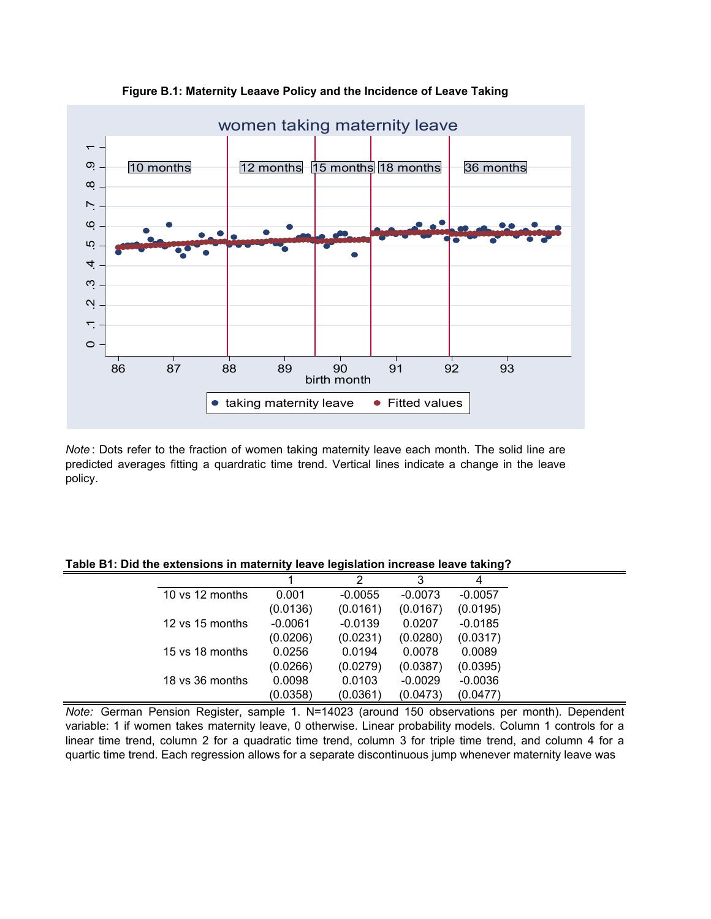**Figure B.1: Maternity Leaave Policy and the Incidence of Leave Taking**

*Note* : Dots refer to the fraction of women taking maternity leave each month. The solid line are predicted averages fitting a quardratic time trend. Vertical lines indicate a change in the leave policy.

**Table B1: Did the extensions in maternity leave legislation increase leave taking?**

| | 1 | 2 | 3 | 4 |
|---|---|---|---|---|
| 10 vs 12 months | 0.001 | -0.0055 | -0.0073 | -0.0057 |
| | (0.0136) | (0.0161) | (0.0167) | (0.0195) |
| 12 vs 15 months | -0.0061 | -0.0139 | 0.0207 | -0.0185 |
| | (0.0206) | (0.0231) | (0.0280) | (0.0317) |
| 15 vs 18 months | 0.0256 | 0.0194 | 0.0078 | 0.0089 |
| | (0.0266) | (0.0279) | (0.0387) | (0.0395) |
| 18 vs 36 months | 0.0098 | 0.0103 | -0.0029 | -0.0036 |
| | (0.0358) | (0.0361) | (0.0473) | (0.0477) |

*Note:* German Pension Register, sample 1. N=14023 (around 150 observations per month). Dependent variable: 1 if women takes maternity leave, 0 otherwise. Linear probability models. Column 1 controls for a linear time trend, column 2 for a quadratic time trend, column 3 for triple time trend, and column 4 for a quartic time trend. Each regression allows for a separate discontinuous jump whenever maternity leave was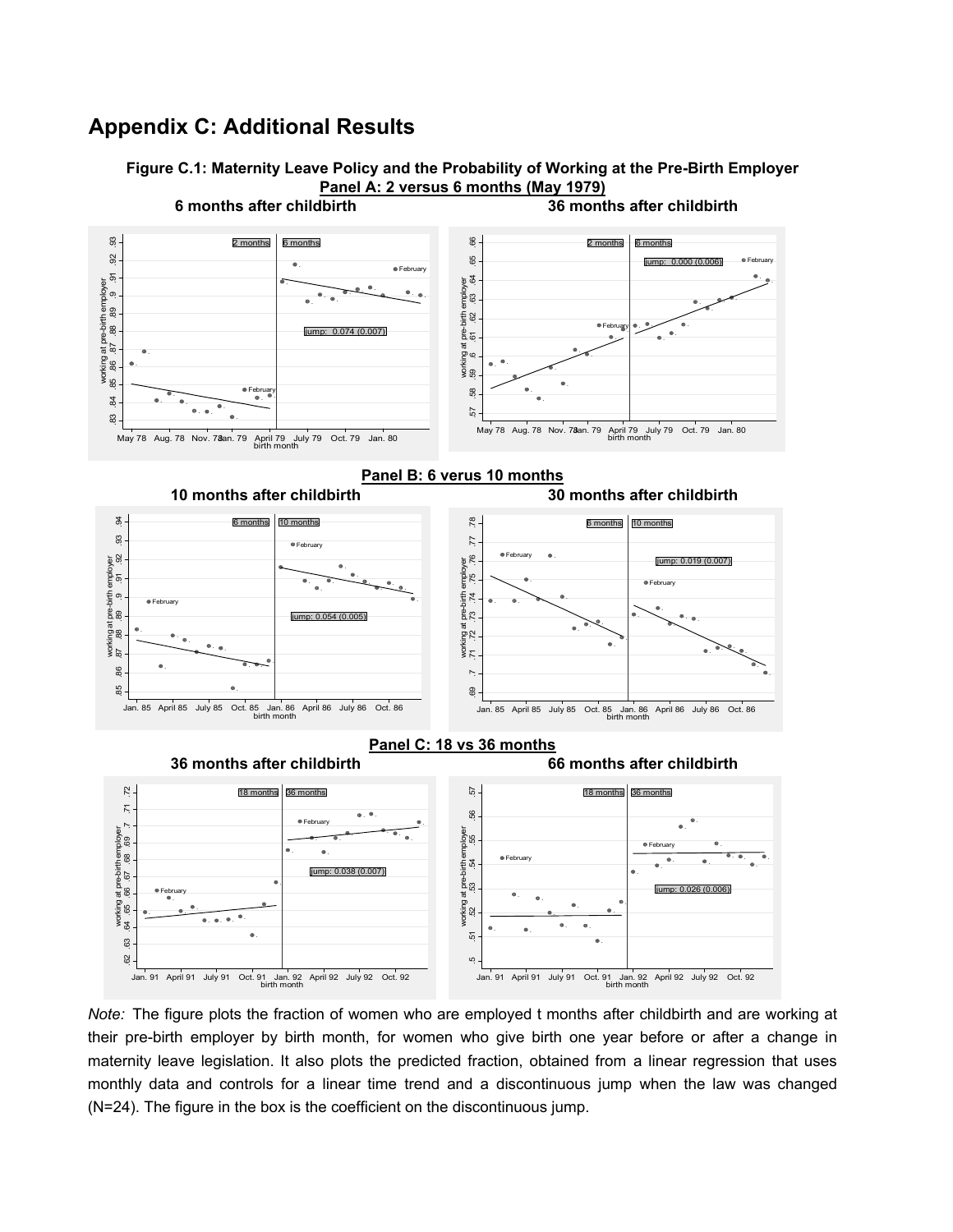## Appendix C: Additional Results

**Figure C.1: Maternity Leave Policy and the Probability of Working at the Pre-Birth Employer**

**Panel A: 2 versus 6 months (May 1979)**

**6 months after childbirth** | **36 months after childbirth**

**Panel B: 6 verus 10 months**

**10 months after childbirth** | **30 months after childbirth**

**Panel C: 18 vs 36 months**

**36 months after childbirth** | **66 months after childbirth**

*Note:* The figure plots the fraction of women who are employed t months after childbirth and are working at their pre-birth employer by birth month, for women who give birth one year before or after a change in maternity leave legislation. It also plots the predicted fraction, obtained from a linear regression that uses monthly data and controls for a linear time trend and a discontinuous jump when the law was changed (N=24). The figure in the box is the coefficient on the discontinuous jump.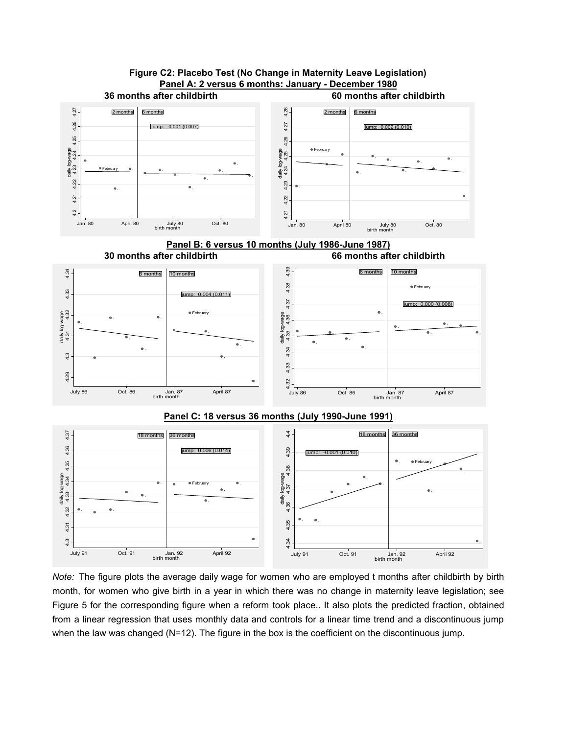**Figure C2: Placebo Test (No Change in Maternity Leave Legislation)**

**Panel A: 2 versus 6 months: January - December 1980**

**36 months after childbirth**

2 months
6 months
jump: -0.001 (0.007)
February
daily log-wage
4.2
4.21
4.22
4.23
4.24
4.25
4.26
4.27
Jan. 80
April 80
July 80
Oct. 80
birth month

**60 months after childbirth**

2 months
6 months
jump: 0.002 (0.010)
February
daily log-wage
4.21
4.22
4.23
4.24
4.25
4.26
4.27
4.28
Jan. 80
April 80
July 80
Oct. 80
birth month

**Panel B: 6 versus 10 months (July 1986-June 1987)**

**30 months after childbirth**

6 months
10 months
jump: 0.004 (0.011)
February
daily log-wage
4.29
4.3
4.31
4.32
4.33
4.34
July 86
Oct. 86
Jan. 87
April 87
birth month

**66 months after childbirth**

6 months
10 months
February
jump: 0.000 (0.008)
daily log-wage
4.32
4.33
4.34
4.35
4.36
4.37
4.38
4.39
July 86
Oct. 86
Jan. 87
April 87
birth month

**Panel C: 18 versus 36 months (July 1990-June 1991)**

18 months
36 months
jump: 0.006 (0.014)
February
daily log-wage
4.3
4.31
4.32
4.33
4.34
4.35
4.36
4.37
July 91
Oct. 91
Jan. 92
April 92
birth month

18 months
36 months
jump: -0.001 (0.010)
February
daily log-wage
4.34
4.35
4.36
4.37
4.38
4.39
4.4
July 91
Oct. 91
Jan. 92
April 92
birth month

*Note:* The figure plots the average daily wage for women who are employed t months after childbirth by birth month, for women who give birth in a year in which there was no change in maternity leave legislation; see Figure 5 for the corresponding figure when a reform took place.. It also plots the predicted fraction, obtained from a linear regression that uses monthly data and controls for a linear time trend and a discontinuous jump when the law was changed (N=12). The figure in the box is the coefficient on the discontinuous jump.